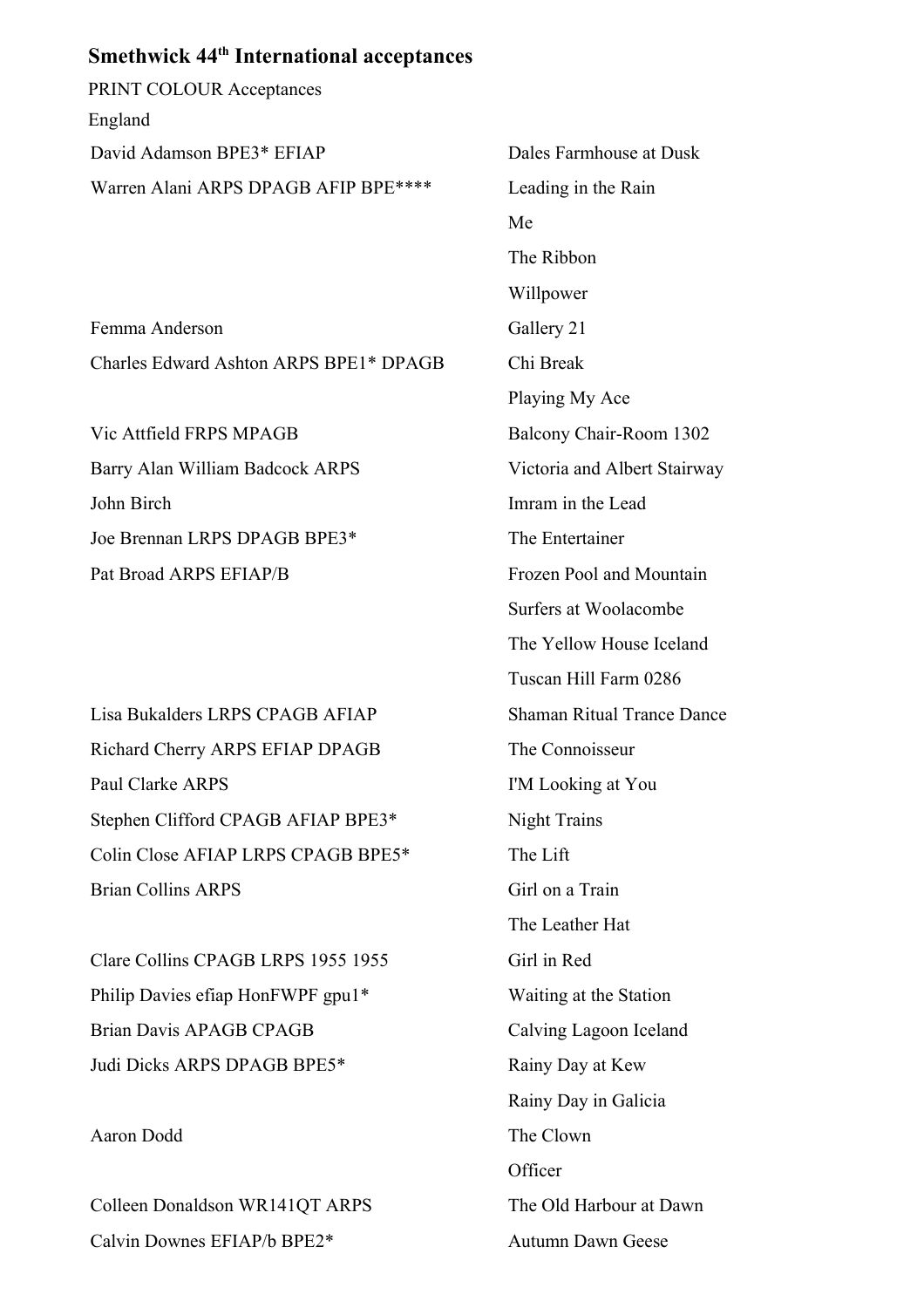# Smethwick 44th International acceptances

PRINT COLOUR Acceptances

England

| Entrant | Title |
|---|---|
| David Adamson BPE3* EFIAP | Dales Farmhouse at Dusk |
| Warren Alani ARPS DPAGB AFIP BPE**** | Leading in the Rain |
| | Me |
| | The Ribbon |
| | Willpower |
| Femma Anderson | Gallery 21 |
| Charles Edward Ashton ARPS BPE1* DPAGB | Chi Break |
| | Playing My Ace |
| Vic Attfield FRPS MPAGB | Balcony Chair-Room 1302 |
| Barry Alan William Badcock ARPS | Victoria and Albert Stairway |
| John Birch | Imram in the Lead |
| Joe Brennan LRPS DPAGB BPE3* | The Entertainer |
| Pat Broad ARPS EFIAP/B | Frozen Pool and Mountain |
| | Surfers at Woolacombe |
| | The Yellow House Iceland |
| | Tuscan Hill Farm 0286 |
| Lisa Bukalders LRPS CPAGB AFIAP | Shaman Ritual Trance Dance |
| Richard Cherry ARPS EFIAP DPAGB | The Connoisseur |
| Paul Clarke ARPS | I'M Looking at You |
| Stephen Clifford CPAGB AFIAP BPE3* | Night Trains |
| Colin Close AFIAP LRPS CPAGB BPE5* | The Lift |
| Brian Collins ARPS | Girl on a Train |
| | The Leather Hat |
| Clare Collins CPAGB LRPS 1955 1955 | Girl in Red |
| Philip Davies efiap HonFWPF gpu1* | Waiting at the Station |
| Brian Davis APAGB CPAGB | Calving Lagoon Iceland |
| Judi Dicks ARPS DPAGB BPE5* | Rainy Day at Kew |
| | Rainy Day in Galicia |
| Aaron Dodd | The Clown |
| | Officer |
| Colleen Donaldson WR141QT ARPS | The Old Harbour at Dawn |
| Calvin Downes EFIAP/b BPE2* | Autumn Dawn Geese |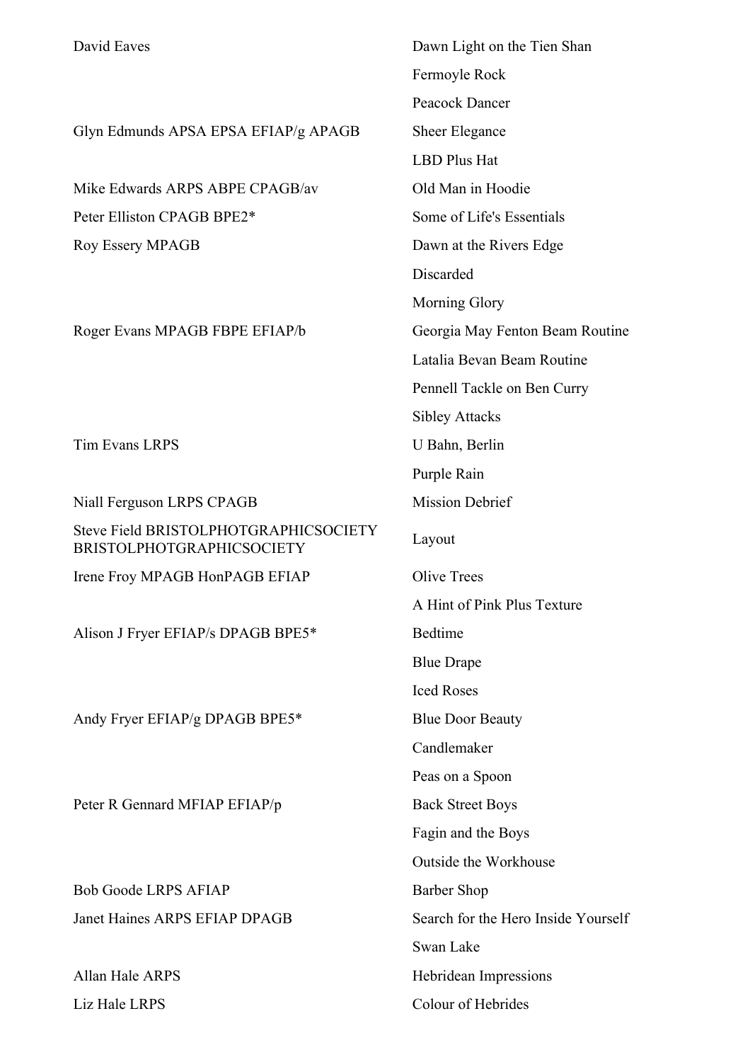| | |
|---|---|
| David Eaves | Dawn Light on the Tien Shan |
| | Fermoyle Rock |
| | Peacock Dancer |
| Glyn Edmunds APSA EPSA EFIAP/g APAGB | Sheer Elegance |
| | LBD Plus Hat |
| Mike Edwards ARPS ABPE CPAGB/av | Old Man in Hoodie |
| Peter Elliston CPAGB BPE2* | Some of Life's Essentials |
| Roy Essery MPAGB | Dawn at the Rivers Edge |
| | Discarded |
| | Morning Glory |
| Roger Evans MPAGB FBPE EFIAP/b | Georgia May Fenton Beam Routine |
| | Latalia Bevan Beam Routine |
| | Pennell Tackle on Ben Curry |
| | Sibley Attacks |
| Tim Evans LRPS | U Bahn, Berlin |
| | Purple Rain |
| Niall Ferguson LRPS CPAGB | Mission Debrief |
| Steve Field BRISTOLPHOTGRAPHICSOCIETY BRISTOLPHOTGRAPHICSOCIETY | Layout |
| Irene Froy MPAGB HonPAGB EFIAP | Olive Trees |
| | A Hint of Pink Plus Texture |
| Alison J Fryer EFIAP/s DPAGB BPE5* | Bedtime |
| | Blue Drape |
| | Iced Roses |
| Andy Fryer EFIAP/g DPAGB BPE5* | Blue Door Beauty |
| | Candlemaker |
| | Peas on a Spoon |
| Peter R Gennard MFIAP EFIAP/p | Back Street Boys |
| | Fagin and the Boys |
| | Outside the Workhouse |
| Bob Goode LRPS AFIAP | Barber Shop |
| Janet Haines ARPS EFIAP DPAGB | Search for the Hero Inside Yourself |
| | Swan Lake |
| Allan Hale ARPS | Hebridean Impressions |
| Liz Hale LRPS | Colour of Hebrides |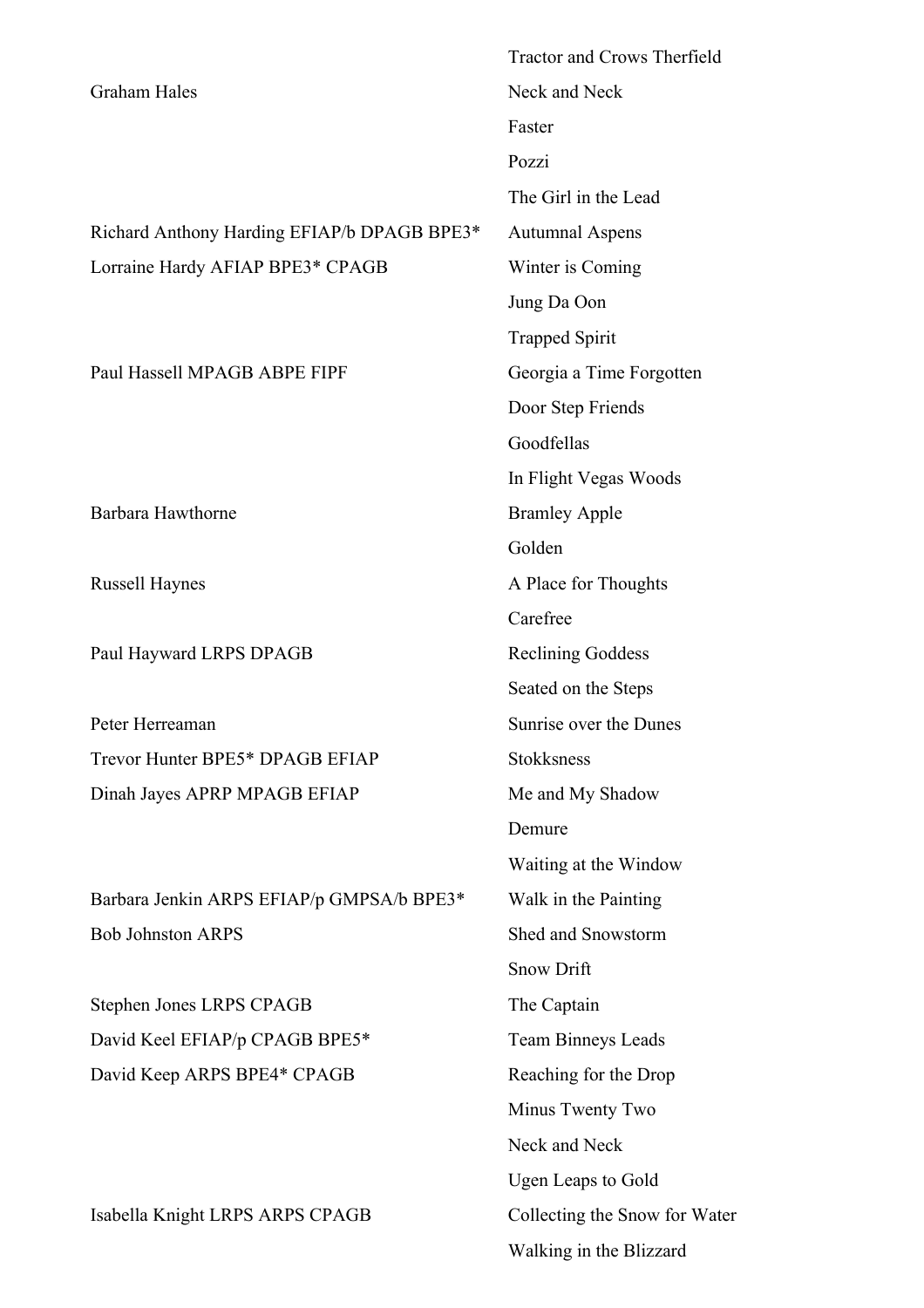| | |
|---|---|
| | Tractor and Crows Therfield |
| Graham Hales | Neck and Neck |
| | Faster |
| | Pozzi |
| | The Girl in the Lead |
| Richard Anthony Harding EFIAP/b DPAGB BPE3* | Autumnal Aspens |
| Lorraine Hardy AFIAP BPE3* CPAGB | Winter is Coming |
| | Jung Da Oon |
| | Trapped Spirit |
| Paul Hassell MPAGB ABPE FIPF | Georgia a Time Forgotten |
| | Door Step Friends |
| | Goodfellas |
| | In Flight Vegas Woods |
| Barbara Hawthorne | Bramley Apple |
| | Golden |
| Russell Haynes | A Place for Thoughts |
| | Carefree |
| Paul Hayward LRPS DPAGB | Reclining Goddess |
| | Seated on the Steps |
| Peter Herreaman | Sunrise over the Dunes |
| Trevor Hunter BPE5* DPAGB EFIAP | Stokksness |
| Dinah Jayes APRP MPAGB EFIAP | Me and My Shadow |
| | Demure |
| | Waiting at the Window |
| Barbara Jenkin ARPS EFIAP/p GMPSA/b BPE3* | Walk in the Painting |
| Bob Johnston ARPS | Shed and Snowstorm |
| | Snow Drift |
| Stephen Jones LRPS CPAGB | The Captain |
| David Keel EFIAP/p CPAGB BPE5* | Team Binneys Leads |
| David Keep ARPS BPE4* CPAGB | Reaching for the Drop |
| | Minus Twenty Two |
| | Neck and Neck |
| | Ugen Leaps to Gold |
| Isabella Knight LRPS ARPS CPAGB | Collecting the Snow for Water |
| | Walking in the Blizzard |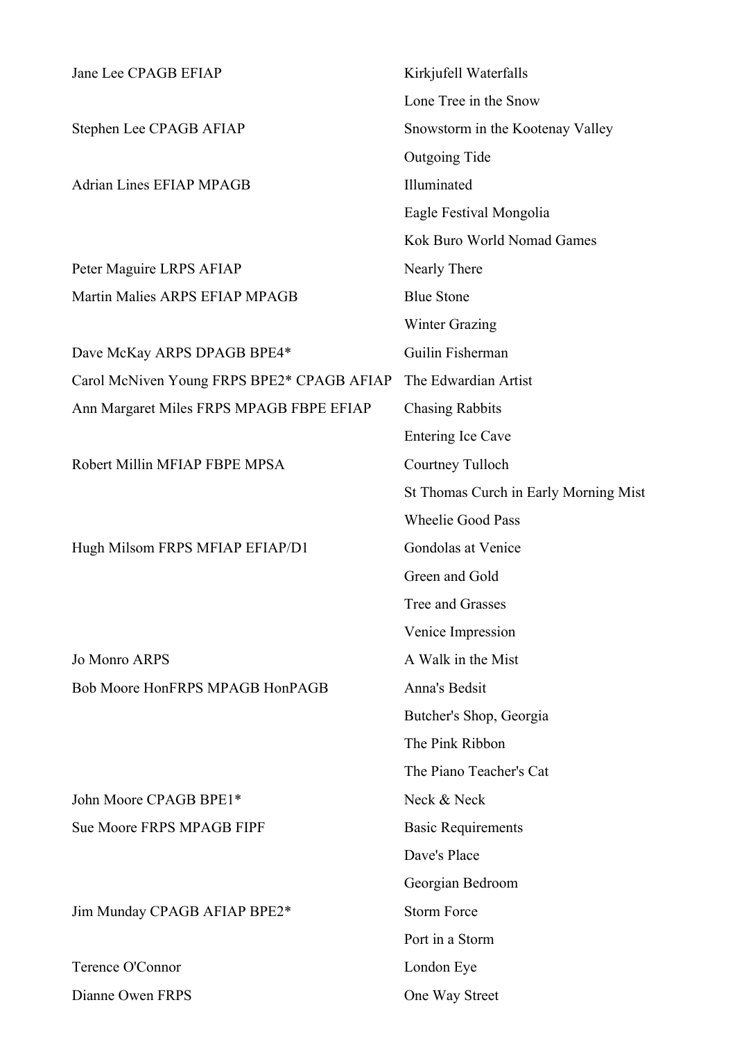| | |
|---|---|
| Jane Lee CPAGB EFIAP | Kirkjufell Waterfalls |
| | Lone Tree in the Snow |
| Stephen Lee CPAGB AFIAP | Snowstorm in the Kootenay Valley |
| | Outgoing Tide |
| Adrian Lines EFIAP MPAGB | Illuminated |
| | Eagle Festival Mongolia |
| | Kok Buro World Nomad Games |
| Peter Maguire LRPS AFIAP | Nearly There |
| Martin Malies ARPS EFIAP MPAGB | Blue Stone |
| | Winter Grazing |
| Dave McKay ARPS DPAGB BPE4* | Guilin Fisherman |
| Carol McNiven Young FRPS BPE2* CPAGB AFIAP | The Edwardian Artist |
| Ann Margaret Miles FRPS MPAGB FBPE EFIAP | Chasing Rabbits |
| | Entering Ice Cave |
| Robert Millin MFIAP FBPE MPSA | Courtney Tulloch |
| | St Thomas Curch in Early Morning Mist |
| | Wheelie Good Pass |
| Hugh Milsom FRPS MFIAP EFIAP/D1 | Gondolas at Venice |
| | Green and Gold |
| | Tree and Grasses |
| | Venice Impression |
| Jo Monro ARPS | A Walk in the Mist |
| Bob Moore HonFRPS MPAGB HonPAGB | Anna's Bedsit |
| | Butcher's Shop, Georgia |
| | The Pink Ribbon |
| | The Piano Teacher's Cat |
| John Moore CPAGB BPE1* | Neck & Neck |
| Sue Moore FRPS MPAGB FIPF | Basic Requirements |
| | Dave's Place |
| | Georgian Bedroom |
| Jim Munday CPAGB AFIAP BPE2* | Storm Force |
| | Port in a Storm |
| Terence O'Connor | London Eye |
| Dianne Owen FRPS | One Way Street |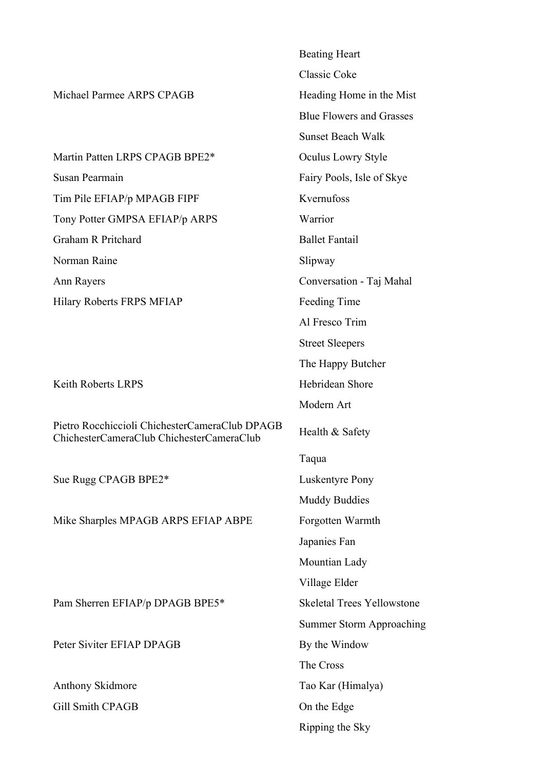| | |
|---|---|
| | Beating Heart |
| | Classic Coke |
| Michael Parmee ARPS CPAGB | Heading Home in the Mist |
| | Blue Flowers and Grasses |
| | Sunset Beach Walk |
| Martin Patten LRPS CPAGB BPE2* | Oculus Lowry Style |
| Susan Pearmain | Fairy Pools, Isle of Skye |
| Tim Pile EFIAP/p MPAGB FIPF | Kvernufoss |
| Tony Potter GMPSA EFIAP/p ARPS | Warrior |
| Graham R Pritchard | Ballet Fantail |
| Norman Raine | Slipway |
| Ann Rayers | Conversation - Taj Mahal |
| Hilary Roberts FRPS MFIAP | Feeding Time |
| | Al Fresco Trim |
| | Street Sleepers |
| | The Happy Butcher |
| Keith Roberts LRPS | Hebridean Shore |
| | Modern Art |
| Pietro Rocchiccioli ChichesterCameraClub DPAGB ChichesterCameraClub ChichesterCameraClub | Health & Safety |
| | Taqua |
| Sue Rugg CPAGB BPE2* | Luskentyre Pony |
| | Muddy Buddies |
| Mike Sharples MPAGB ARPS EFIAP ABPE | Forgotten Warmth |
| | Japanies Fan |
| | Mountian Lady |
| | Village Elder |
| Pam Sherren EFIAP/p DPAGB BPE5* | Skeletal Trees Yellowstone |
| | Summer Storm Approaching |
| Peter Siviter EFIAP DPAGB | By the Window |
| | The Cross |
| Anthony Skidmore | Tao Kar (Himalya) |
| Gill Smith CPAGB | On the Edge |
| | Ripping the Sky |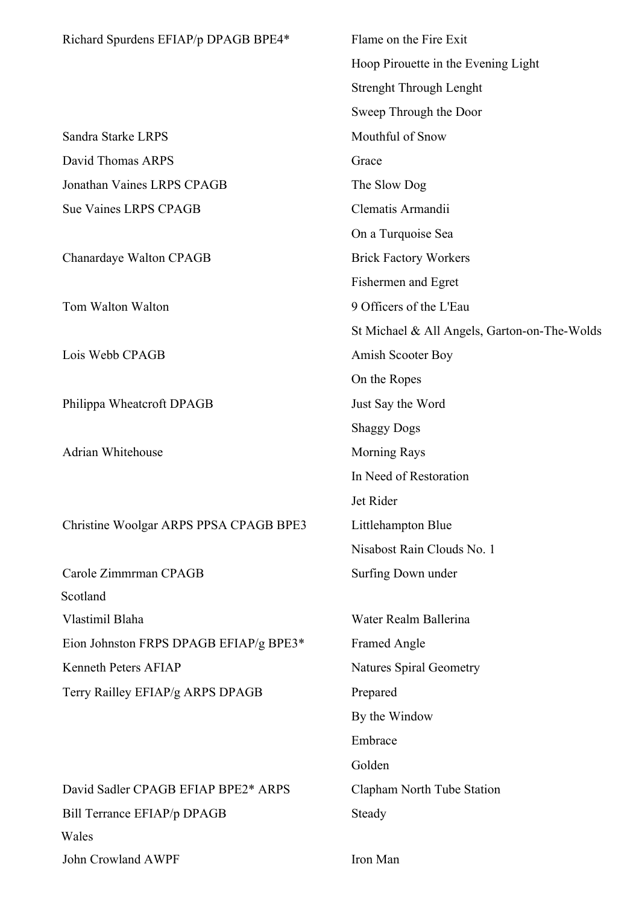| | |
|---|---|
| Richard Spurdens EFIAP/p DPAGB BPE4* | Flame on the Fire Exit |
| | Hoop Pirouette in the Evening Light |
| | Strenght Through Lenght |
| | Sweep Through the Door |
| Sandra Starke LRPS | Mouthful of Snow |
| David Thomas ARPS | Grace |
| Jonathan Vaines LRPS CPAGB | The Slow Dog |
| Sue Vaines LRPS CPAGB | Clematis Armandii |
| | On a Turquoise Sea |
| Chanardaye Walton CPAGB | Brick Factory Workers |
| | Fishermen and Egret |
| Tom Walton Walton | 9 Officers of the L'Eau |
| | St Michael & All Angels, Garton-on-The-Wolds |
| Lois Webb CPAGB | Amish Scooter Boy |
| | On the Ropes |
| Philippa Wheatcroft DPAGB | Just Say the Word |
| | Shaggy Dogs |
| Adrian Whitehouse | Morning Rays |
| | In Need of Restoration |
| | Jet Rider |
| Christine Woolgar ARPS PPSA CPAGB BPE3 | Littlehampton Blue |
| | Nisabost Rain Clouds No. 1 |
| Carole Zimmrman CPAGB | Surfing Down under |

Scotland

| | |
|---|---|
| Vlastimil Blaha | Water Realm Ballerina |
| Eion Johnston FRPS DPAGB EFIAP/g BPE3* | Framed Angle |
| Kenneth Peters AFIAP | Natures Spiral Geometry |
| Terry Railley EFIAP/g ARPS DPAGB | Prepared |
| | By the Window |
| | Embrace |
| | Golden |
| David Sadler CPAGB EFIAP BPE2* ARPS | Clapham North Tube Station |
| Bill Terrance EFIAP/p DPAGB | Steady |

Wales

| | |
|---|---|
| John Crowland AWPF | Iron Man |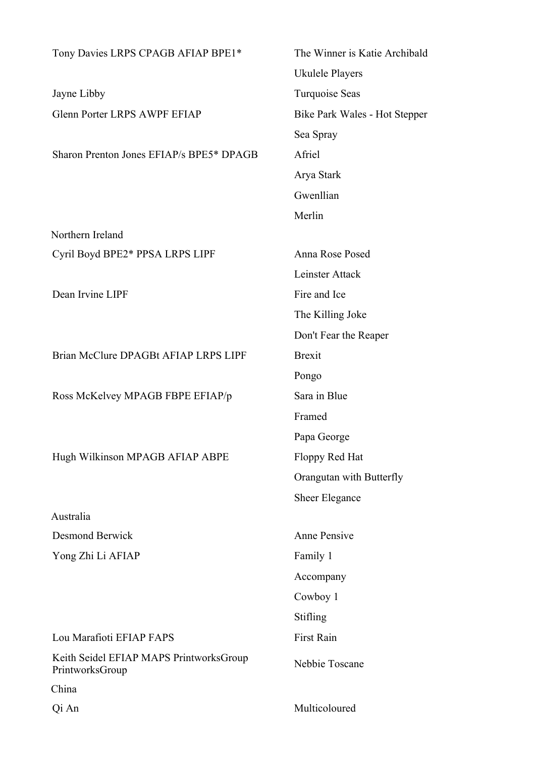| | |
|---|---|
| Tony Davies LRPS CPAGB AFIAP BPE1* | The Winner is Katie Archibald |
| | Ukulele Players |
| Jayne Libby | Turquoise Seas |
| Glenn Porter LRPS AWPF EFIAP | Bike Park Wales - Hot Stepper |
| | Sea Spray |
| Sharon Prenton Jones EFIAP/s BPE5* DPAGB | Afriel |
| | Arya Stark |
| | Gwenllian |
| | Merlin |
| **Northern Ireland** | |
| Cyril Boyd BPE2* PPSA LRPS LIPF | Anna Rose Posed |
| | Leinster Attack |
| Dean Irvine LIPF | Fire and Ice |
| | The Killing Joke |
| | Don't Fear the Reaper |
| Brian McClure DPAGBt AFIAP LRPS LIPF | Brexit |
| | Pongo |
| Ross McKelvey MPAGB FBPE EFIAP/p | Sara in Blue |
| | Framed |
| | Papa George |
| Hugh Wilkinson MPAGB AFIAP ABPE | Floppy Red Hat |
| | Orangutan with Butterfly |
| | Sheer Elegance |
| **Australia** | |
| Desmond Berwick | Anne Pensive |
| Yong Zhi Li AFIAP | Family 1 |
| | Accompany |
| | Cowboy 1 |
| | Stifling |
| Lou Marafioti EFIAP FAPS | First Rain |
| Keith Seidel EFIAP MAPS PrintworksGroup PrintworksGroup | Nebbie Toscane |
| **China** | |
| Qi An | Multicoloured |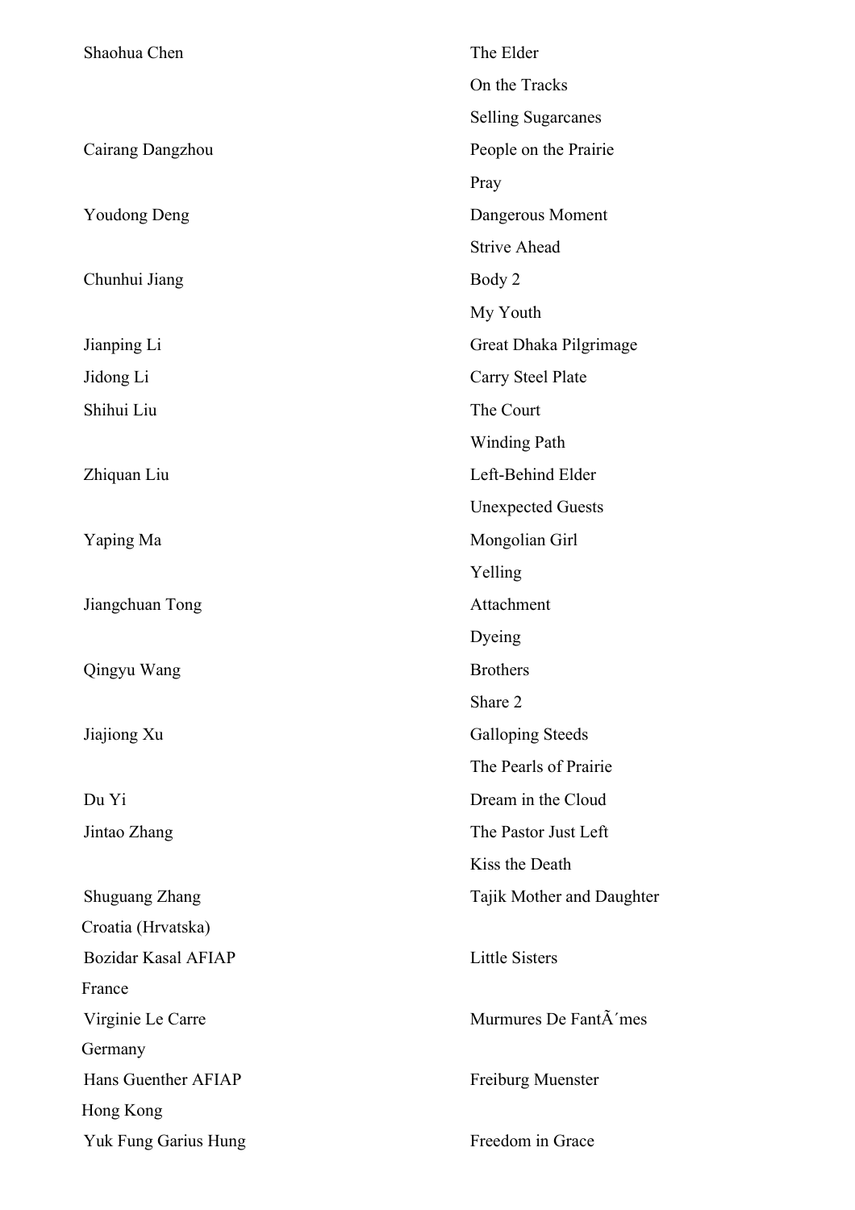| | |
|---|---|
| Shaohua Chen | The Elder |
| | On the Tracks |
| | Selling Sugarcanes |
| Cairang Dangzhou | People on the Prairie |
| | Pray |
| Youdong Deng | Dangerous Moment |
| | Strive Ahead |
| Chunhui Jiang | Body 2 |
| | My Youth |
| Jianping Li | Great Dhaka Pilgrimage |
| Jidong Li | Carry Steel Plate |
| Shihui Liu | The Court |
| | Winding Path |
| Zhiquan Liu | Left-Behind Elder |
| | Unexpected Guests |
| Yaping Ma | Mongolian Girl |
| | Yelling |
| Jiangchuan Tong | Attachment |
| | Dyeing |
| Qingyu Wang | Brothers |
| | Share 2 |
| Jiajiong Xu | Galloping Steeds |
| | The Pearls of Prairie |
| Du Yi | Dream in the Cloud |
| Jintao Zhang | The Pastor Just Left |
| | Kiss the Death |
| Shuguang Zhang | Tajik Mother and Daughter |

Croatia (Hrvatska)

| | |
|---|---|
| Bozidar Kasal AFIAP | Little Sisters |

France

| | |
|---|---|
| Virginie Le Carre | Murmures De FantÃ´mes |

Germany

| | |
|---|---|
| Hans Guenther AFIAP | Freiburg Muenster |

Hong Kong

| | |
|---|---|
| Yuk Fung Garius Hung | Freedom in Grace |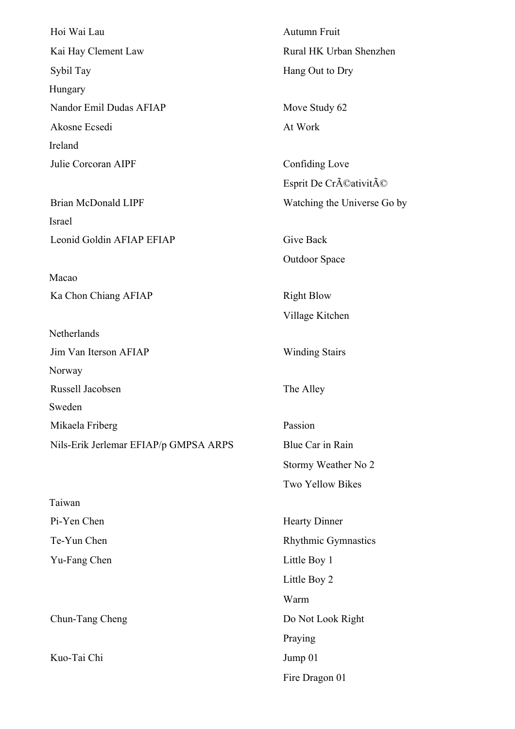| | |
|---|---|
| Hoi Wai Lau | Autumn Fruit |
| Kai Hay Clement Law | Rural HK Urban Shenzhen |
| Sybil Tay | Hang Out to Dry |
| Hungary | |
| Nandor Emil Dudas AFIAP | Move Study 62 |
| Akosne Ecsedi | At Work |
| Ireland | |
| Julie Corcoran AIPF | Confiding Love |
| | Esprit De CrÃ©ativitÃ© |
| Brian McDonald LIPF | Watching the Universe Go by |
| Israel | |
| Leonid Goldin AFIAP EFIAP | Give Back |
| | Outdoor Space |
| Macao | |
| Ka Chon Chiang AFIAP | Right Blow |
| | Village Kitchen |
| Netherlands | |
| Jim Van Iterson AFIAP | Winding Stairs |
| Norway | |
| Russell Jacobsen | The Alley |
| Sweden | |
| Mikaela Friberg | Passion |
| Nils-Erik Jerlemar EFIAP/p GMPSA ARPS | Blue Car in Rain |
| | Stormy Weather No 2 |
| | Two Yellow Bikes |
| Taiwan | |
| Pi-Yen Chen | Hearty Dinner |
| Te-Yun Chen | Rhythmic Gymnastics |
| Yu-Fang Chen | Little Boy 1 |
| | Little Boy 2 |
| | Warm |
| Chun-Tang Cheng | Do Not Look Right |
| | Praying |
| Kuo-Tai Chi | Jump 01 |
| | Fire Dragon 01 |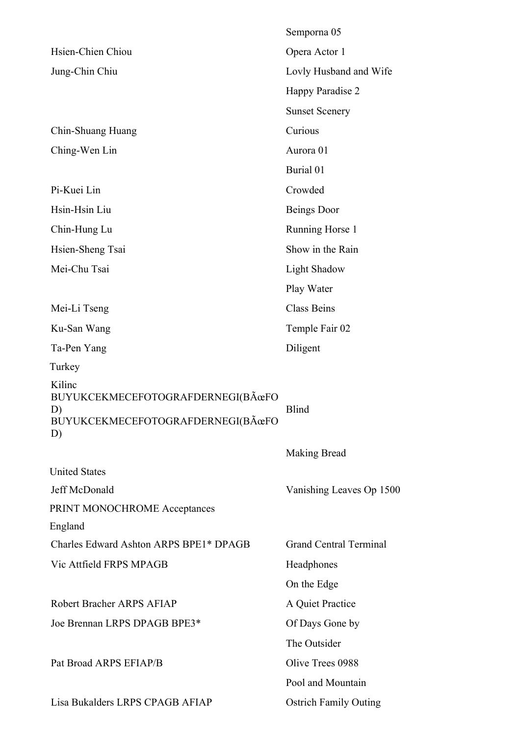| | |
|---|---|
| | Semporna 05 |
| Hsien-Chien Chiou | Opera Actor 1 |
| Jung-Chin Chiu | Lovly Husband and Wife |
| | Happy Paradise 2 |
| | Sunset Scenery |
| Chin-Shuang Huang | Curious |
| Ching-Wen Lin | Aurora 01 |
| | Burial 01 |
| Pi-Kuei Lin | Crowded |
| Hsin-Hsin Liu | Beings Door |
| Chin-Hung Lu | Running Horse 1 |
| Hsien-Sheng Tsai | Show in the Rain |
| Mei-Chu Tsai | Light Shadow |
| | Play Water |
| Mei-Li Tseng | Class Beins |
| Ku-San Wang | Temple Fair 02 |
| Ta-Pen Yang | Diligent |

Turkey

| | |
|---|---|
| Kilinc BUYUKCEKMECEFOTOGRAFDERNEGI(BÃœFOD) BUYUKCEKMECEFOTOGRAFDERNEGI(BÃœFOD) | Blind |
| | Making Bread |

United States

| | |
|---|---|
| Jeff McDonald | Vanishing Leaves Op 1500 |

PRINT MONOCHROME Acceptances

England

| | |
|---|---|
| Charles Edward Ashton ARPS BPE1* DPAGB | Grand Central Terminal |
| Vic Attfield FRPS MPAGB | Headphones |
| | On the Edge |
| Robert Bracher ARPS AFIAP | A Quiet Practice |
| Joe Brennan LRPS DPAGB BPE3* | Of Days Gone by |
| | The Outsider |
| Pat Broad ARPS EFIAP/B | Olive Trees 0988 |
| | Pool and Mountain |
| Lisa Bukalders LRPS CPAGB AFIAP | Ostrich Family Outing |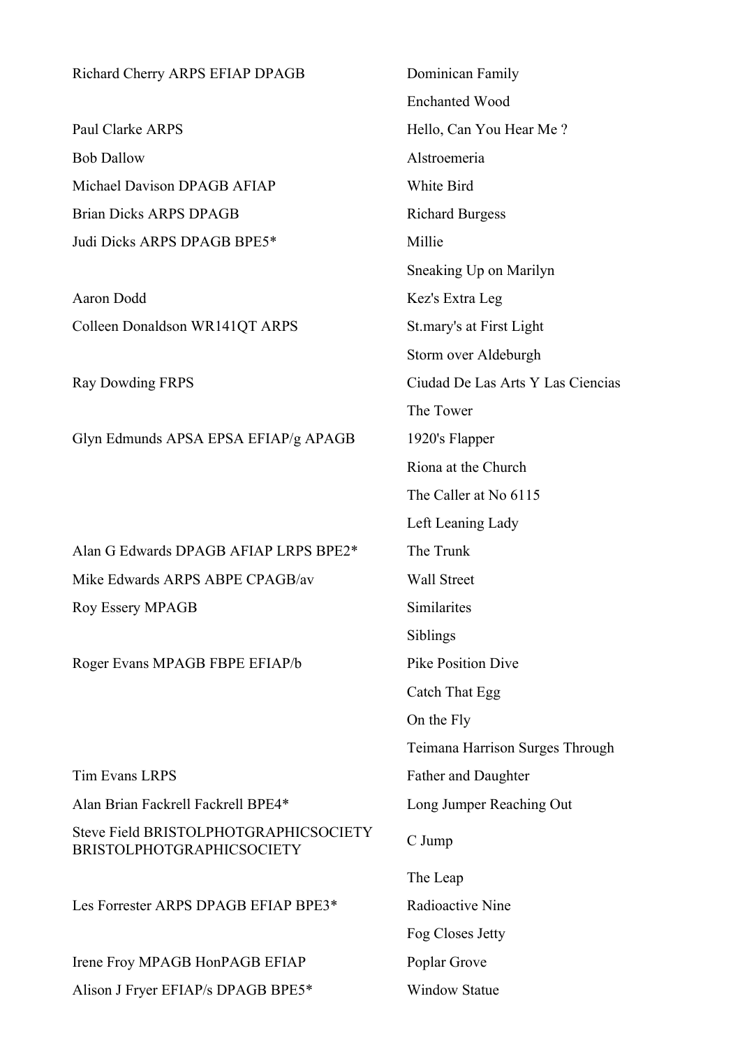| | |
|---|---|
| Richard Cherry ARPS EFIAP DPAGB | Dominican Family |
| | Enchanted Wood |
| Paul Clarke ARPS | Hello, Can You Hear Me ? |
| Bob Dallow | Alstroemeria |
| Michael Davison DPAGB AFIAP | White Bird |
| Brian Dicks ARPS DPAGB | Richard Burgess |
| Judi Dicks ARPS DPAGB BPE5* | Millie |
| | Sneaking Up on Marilyn |
| Aaron Dodd | Kez's Extra Leg |
| Colleen Donaldson WR141QT ARPS | St.mary's at First Light |
| | Storm over Aldeburgh |
| Ray Dowding FRPS | Ciudad De Las Arts Y Las Ciencias |
| | The Tower |
| Glyn Edmunds APSA EPSA EFIAP/g APAGB | 1920's Flapper |
| | Riona at the Church |
| | The Caller at No 6115 |
| | Left Leaning Lady |
| Alan G Edwards DPAGB AFIAP LRPS BPE2* | The Trunk |
| Mike Edwards ARPS ABPE CPAGB/av | Wall Street |
| Roy Essery MPAGB | Similarites |
| | Siblings |
| Roger Evans MPAGB FBPE EFIAP/b | Pike Position Dive |
| | Catch That Egg |
| | On the Fly |
| | Teimana Harrison Surges Through |
| Tim Evans LRPS | Father and Daughter |
| Alan Brian Fackrell Fackrell BPE4* | Long Jumper Reaching Out |
| Steve Field BRISTOLPHOTGRAPHICSOCIETY BRISTOLPHOTGRAPHICSOCIETY | C Jump |
| | The Leap |
| Les Forrester ARPS DPAGB EFIAP BPE3* | Radioactive Nine |
| | Fog Closes Jetty |
| Irene Froy MPAGB HonPAGB EFIAP | Poplar Grove |
| Alison J Fryer EFIAP/s DPAGB BPE5* | Window Statue |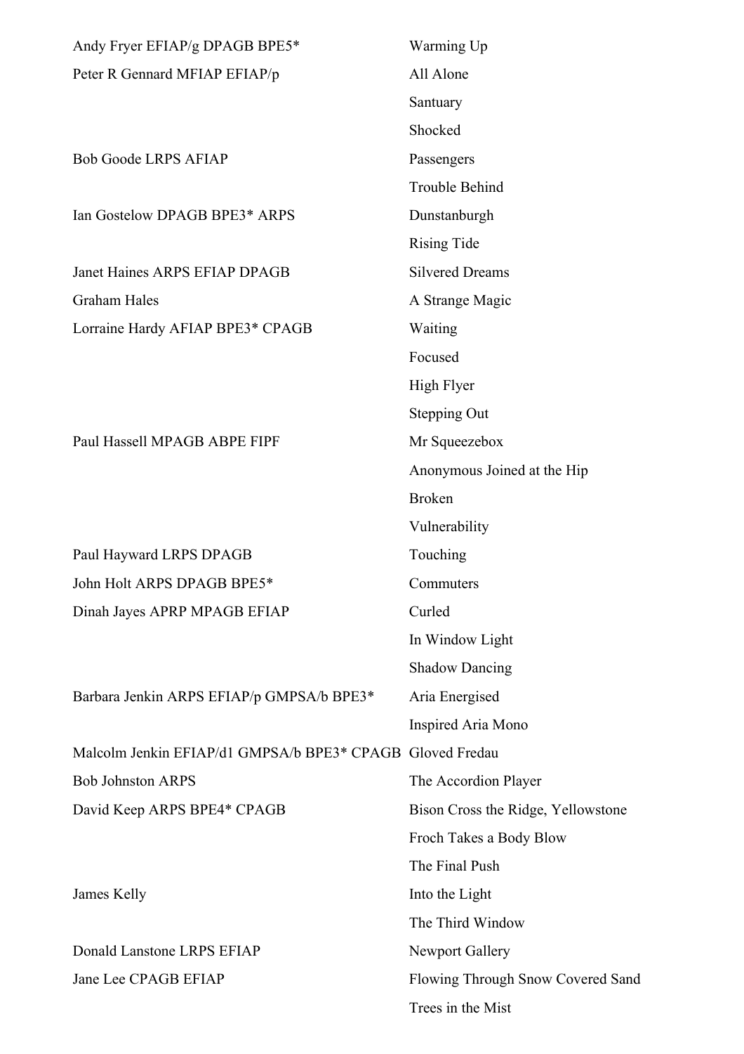| | |
|---|---|
| Andy Fryer EFIAP/g DPAGB BPE5* | Warming Up |
| Peter R Gennard MFIAP EFIAP/p | All Alone |
| | Santuary |
| | Shocked |
| Bob Goode LRPS AFIAP | Passengers |
| | Trouble Behind |
| Ian Gostelow DPAGB BPE3* ARPS | Dunstanburgh |
| | Rising Tide |
| Janet Haines ARPS EFIAP DPAGB | Silvered Dreams |
| Graham Hales | A Strange Magic |
| Lorraine Hardy AFIAP BPE3* CPAGB | Waiting |
| | Focused |
| | High Flyer |
| | Stepping Out |
| Paul Hassell MPAGB ABPE FIPF | Mr Squeezebox |
| | Anonymous Joined at the Hip |
| | Broken |
| | Vulnerability |
| Paul Hayward LRPS DPAGB | Touching |
| John Holt ARPS DPAGB BPE5* | Commuters |
| Dinah Jayes APRP MPAGB EFIAP | Curled |
| | In Window Light |
| | Shadow Dancing |
| Barbara Jenkin ARPS EFIAP/p GMPSA/b BPE3* | Aria Energised |
| | Inspired Aria Mono |
| Malcolm Jenkin EFIAP/d1 GMPSA/b BPE3* CPAGB | Gloved Fredau |
| Bob Johnston ARPS | The Accordion Player |
| David Keep ARPS BPE4* CPAGB | Bison Cross the Ridge, Yellowstone |
| | Froch Takes a Body Blow |
| | The Final Push |
| James Kelly | Into the Light |
| | The Third Window |
| Donald Lanstone LRPS EFIAP | Newport Gallery |
| Jane Lee CPAGB EFIAP | Flowing Through Snow Covered Sand |
| | Trees in the Mist |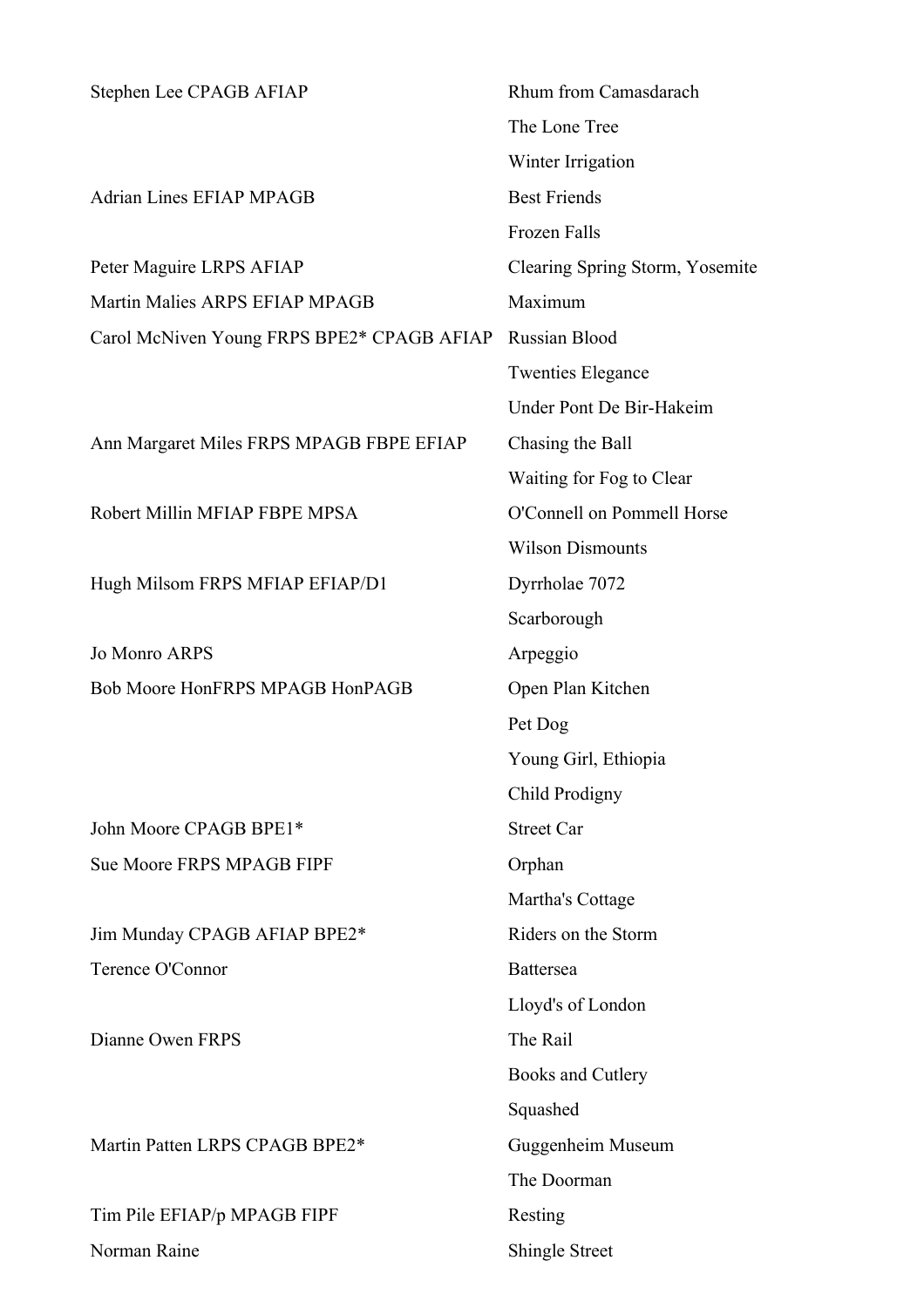| | |
|---|---|
| Stephen Lee CPAGB AFIAP | Rhum from Camasdarach |
| | The Lone Tree |
| | Winter Irrigation |
| Adrian Lines EFIAP MPAGB | Best Friends |
| | Frozen Falls |
| Peter Maguire LRPS AFIAP | Clearing Spring Storm, Yosemite |
| Martin Malies ARPS EFIAP MPAGB | Maximum |
| Carol McNiven Young FRPS BPE2* CPAGB AFIAP | Russian Blood |
| | Twenties Elegance |
| | Under Pont De Bir-Hakeim |
| Ann Margaret Miles FRPS MPAGB FBPE EFIAP | Chasing the Ball |
| | Waiting for Fog to Clear |
| Robert Millin MFIAP FBPE MPSA | O'Connell on Pommell Horse |
| | Wilson Dismounts |
| Hugh Milsom FRPS MFIAP EFIAP/D1 | Dyrrholae 7072 |
| | Scarborough |
| Jo Monro ARPS | Arpeggio |
| Bob Moore HonFRPS MPAGB HonPAGB | Open Plan Kitchen |
| | Pet Dog |
| | Young Girl, Ethiopia |
| | Child Prodigny |
| John Moore CPAGB BPE1* | Street Car |
| Sue Moore FRPS MPAGB FIPF | Orphan |
| | Martha's Cottage |
| Jim Munday CPAGB AFIAP BPE2* | Riders on the Storm |
| Terence O'Connor | Battersea |
| | Lloyd's of London |
| Dianne Owen FRPS | The Rail |
| | Books and Cutlery |
| | Squashed |
| Martin Patten LRPS CPAGB BPE2* | Guggenheim Museum |
| | The Doorman |
| Tim Pile EFIAP/p MPAGB FIPF | Resting |
| Norman Raine | Shingle Street |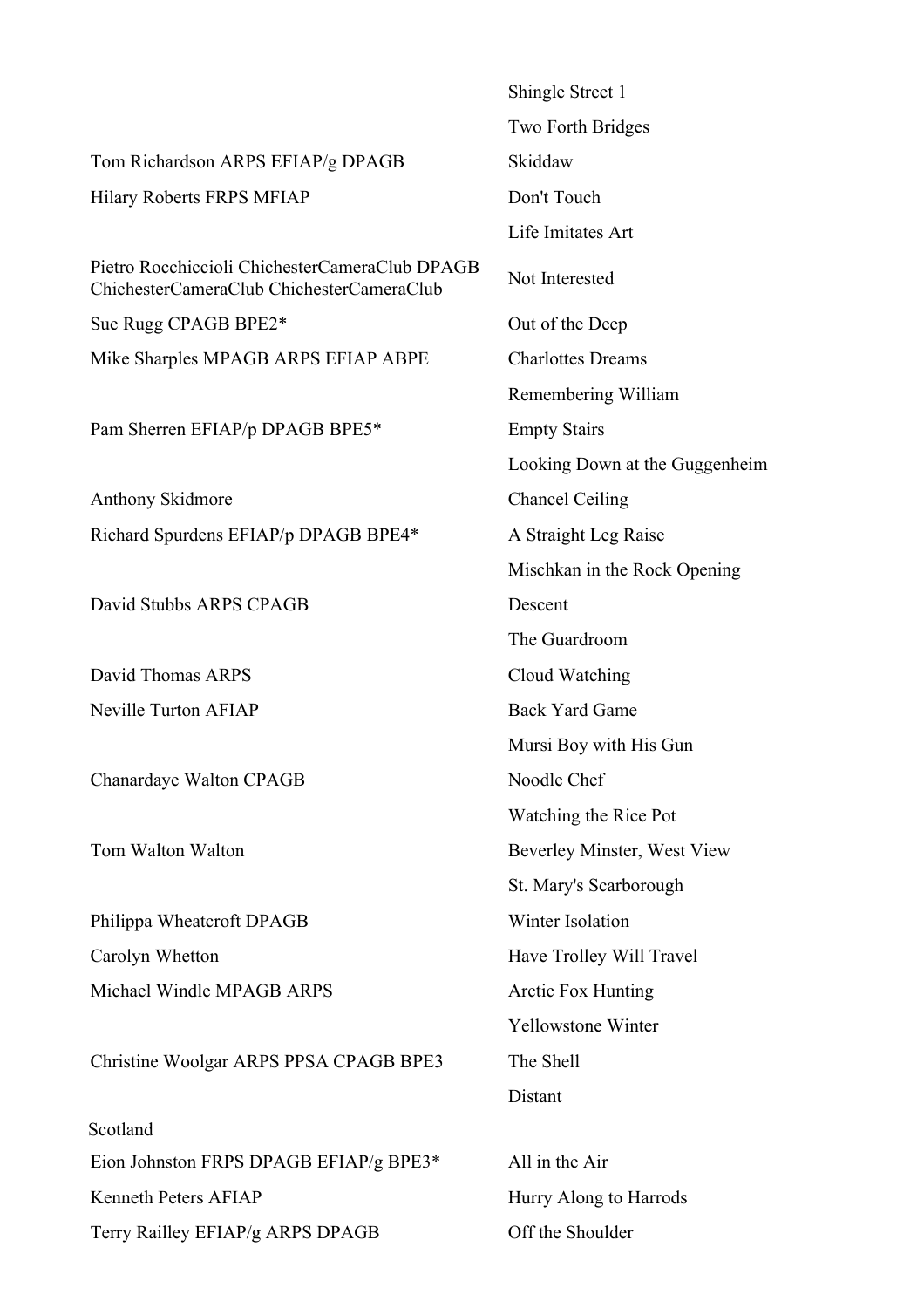| | |
|---|---|
| | Shingle Street 1 |
| | Two Forth Bridges |
| Tom Richardson ARPS EFIAP/g DPAGB | Skiddaw |
| Hilary Roberts FRPS MFIAP | Don't Touch |
| | Life Imitates Art |
| Pietro Rocchiccioli ChichesterCameraClub DPAGB ChichesterCameraClub ChichesterCameraClub | Not Interested |
| Sue Rugg CPAGB BPE2* | Out of the Deep |
| Mike Sharples MPAGB ARPS EFIAP ABPE | Charlottes Dreams |
| | Remembering William |
| Pam Sherren EFIAP/p DPAGB BPE5* | Empty Stairs |
| | Looking Down at the Guggenheim |
| Anthony Skidmore | Chancel Ceiling |
| Richard Spurdens EFIAP/p DPAGB BPE4* | A Straight Leg Raise |
| | Mischkan in the Rock Opening |
| David Stubbs ARPS CPAGB | Descent |
| | The Guardroom |
| David Thomas ARPS | Cloud Watching |
| Neville Turton AFIAP | Back Yard Game |
| | Mursi Boy with His Gun |
| Chanardaye Walton CPAGB | Noodle Chef |
| | Watching the Rice Pot |
| Tom Walton Walton | Beverley Minster, West View |
| | St. Mary's Scarborough |
| Philippa Wheatcroft DPAGB | Winter Isolation |
| Carolyn Whetton | Have Trolley Will Travel |
| Michael Windle MPAGB ARPS | Arctic Fox Hunting |
| | Yellowstone Winter |
| Christine Woolgar ARPS PPSA CPAGB BPE3 | The Shell |
| | Distant |

Scotland

| | |
|---|---|
| Eion Johnston FRPS DPAGB EFIAP/g BPE3* | All in the Air |
| Kenneth Peters AFIAP | Hurry Along to Harrods |
| Terry Railley EFIAP/g ARPS DPAGB | Off the Shoulder |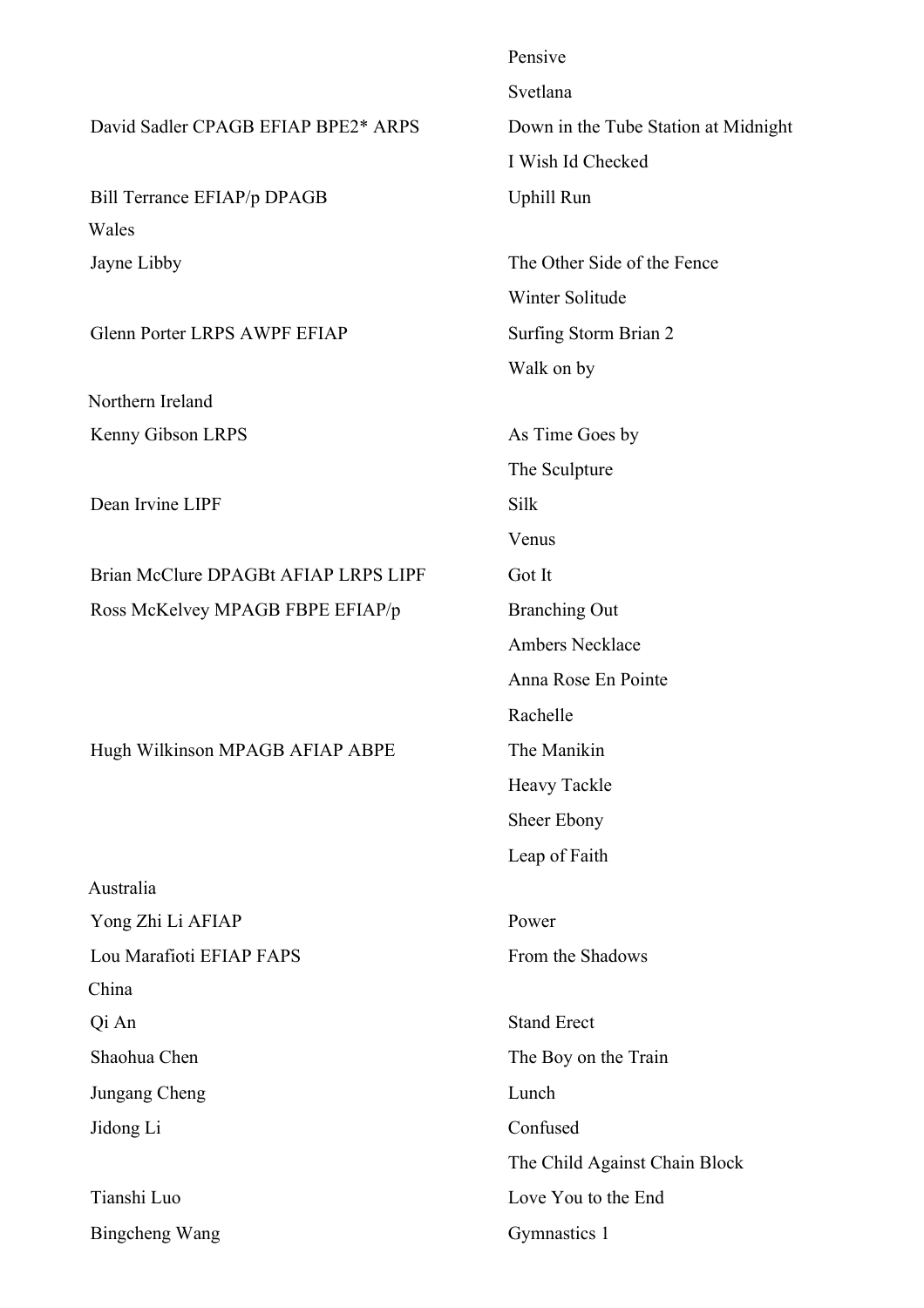| | |
|---|---|
| | Pensive |
| | Svetlana |
| David Sadler CPAGB EFIAP BPE2* ARPS | Down in the Tube Station at Midnight |
| | I Wish Id Checked |
| Bill Terrance EFIAP/p DPAGB | Uphill Run |
| **Wales** | |
| Jayne Libby | The Other Side of the Fence |
| | Winter Solitude |
| Glenn Porter LRPS AWPF EFIAP | Surfing Storm Brian 2 |
| | Walk on by |
| **Northern Ireland** | |
| Kenny Gibson LRPS | As Time Goes by |
| | The Sculpture |
| Dean Irvine LIPF | Silk |
| | Venus |
| Brian McClure DPAGBt AFIAP LRPS LIPF | Got It |
| Ross McKelvey MPAGB FBPE EFIAP/p | Branching Out |
| | Ambers Necklace |
| | Anna Rose En Pointe |
| | Rachelle |
| Hugh Wilkinson MPAGB AFIAP ABPE | The Manikin |
| | Heavy Tackle |
| | Sheer Ebony |
| | Leap of Faith |
| **Australia** | |
| Yong Zhi Li AFIAP | Power |
| Lou Marafioti EFIAP FAPS | From the Shadows |
| **China** | |
| Qi An | Stand Erect |
| Shaohua Chen | The Boy on the Train |
| Jungang Cheng | Lunch |
| Jidong Li | Confused |
| | The Child Against Chain Block |
| Tianshi Luo | Love You to the End |
| Bingcheng Wang | Gymnastics 1 |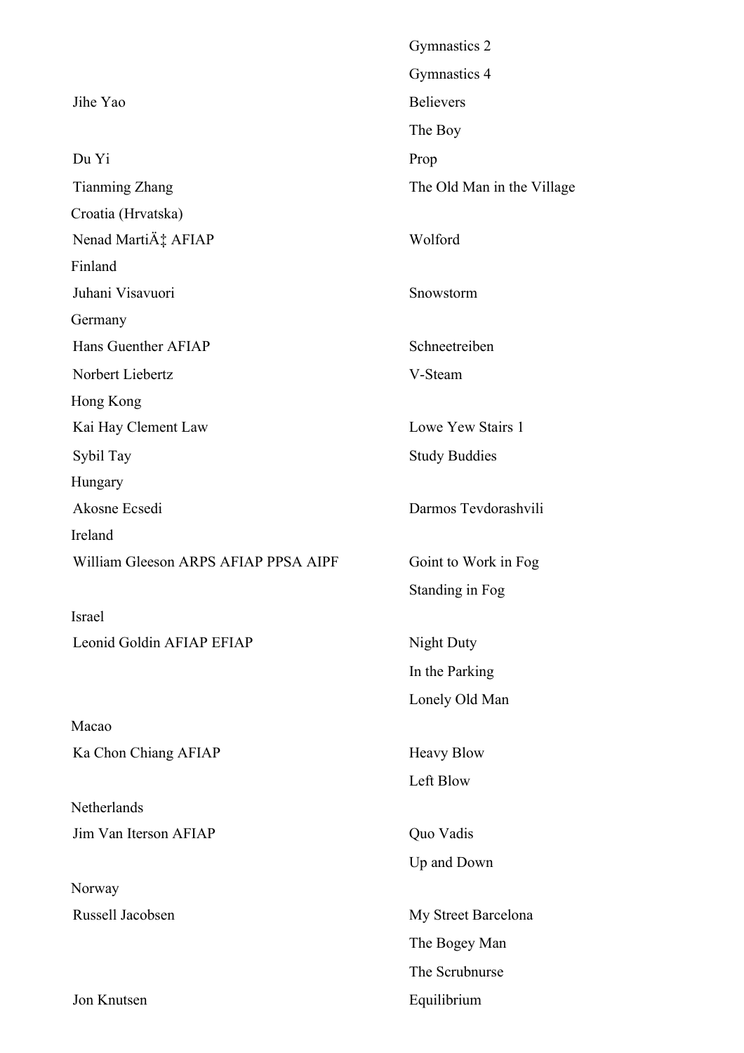| | |
|---|---|
| | Gymnastics 2 |
| | Gymnastics 4 |
| Jihe Yao | Believers |
| | The Boy |
| Du Yi | Prop |
| Tianming Zhang | The Old Man in the Village |
| Croatia (Hrvatska) | |
| Nenad MartiÄ‡ AFIAP | Wolford |
| Finland | |
| Juhani Visavuori | Snowstorm |
| Germany | |
| Hans Guenther AFIAP | Schneetreiben |
| Norbert Liebertz | V-Steam |
| Hong Kong | |
| Kai Hay Clement Law | Lowe Yew Stairs 1 |
| Sybil Tay | Study Buddies |
| Hungary | |
| Akosne Ecsedi | Darmos Tevdorashvili |
| Ireland | |
| William Gleeson ARPS AFIAP PPSA AIPF | Goint to Work in Fog |
| | Standing in Fog |
| Israel | |
| Leonid Goldin AFIAP EFIAP | Night Duty |
| | In the Parking |
| | Lonely Old Man |
| Macao | |
| Ka Chon Chiang AFIAP | Heavy Blow |
| | Left Blow |
| Netherlands | |
| Jim Van Iterson AFIAP | Quo Vadis |
| | Up and Down |
| Norway | |
| Russell Jacobsen | My Street Barcelona |
| | The Bogey Man |
| | The Scrubnurse |
| Jon Knutsen | Equilibrium |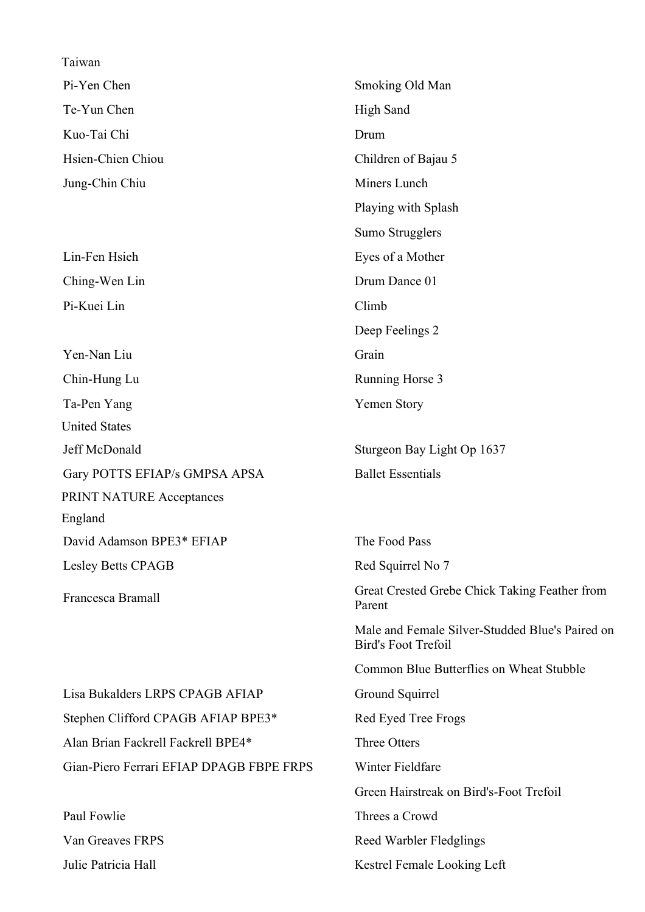Taiwan

| | |
|---|---|
| Pi-Yen Chen | Smoking Old Man |
| Te-Yun Chen | High Sand |
| Kuo-Tai Chi | Drum |
| Hsien-Chien Chiou | Children of Bajau 5 |
| Jung-Chin Chiu | Miners Lunch |
| | Playing with Splash |
| | Sumo Strugglers |
| Lin-Fen Hsieh | Eyes of a Mother |
| Ching-Wen Lin | Drum Dance 01 |
| Pi-Kuei Lin | Climb |
| | Deep Feelings 2 |
| Yen-Nan Liu | Grain |
| Chin-Hung Lu | Running Horse 3 |
| Ta-Pen Yang | Yemen Story |

United States

| | |
|---|---|
| Jeff McDonald | Sturgeon Bay Light Op 1637 |
| Gary POTTS EFIAP/s GMPSA APSA | Ballet Essentials |

PRINT NATURE Acceptances

England

| | |
|---|---|
| David Adamson BPE3* EFIAP | The Food Pass |
| Lesley Betts CPAGB | Red Squirrel No 7 |
| Francesca Bramall | Great Crested Grebe Chick Taking Feather from Parent |
| | Male and Female Silver-Studded Blue's Paired on Bird's Foot Trefoil |
| | Common Blue Butterflies on Wheat Stubble |
| Lisa Bukalders LRPS CPAGB AFIAP | Ground Squirrel |
| Stephen Clifford CPAGB AFIAP BPE3* | Red Eyed Tree Frogs |
| Alan Brian Fackrell Fackrell BPE4* | Three Otters |
| Gian-Piero Ferrari EFIAP DPAGB FBPE FRPS | Winter Fieldfare |
| | Green Hairstreak on Bird's-Foot Trefoil |
| Paul Fowlie | Threes a Crowd |
| Van Greaves FRPS | Reed Warbler Fledglings |
| Julie Patricia Hall | Kestrel Female Looking Left |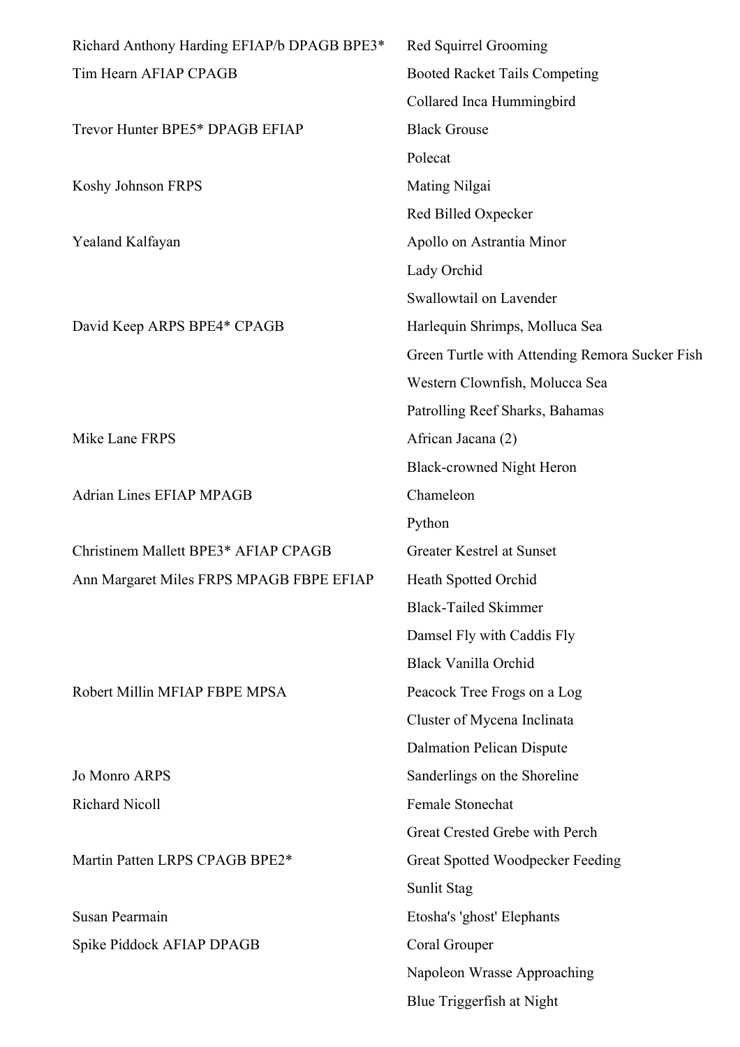| | |
|---|---|
| Richard Anthony Harding EFIAP/b DPAGB BPE3* | Red Squirrel Grooming |
| Tim Hearn AFIAP CPAGB | Booted Racket Tails Competing |
| | Collared Inca Hummingbird |
| Trevor Hunter BPE5* DPAGB EFIAP | Black Grouse |
| | Polecat |
| Koshy Johnson FRPS | Mating Nilgai |
| | Red Billed Oxpecker |
| Yealand Kalfayan | Apollo on Astrantia Minor |
| | Lady Orchid |
| | Swallowtail on Lavender |
| David Keep ARPS BPE4* CPAGB | Harlequin Shrimps, Molluca Sea |
| | Green Turtle with Attending Remora Sucker Fish |
| | Western Clownfish, Molucca Sea |
| | Patrolling Reef Sharks, Bahamas |
| Mike Lane FRPS | African Jacana (2) |
| | Black-crowned Night Heron |
| Adrian Lines EFIAP MPAGB | Chameleon |
| | Python |
| Christinem Mallett BPE3* AFIAP CPAGB | Greater Kestrel at Sunset |
| Ann Margaret Miles FRPS MPAGB FBPE EFIAP | Heath Spotted Orchid |
| | Black-Tailed Skimmer |
| | Damsel Fly with Caddis Fly |
| | Black Vanilla Orchid |
| Robert Millin MFIAP FBPE MPSA | Peacock Tree Frogs on a Log |
| | Cluster of Mycena Inclinata |
| | Dalmation Pelican Dispute |
| Jo Monro ARPS | Sanderlings on the Shoreline |
| Richard Nicoll | Female Stonechat |
| | Great Crested Grebe with Perch |
| Martin Patten LRPS CPAGB BPE2* | Great Spotted Woodpecker Feeding |
| | Sunlit Stag |
| Susan Pearmain | Etosha's 'ghost' Elephants |
| Spike Piddock AFIAP DPAGB | Coral Grouper |
| | Napoleon Wrasse Approaching |
| | Blue Triggerfish at Night |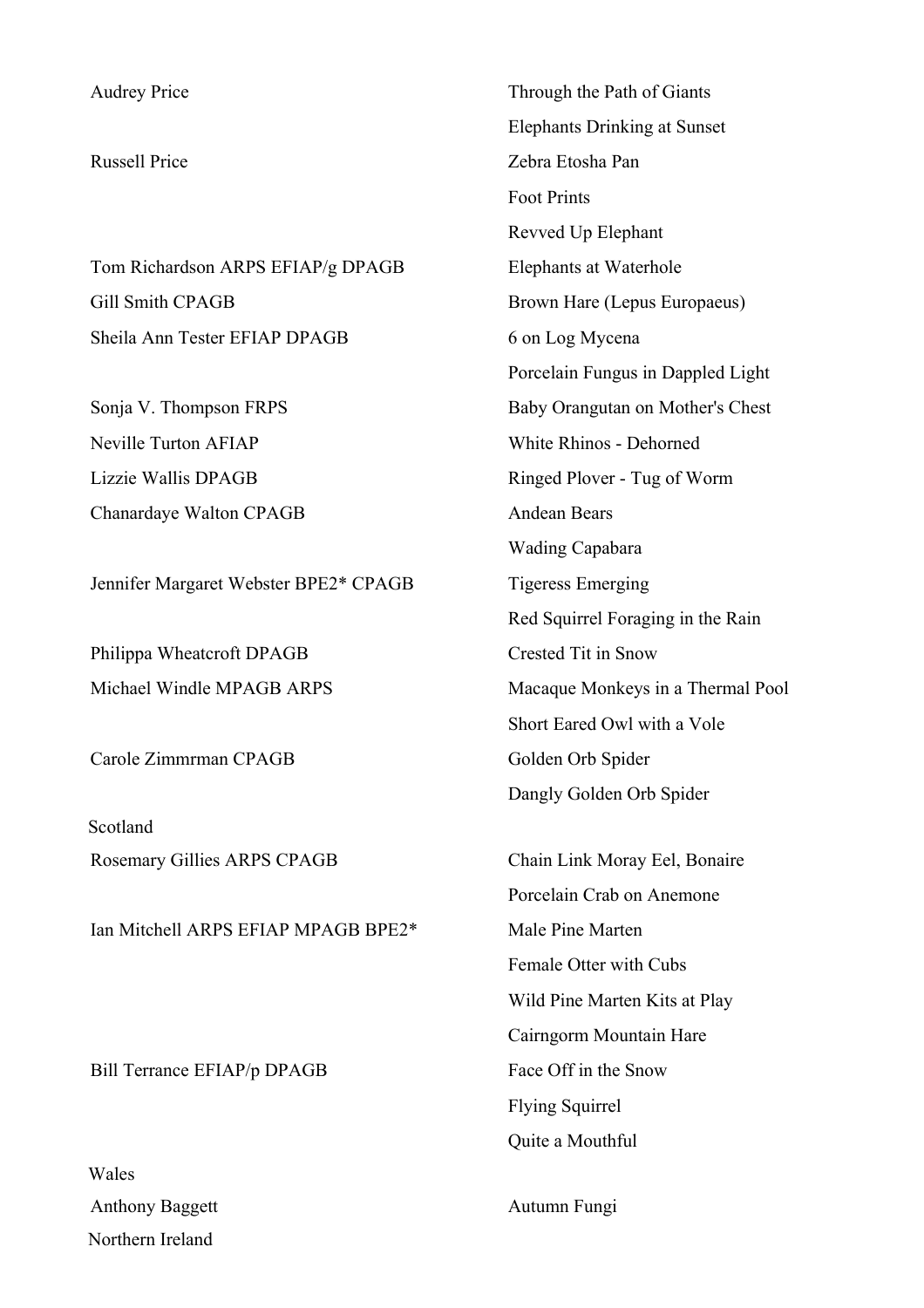| | |
|---|---|
| Audrey Price | Through the Path of Giants |
| | Elephants Drinking at Sunset |
| Russell Price | Zebra Etosha Pan |
| | Foot Prints |
| | Revved Up Elephant |
| Tom Richardson ARPS EFIAP/g DPAGB | Elephants at Waterhole |
| Gill Smith CPAGB | Brown Hare (Lepus Europaeus) |
| Sheila Ann Tester EFIAP DPAGB | 6 on Log Mycena |
| | Porcelain Fungus in Dappled Light |
| Sonja V. Thompson FRPS | Baby Orangutan on Mother's Chest |
| Neville Turton AFIAP | White Rhinos - Dehorned |
| Lizzie Wallis DPAGB | Ringed Plover - Tug of Worm |
| Chanardaye Walton CPAGB | Andean Bears |
| | Wading Capabara |
| Jennifer Margaret Webster BPE2* CPAGB | Tigeress Emerging |
| | Red Squirrel Foraging in the Rain |
| Philippa Wheatcroft DPAGB | Crested Tit in Snow |
| Michael Windle MPAGB ARPS | Macaque Monkeys in a Thermal Pool |
| | Short Eared Owl with a Vole |
| Carole Zimmrman CPAGB | Golden Orb Spider |
| | Dangly Golden Orb Spider |

Scotland

| | |
|---|---|
| Rosemary Gillies ARPS CPAGB | Chain Link Moray Eel, Bonaire |
| | Porcelain Crab on Anemone |
| Ian Mitchell ARPS EFIAP MPAGB BPE2* | Male Pine Marten |
| | Female Otter with Cubs |
| | Wild Pine Marten Kits at Play |
| | Cairngorm Mountain Hare |
| Bill Terrance EFIAP/p DPAGB | Face Off in the Snow |
| | Flying Squirrel |
| | Quite a Mouthful |

Wales

| | |
|---|---|
| Anthony Baggett | Autumn Fungi |

Northern Ireland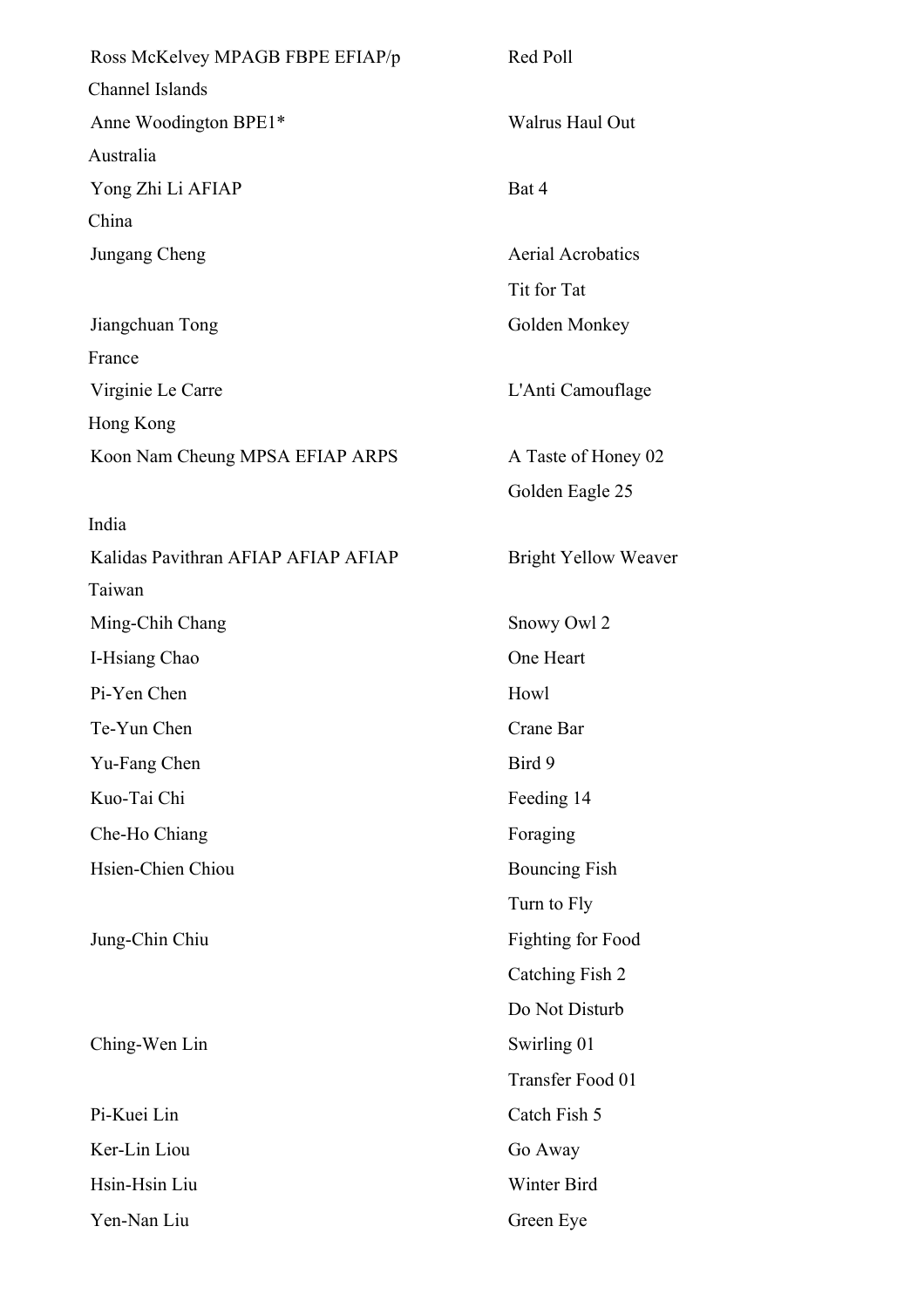| | |
|---|---|
| Ross McKelvey MPAGB FBPE EFIAP/p | Red Poll |
| Channel Islands | |
| Anne Woodington BPE1* | Walrus Haul Out |
| Australia | |
| Yong Zhi Li AFIAP | Bat 4 |
| China | |
| Jungang Cheng | Aerial Acrobatics |
| | Tit for Tat |
| Jiangchuan Tong | Golden Monkey |
| France | |
| Virginie Le Carre | L'Anti Camouflage |
| Hong Kong | |
| Koon Nam Cheung MPSA EFIAP ARPS | A Taste of Honey 02 |
| | Golden Eagle 25 |
| India | |
| Kalidas Pavithran AFIAP AFIAP AFIAP | Bright Yellow Weaver |
| Taiwan | |
| Ming-Chih Chang | Snowy Owl 2 |
| I-Hsiang Chao | One Heart |
| Pi-Yen Chen | Howl |
| Te-Yun Chen | Crane Bar |
| Yu-Fang Chen | Bird 9 |
| Kuo-Tai Chi | Feeding 14 |
| Che-Ho Chiang | Foraging |
| Hsien-Chien Chiou | Bouncing Fish |
| | Turn to Fly |
| Jung-Chin Chiu | Fighting for Food |
| | Catching Fish 2 |
| | Do Not Disturb |
| Ching-Wen Lin | Swirling 01 |
| | Transfer Food 01 |
| Pi-Kuei Lin | Catch Fish 5 |
| Ker-Lin Liou | Go Away |
| Hsin-Hsin Liu | Winter Bird |
| Yen-Nan Liu | Green Eye |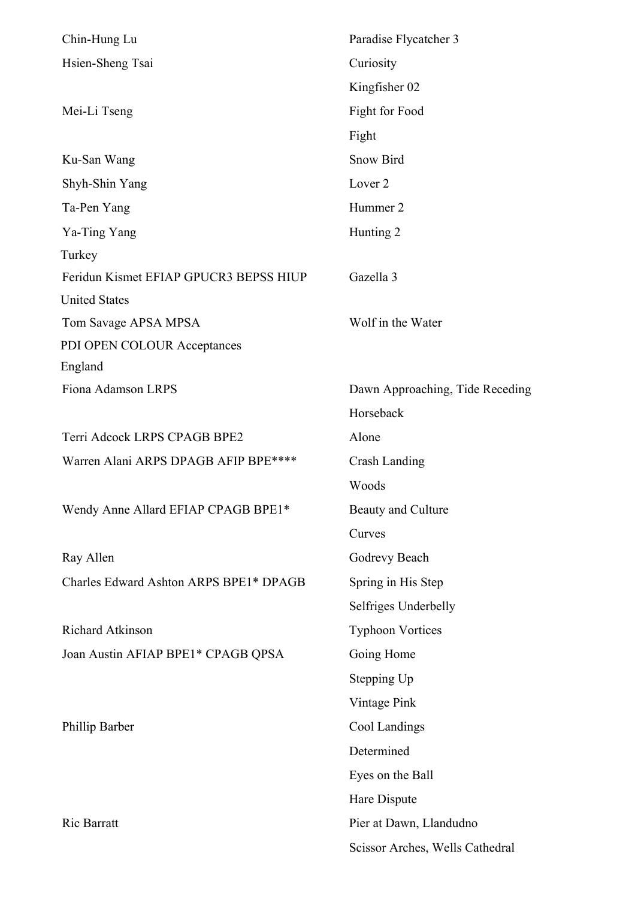| | |
|---|---|
| Chin-Hung Lu | Paradise Flycatcher 3 |
| Hsien-Sheng Tsai | Curiosity |
| | Kingfisher 02 |
| Mei-Li Tseng | Fight for Food |
| | Fight |
| Ku-San Wang | Snow Bird |
| Shyh-Shin Yang | Lover 2 |
| Ta-Pen Yang | Hummer 2 |
| Ya-Ting Yang | Hunting 2 |

Turkey

| | |
|---|---|
| Feridun Kismet EFIAP GPUCR3 BEPSS HIUP | Gazella 3 |

United States

| | |
|---|---|
| Tom Savage APSA MPSA | Wolf in the Water |

PDI OPEN COLOUR Acceptances

England

| | |
|---|---|
| Fiona Adamson LRPS | Dawn Approaching, Tide Receding |
| | Horseback |
| Terri Adcock LRPS CPAGB BPE2 | Alone |
| Warren Alani ARPS DPAGB AFIP BPE**** | Crash Landing |
| | Woods |
| Wendy Anne Allard EFIAP CPAGB BPE1* | Beauty and Culture |
| | Curves |
| Ray Allen | Godrevy Beach |
| Charles Edward Ashton ARPS BPE1* DPAGB | Spring in His Step |
| | Selfriges Underbelly |
| Richard Atkinson | Typhoon Vortices |
| Joan Austin AFIAP BPE1* CPAGB QPSA | Going Home |
| | Stepping Up |
| | Vintage Pink |
| Phillip Barber | Cool Landings |
| | Determined |
| | Eyes on the Ball |
| | Hare Dispute |
| Ric Barratt | Pier at Dawn, Llandudno |
| | Scissor Arches, Wells Cathedral |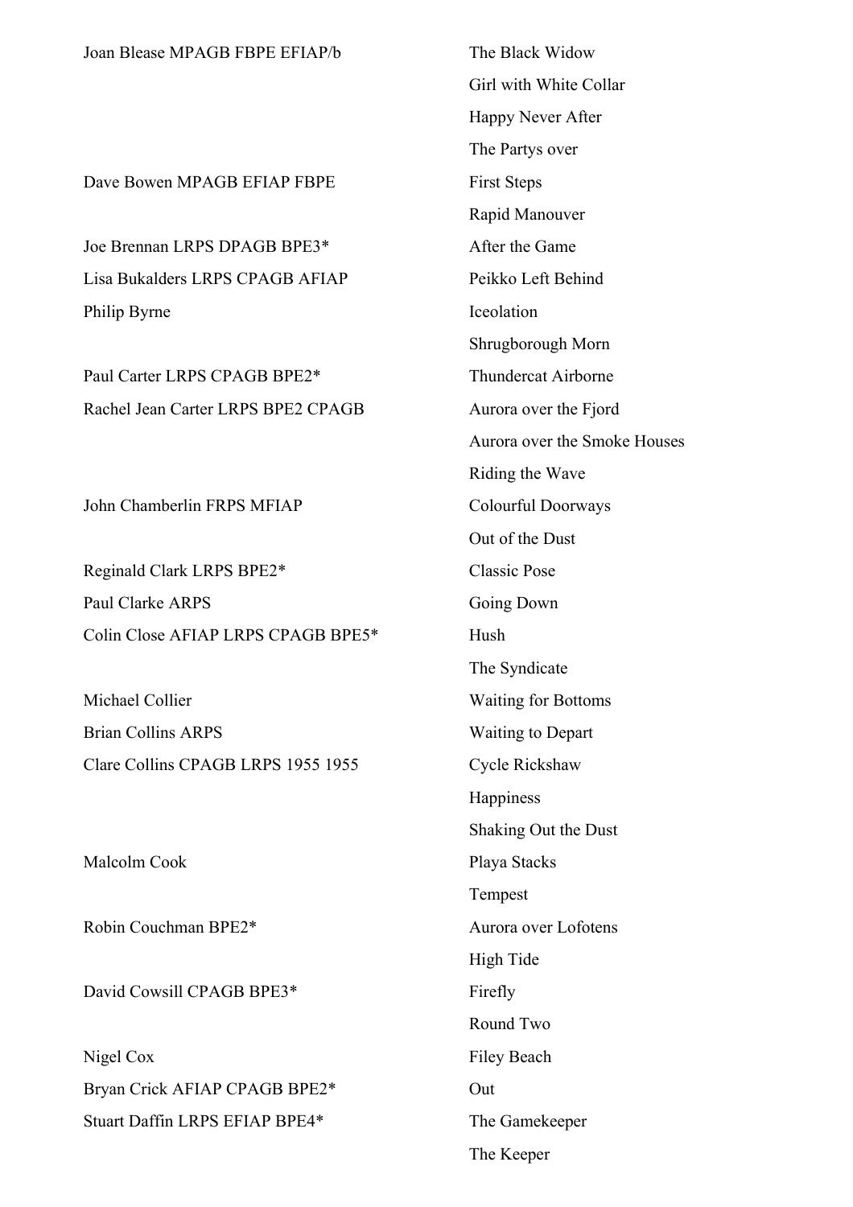| | |
|---|---|
| Joan Blease MPAGB FBPE EFIAP/b | The Black Widow |
| | Girl with White Collar |
| | Happy Never After |
| | The Partys over |
| Dave Bowen MPAGB EFIAP FBPE | First Steps |
| | Rapid Manouver |
| Joe Brennan LRPS DPAGB BPE3* | After the Game |
| Lisa Bukalders LRPS CPAGB AFIAP | Peikko Left Behind |
| Philip Byrne | Iceolation |
| | Shrugborough Morn |
| Paul Carter LRPS CPAGB BPE2* | Thundercat Airborne |
| Rachel Jean Carter LRPS BPE2 CPAGB | Aurora over the Fjord |
| | Aurora over the Smoke Houses |
| | Riding the Wave |
| John Chamberlin FRPS MFIAP | Colourful Doorways |
| | Out of the Dust |
| Reginald Clark LRPS BPE2* | Classic Pose |
| Paul Clarke ARPS | Going Down |
| Colin Close AFIAP LRPS CPAGB BPE5* | Hush |
| | The Syndicate |
| Michael Collier | Waiting for Bottoms |
| Brian Collins ARPS | Waiting to Depart |
| Clare Collins CPAGB LRPS 1955 1955 | Cycle Rickshaw |
| | Happiness |
| | Shaking Out the Dust |
| Malcolm Cook | Playa Stacks |
| | Tempest |
| Robin Couchman BPE2* | Aurora over Lofotens |
| | High Tide |
| David Cowsill CPAGB BPE3* | Firefly |
| | Round Two |
| Nigel Cox | Filey Beach |
| Bryan Crick AFIAP CPAGB BPE2* | Out |
| Stuart Daffin LRPS EFIAP BPE4* | The Gamekeeper |
| | The Keeper |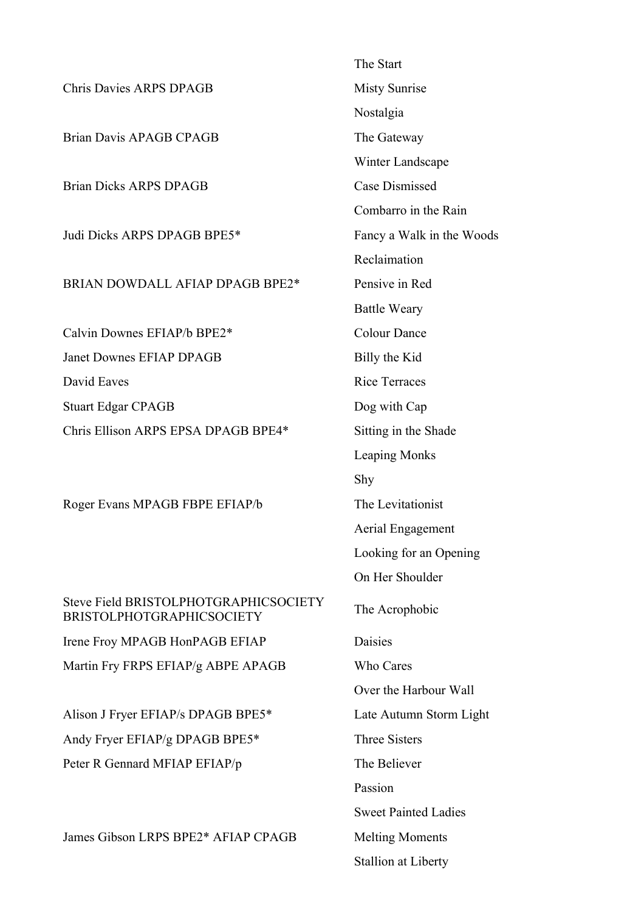| | |
|---|---|
| | The Start |
| Chris Davies ARPS DPAGB | Misty Sunrise |
| | Nostalgia |
| Brian Davis APAGB CPAGB | The Gateway |
| | Winter Landscape |
| Brian Dicks ARPS DPAGB | Case Dismissed |
| | Combarro in the Rain |
| Judi Dicks ARPS DPAGB BPE5* | Fancy a Walk in the Woods |
| | Reclaimation |
| BRIAN DOWDALL AFIAP DPAGB BPE2* | Pensive in Red |
| | Battle Weary |
| Calvin Downes EFIAP/b BPE2* | Colour Dance |
| Janet Downes EFIAP DPAGB | Billy the Kid |
| David Eaves | Rice Terraces |
| Stuart Edgar CPAGB | Dog with Cap |
| Chris Ellison ARPS EPSA DPAGB BPE4* | Sitting in the Shade |
| | Leaping Monks |
| | Shy |
| Roger Evans MPAGB FBPE EFIAP/b | The Levitationist |
| | Aerial Engagement |
| | Looking for an Opening |
| | On Her Shoulder |
| Steve Field BRISTOLPHOTGRAPHICSOCIETY BRISTOLPHOTGRAPHICSOCIETY | The Acrophobic |
| Irene Froy MPAGB HonPAGB EFIAP | Daisies |
| Martin Fry FRPS EFIAP/g ABPE APAGB | Who Cares |
| | Over the Harbour Wall |
| Alison J Fryer EFIAP/s DPAGB BPE5* | Late Autumn Storm Light |
| Andy Fryer EFIAP/g DPAGB BPE5* | Three Sisters |
| Peter R Gennard MFIAP EFIAP/p | The Believer |
| | Passion |
| | Sweet Painted Ladies |
| James Gibson LRPS BPE2* AFIAP CPAGB | Melting Moments |
| | Stallion at Liberty |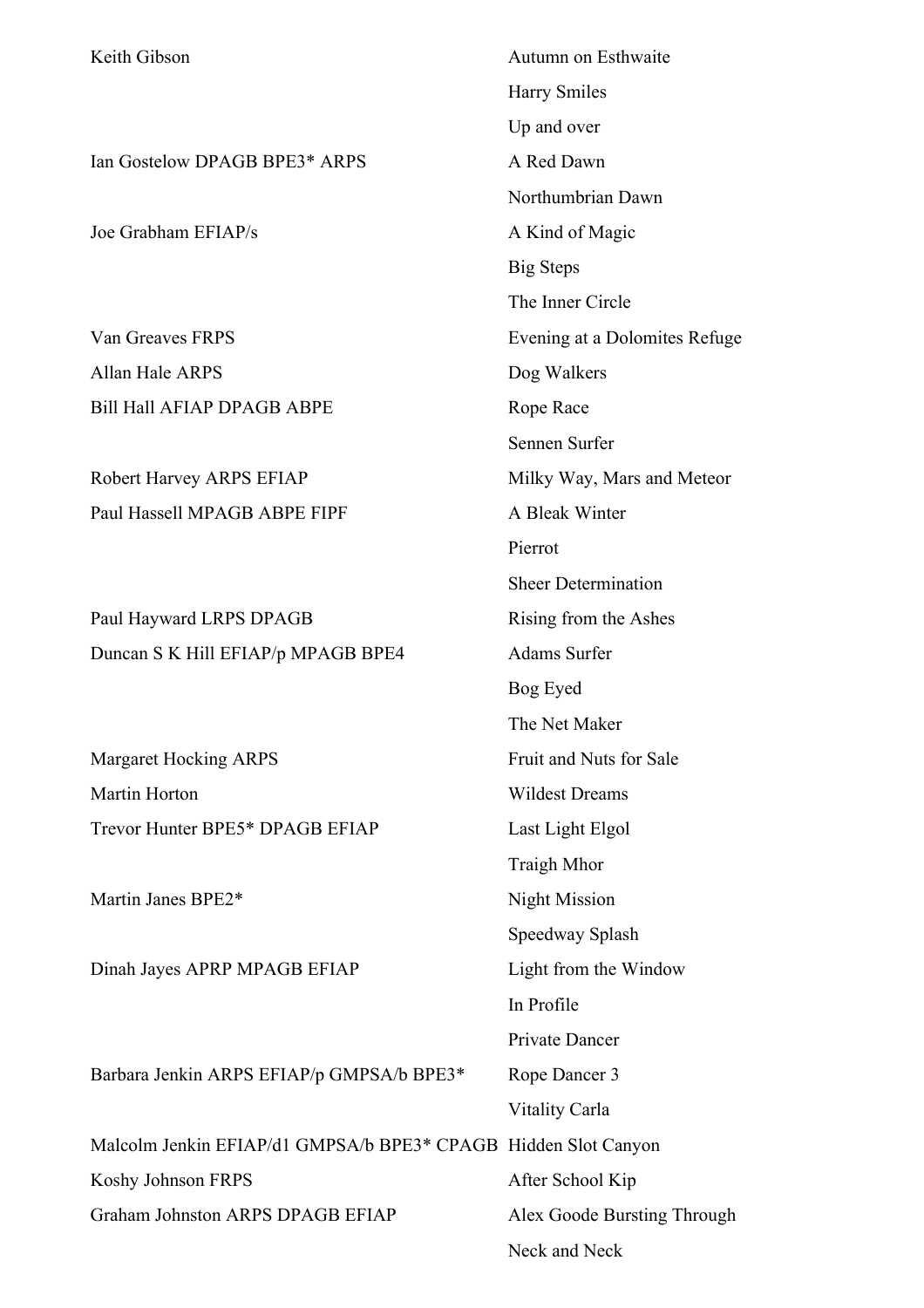| | |
|---|---|
| Keith Gibson | Autumn on Esthwaite |
| | Harry Smiles |
| | Up and over |
| Ian Gostelow DPAGB BPE3* ARPS | A Red Dawn |
| | Northumbrian Dawn |
| Joe Grabham EFIAP/s | A Kind of Magic |
| | Big Steps |
| | The Inner Circle |
| Van Greaves FRPS | Evening at a Dolomites Refuge |
| Allan Hale ARPS | Dog Walkers |
| Bill Hall AFIAP DPAGB ABPE | Rope Race |
| | Sennen Surfer |
| Robert Harvey ARPS EFIAP | Milky Way, Mars and Meteor |
| Paul Hassell MPAGB ABPE FIPF | A Bleak Winter |
| | Pierrot |
| | Sheer Determination |
| Paul Hayward LRPS DPAGB | Rising from the Ashes |
| Duncan S K Hill EFIAP/p MPAGB BPE4 | Adams Surfer |
| | Bog Eyed |
| | The Net Maker |
| Margaret Hocking ARPS | Fruit and Nuts for Sale |
| Martin Horton | Wildest Dreams |
| Trevor Hunter BPE5* DPAGB EFIAP | Last Light Elgol |
| | Traigh Mhor |
| Martin Janes BPE2* | Night Mission |
| | Speedway Splash |
| Dinah Jayes APRP MPAGB EFIAP | Light from the Window |
| | In Profile |
| | Private Dancer |
| Barbara Jenkin ARPS EFIAP/p GMPSA/b BPE3* | Rope Dancer 3 |
| | Vitality Carla |
| Malcolm Jenkin EFIAP/d1 GMPSA/b BPE3* CPAGB | Hidden Slot Canyon |
| Koshy Johnson FRPS | After School Kip |
| Graham Johnston ARPS DPAGB EFIAP | Alex Goode Bursting Through |
| | Neck and Neck |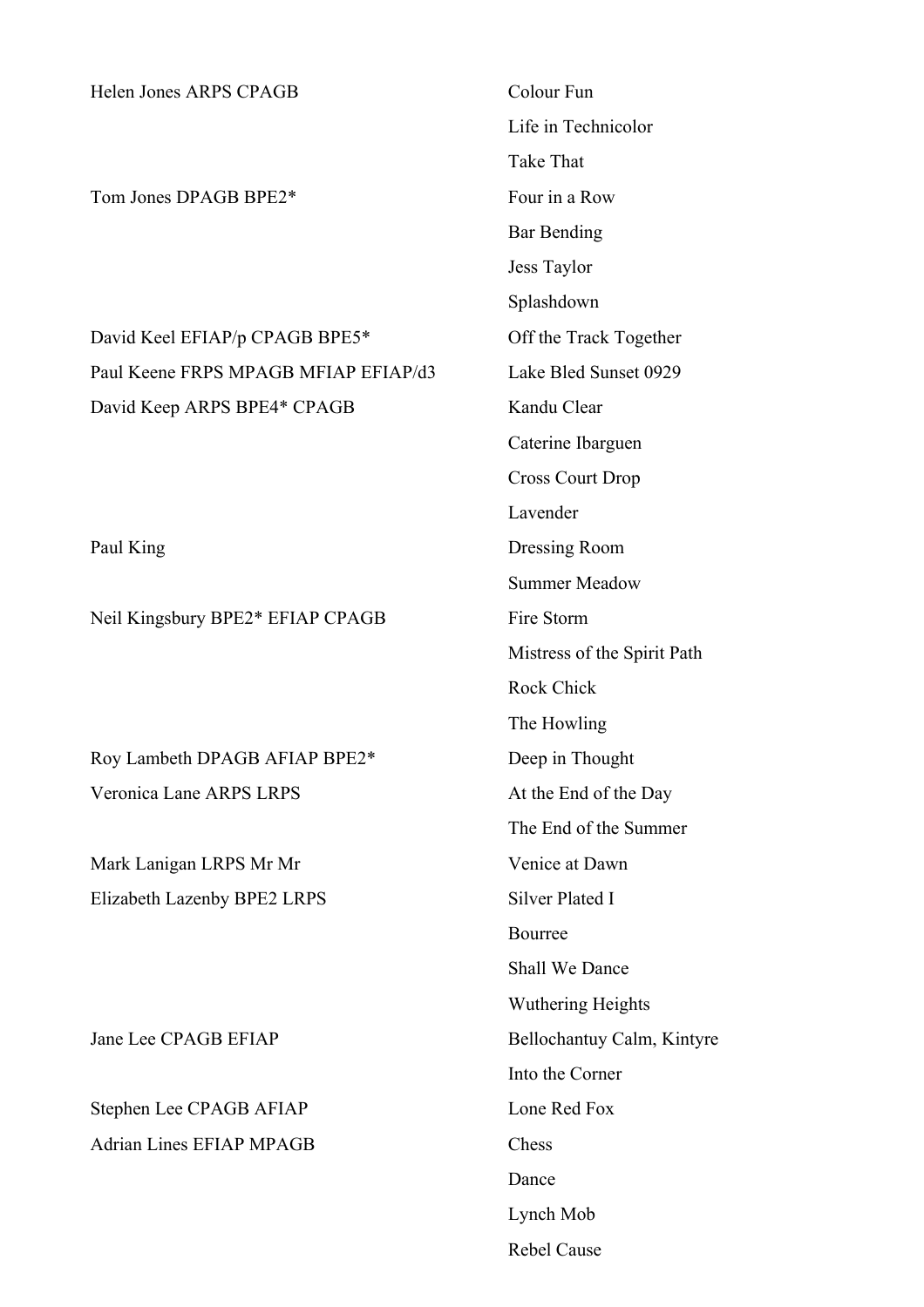| | |
|---|---|
| Helen Jones ARPS CPAGB | Colour Fun |
| | Life in Technicolor |
| | Take That |
| Tom Jones DPAGB BPE2* | Four in a Row |
| | Bar Bending |
| | Jess Taylor |
| | Splashdown |
| David Keel EFIAP/p CPAGB BPE5* | Off the Track Together |
| Paul Keene FRPS MPAGB MFIAP EFIAP/d3 | Lake Bled Sunset 0929 |
| David Keep ARPS BPE4* CPAGB | Kandu Clear |
| | Caterine Ibarguen |
| | Cross Court Drop |
| | Lavender |
| Paul King | Dressing Room |
| | Summer Meadow |
| Neil Kingsbury BPE2* EFIAP CPAGB | Fire Storm |
| | Mistress of the Spirit Path |
| | Rock Chick |
| | The Howling |
| Roy Lambeth DPAGB AFIAP BPE2* | Deep in Thought |
| Veronica Lane ARPS LRPS | At the End of the Day |
| | The End of the Summer |
| Mark Lanigan LRPS Mr Mr | Venice at Dawn |
| Elizabeth Lazenby BPE2 LRPS | Silver Plated I |
| | Bourree |
| | Shall We Dance |
| | Wuthering Heights |
| Jane Lee CPAGB EFIAP | Bellochantuy Calm, Kintyre |
| | Into the Corner |
| Stephen Lee CPAGB AFIAP | Lone Red Fox |
| Adrian Lines EFIAP MPAGB | Chess |
| | Dance |
| | Lynch Mob |
| | Rebel Cause |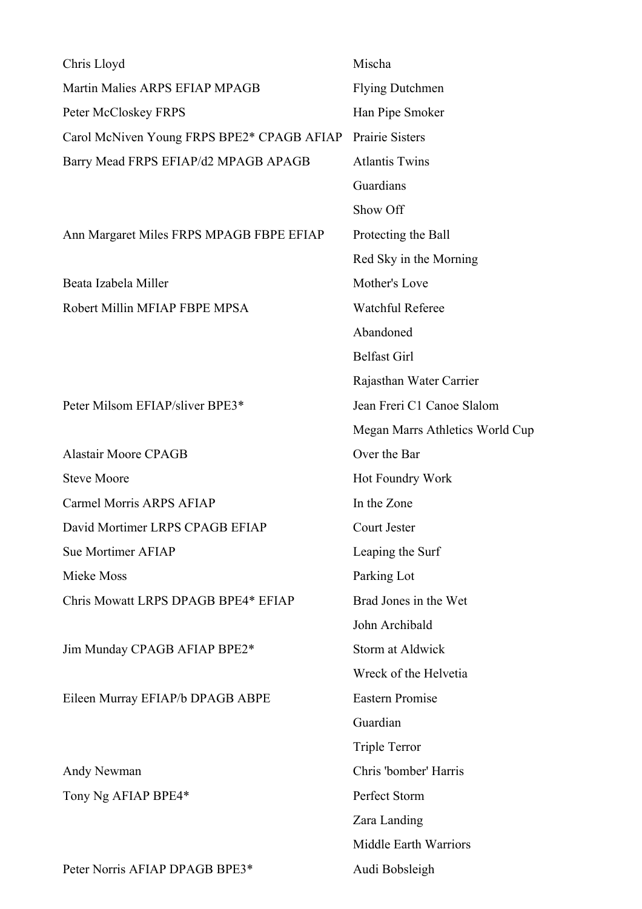| | |
|---|---|
| Chris Lloyd | Mischa |
| Martin Malies ARPS EFIAP MPAGB | Flying Dutchmen |
| Peter McCloskey FRPS | Han Pipe Smoker |
| Carol McNiven Young FRPS BPE2* CPAGB AFIAP | Prairie Sisters |
| Barry Mead FRPS EFIAP/d2 MPAGB APAGB | Atlantis Twins |
| | Guardians |
| | Show Off |
| Ann Margaret Miles FRPS MPAGB FBPE EFIAP | Protecting the Ball |
| | Red Sky in the Morning |
| Beata Izabela Miller | Mother's Love |
| Robert Millin MFIAP FBPE MPSA | Watchful Referee |
| | Abandoned |
| | Belfast Girl |
| | Rajasthan Water Carrier |
| Peter Milsom EFIAP/sliver BPE3* | Jean Freri C1 Canoe Slalom |
| | Megan Marrs Athletics World Cup |
| Alastair Moore CPAGB | Over the Bar |
| Steve Moore | Hot Foundry Work |
| Carmel Morris ARPS AFIAP | In the Zone |
| David Mortimer LRPS CPAGB EFIAP | Court Jester |
| Sue Mortimer AFIAP | Leaping the Surf |
| Mieke Moss | Parking Lot |
| Chris Mowatt LRPS DPAGB BPE4* EFIAP | Brad Jones in the Wet |
| | John Archibald |
| Jim Munday CPAGB AFIAP BPE2* | Storm at Aldwick |
| | Wreck of the Helvetia |
| Eileen Murray EFIAP/b DPAGB ABPE | Eastern Promise |
| | Guardian |
| | Triple Terror |
| Andy Newman | Chris 'bomber' Harris |
| Tony Ng AFIAP BPE4* | Perfect Storm |
| | Zara Landing |
| | Middle Earth Warriors |
| Peter Norris AFIAP DPAGB BPE3* | Audi Bobsleigh |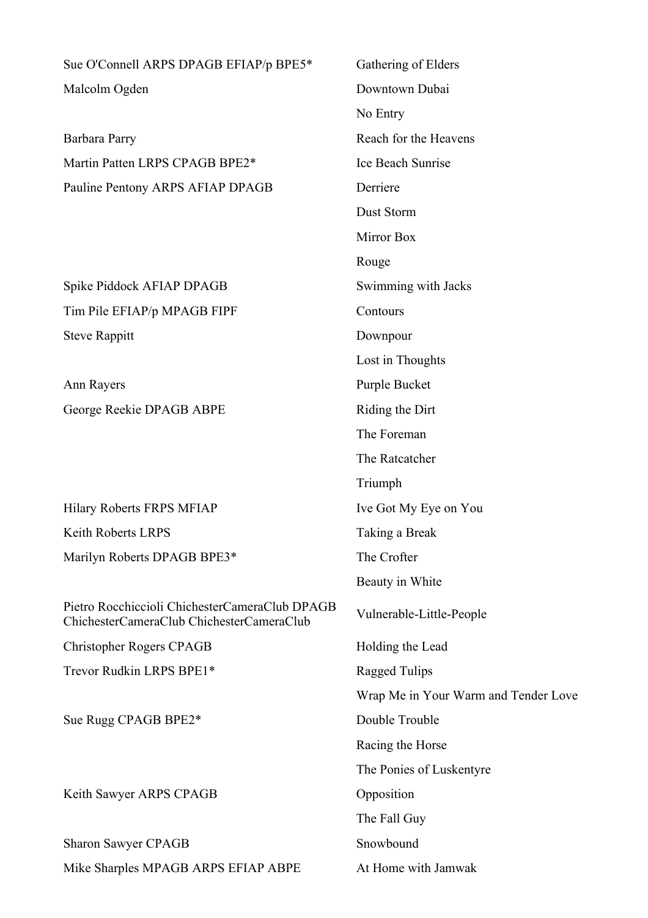| | |
|---|---|
| Sue O'Connell ARPS DPAGB EFIAP/p BPE5* | Gathering of Elders |
| Malcolm Ogden | Downtown Dubai |
| | No Entry |
| Barbara Parry | Reach for the Heavens |
| Martin Patten LRPS CPAGB BPE2* | Ice Beach Sunrise |
| Pauline Pentony ARPS AFIAP DPAGB | Derriere |
| | Dust Storm |
| | Mirror Box |
| | Rouge |
| Spike Piddock AFIAP DPAGB | Swimming with Jacks |
| Tim Pile EFIAP/p MPAGB FIPF | Contours |
| Steve Rappitt | Downpour |
| | Lost in Thoughts |
| Ann Rayers | Purple Bucket |
| George Reekie DPAGB ABPE | Riding the Dirt |
| | The Foreman |
| | The Ratcatcher |
| | Triumph |
| Hilary Roberts FRPS MFIAP | Ive Got My Eye on You |
| Keith Roberts LRPS | Taking a Break |
| Marilyn Roberts DPAGB BPE3* | The Crofter |
| | Beauty in White |
| Pietro Rocchiccioli ChichesterCameraClub DPAGB ChichesterCameraClub ChichesterCameraClub | Vulnerable-Little-People |
| Christopher Rogers CPAGB | Holding the Lead |
| Trevor Rudkin LRPS BPE1* | Ragged Tulips |
| | Wrap Me in Your Warm and Tender Love |
| Sue Rugg CPAGB BPE2* | Double Trouble |
| | Racing the Horse |
| | The Ponies of Luskentyre |
| Keith Sawyer ARPS CPAGB | Opposition |
| | The Fall Guy |
| Sharon Sawyer CPAGB | Snowbound |
| Mike Sharples MPAGB ARPS EFIAP ABPE | At Home with Jamwak |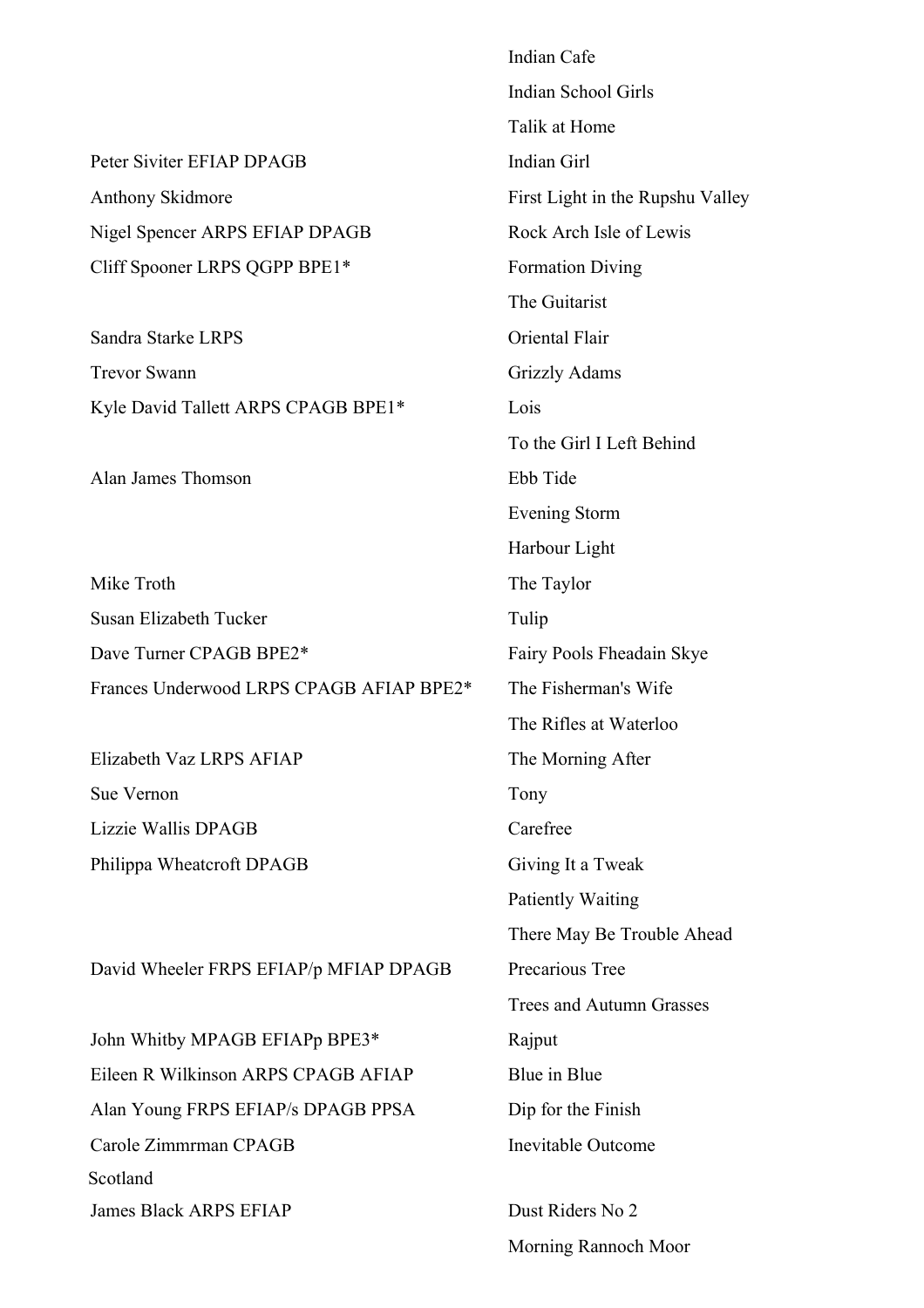| | |
|---|---|
| | Indian Cafe |
| | Indian School Girls |
| | Talik at Home |
| Peter Siviter EFIAP DPAGB | Indian Girl |
| Anthony Skidmore | First Light in the Rupshu Valley |
| Nigel Spencer ARPS EFIAP DPAGB | Rock Arch Isle of Lewis |
| Cliff Spooner LRPS QGPP BPE1* | Formation Diving |
| | The Guitarist |
| Sandra Starke LRPS | Oriental Flair |
| Trevor Swann | Grizzly Adams |
| Kyle David Tallett ARPS CPAGB BPE1* | Lois |
| | To the Girl I Left Behind |
| Alan James Thomson | Ebb Tide |
| | Evening Storm |
| | Harbour Light |
| Mike Troth | The Taylor |
| Susan Elizabeth Tucker | Tulip |
| Dave Turner CPAGB BPE2* | Fairy Pools Fheadain Skye |
| Frances Underwood LRPS CPAGB AFIAP BPE2* | The Fisherman's Wife |
| | The Rifles at Waterloo |
| Elizabeth Vaz LRPS AFIAP | The Morning After |
| Sue Vernon | Tony |
| Lizzie Wallis DPAGB | Carefree |
| Philippa Wheatcroft DPAGB | Giving It a Tweak |
| | Patiently Waiting |
| | There May Be Trouble Ahead |
| David Wheeler FRPS EFIAP/p MFIAP DPAGB | Precarious Tree |
| | Trees and Autumn Grasses |
| John Whitby MPAGB EFIAPp BPE3* | Rajput |
| Eileen R Wilkinson ARPS CPAGB AFIAP | Blue in Blue |
| Alan Young FRPS EFIAP/s DPAGB PPSA | Dip for the Finish |
| Carole Zimmrman CPAGB | Inevitable Outcome |

Scotland

| | |
|---|---|
| James Black ARPS EFIAP | Dust Riders No 2 |
| | Morning Rannoch Moor |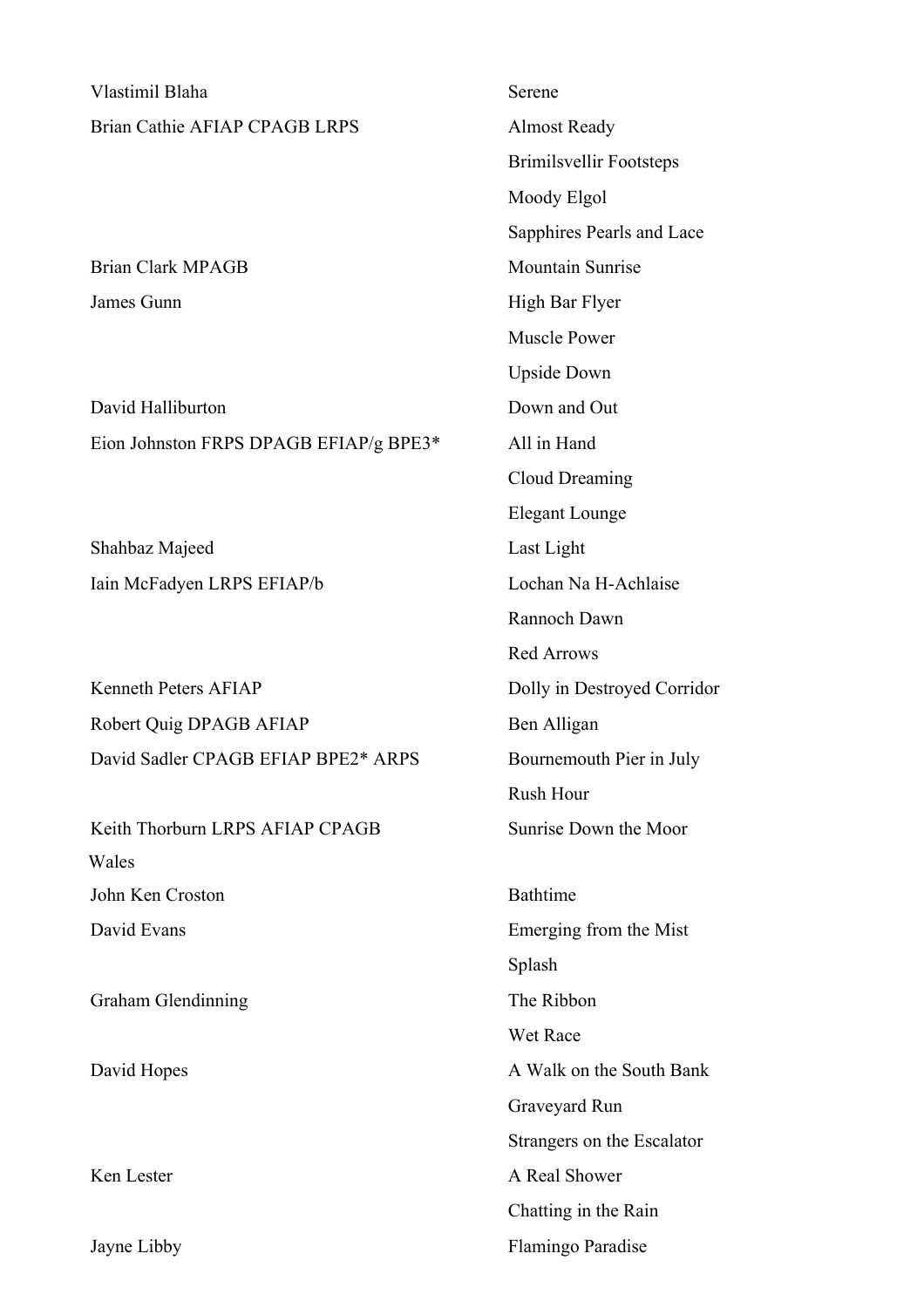| | |
|---|---|
| Vlastimil Blaha | Serene |
| Brian Cathie AFIAP CPAGB LRPS | Almost Ready |
| | Brimilsvellir Footsteps |
| | Moody Elgol |
| | Sapphires Pearls and Lace |
| Brian Clark MPAGB | Mountain Sunrise |
| James Gunn | High Bar Flyer |
| | Muscle Power |
| | Upside Down |
| David Halliburton | Down and Out |
| Eion Johnston FRPS DPAGB EFIAP/g BPE3* | All in Hand |
| | Cloud Dreaming |
| | Elegant Lounge |
| Shahbaz Majeed | Last Light |
| Iain McFadyen LRPS EFIAP/b | Lochan Na H-Achlaise |
| | Rannoch Dawn |
| | Red Arrows |
| Kenneth Peters AFIAP | Dolly in Destroyed Corridor |
| Robert Quig DPAGB AFIAP | Ben Alligan |
| David Sadler CPAGB EFIAP BPE2* ARPS | Bournemouth Pier in July |
| | Rush Hour |
| Keith Thorburn LRPS AFIAP CPAGB | Sunrise Down the Moor |

Wales

| | |
|---|---|
| John Ken Croston | Bathtime |
| David Evans | Emerging from the Mist |
| | Splash |
| Graham Glendinning | The Ribbon |
| | Wet Race |
| David Hopes | A Walk on the South Bank |
| | Graveyard Run |
| | Strangers on the Escalator |
| Ken Lester | A Real Shower |
| | Chatting in the Rain |
| Jayne Libby | Flamingo Paradise |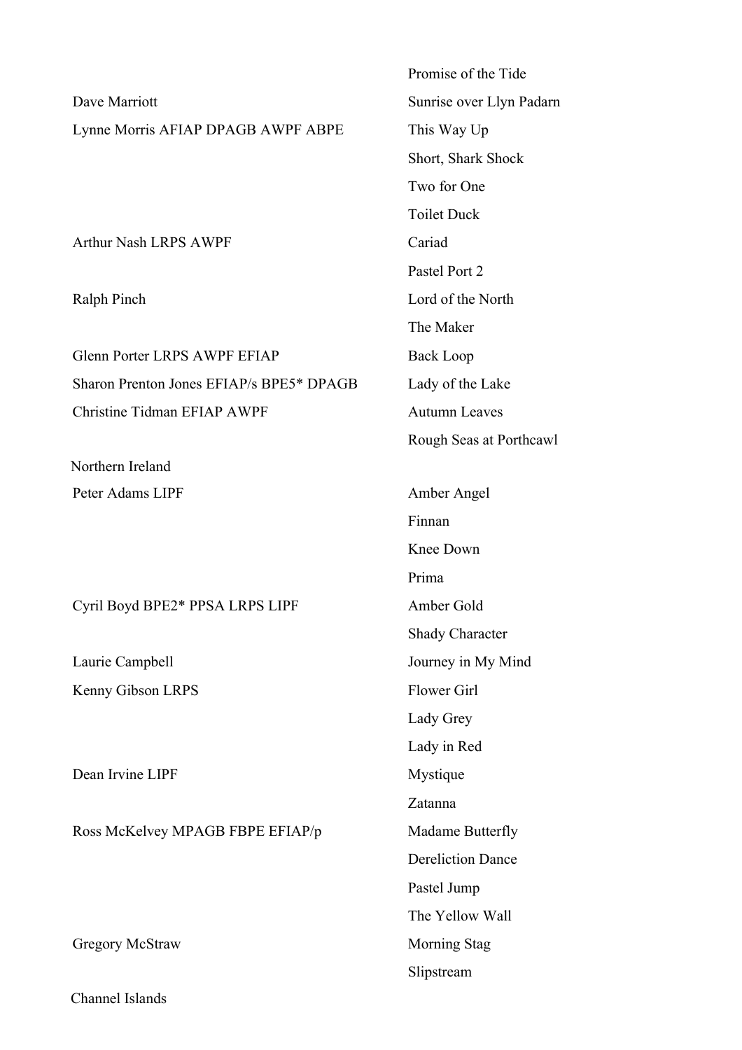| | |
|---|---|
| | Promise of the Tide |
| Dave Marriott | Sunrise over Llyn Padarn |
| Lynne Morris AFIAP DPAGB AWPF ABPE | This Way Up |
| | Short, Shark Shock |
| | Two for One |
| | Toilet Duck |
| Arthur Nash LRPS AWPF | Cariad |
| | Pastel Port 2 |
| Ralph Pinch | Lord of the North |
| | The Maker |
| Glenn Porter LRPS AWPF EFIAP | Back Loop |
| Sharon Prenton Jones EFIAP/s BPE5* DPAGB | Lady of the Lake |
| Christine Tidman EFIAP AWPF | Autumn Leaves |
| | Rough Seas at Porthcawl |

Northern Ireland

| | |
|---|---|
| Peter Adams LIPF | Amber Angel |
| | Finnan |
| | Knee Down |
| | Prima |
| Cyril Boyd BPE2* PPSA LRPS LIPF | Amber Gold |
| | Shady Character |
| Laurie Campbell | Journey in My Mind |
| Kenny Gibson LRPS | Flower Girl |
| | Lady Grey |
| | Lady in Red |
| Dean Irvine LIPF | Mystique |
| | Zatanna |
| Ross McKelvey MPAGB FBPE EFIAP/p | Madame Butterfly |
| | Dereliction Dance |
| | Pastel Jump |
| | The Yellow Wall |
| Gregory McStraw | Morning Stag |
| | Slipstream |

Channel Islands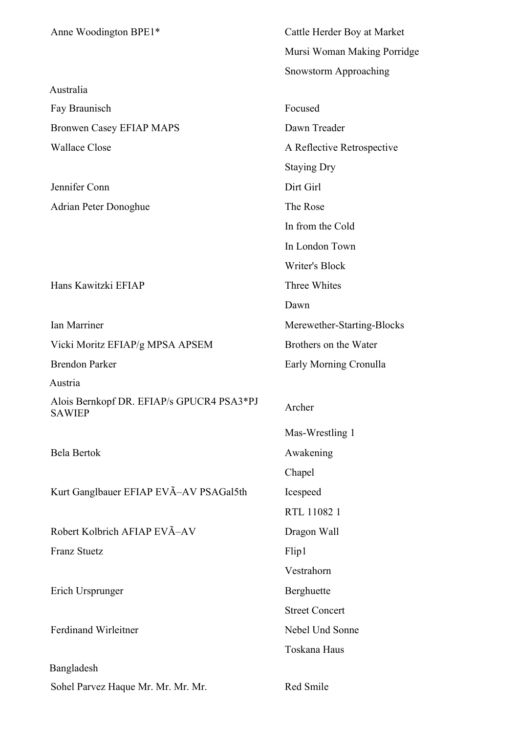| | |
|---|---|
| Anne Woodington BPE1* | Cattle Herder Boy at Market |
| | Mursi Woman Making Porridge |
| | Snowstorm Approaching |
| **Australia** | |
| Fay Braunisch | Focused |
| Bronwen Casey EFIAP MAPS | Dawn Treader |
| Wallace Close | A Reflective Retrospective |
| | Staying Dry |
| Jennifer Conn | Dirt Girl |
| Adrian Peter Donoghue | The Rose |
| | In from the Cold |
| | In London Town |
| | Writer's Block |
| Hans Kawitzki EFIAP | Three Whites |
| | Dawn |
| Ian Marriner | Merewether-Starting-Blocks |
| Vicki Moritz EFIAP/g MPSA APSEM | Brothers on the Water |
| Brendon Parker | Early Morning Cronulla |
| **Austria** | |
| Alois Bernkopf DR. EFIAP/s GPUCR4 PSA3*PJ SAWIEP | Archer |
| | Mas-Wrestling 1 |
| Bela Bertok | Awakening |
| | Chapel |
| Kurt Ganglbauer EFIAP EVÃ–AV PSAGal5th | Icespeed |
| | RTL 11082 1 |
| Robert Kolbrich AFIAP EVÃ–AV | Dragon Wall |
| Franz Stuetz | Flip1 |
| | Vestrahorn |
| Erich Ursprunger | Berghuette |
| | Street Concert |
| Ferdinand Wirleitner | Nebel Und Sonne |
| | Toskana Haus |
| **Bangladesh** | |
| Sohel Parvez Haque Mr. Mr. Mr. Mr. | Red Smile |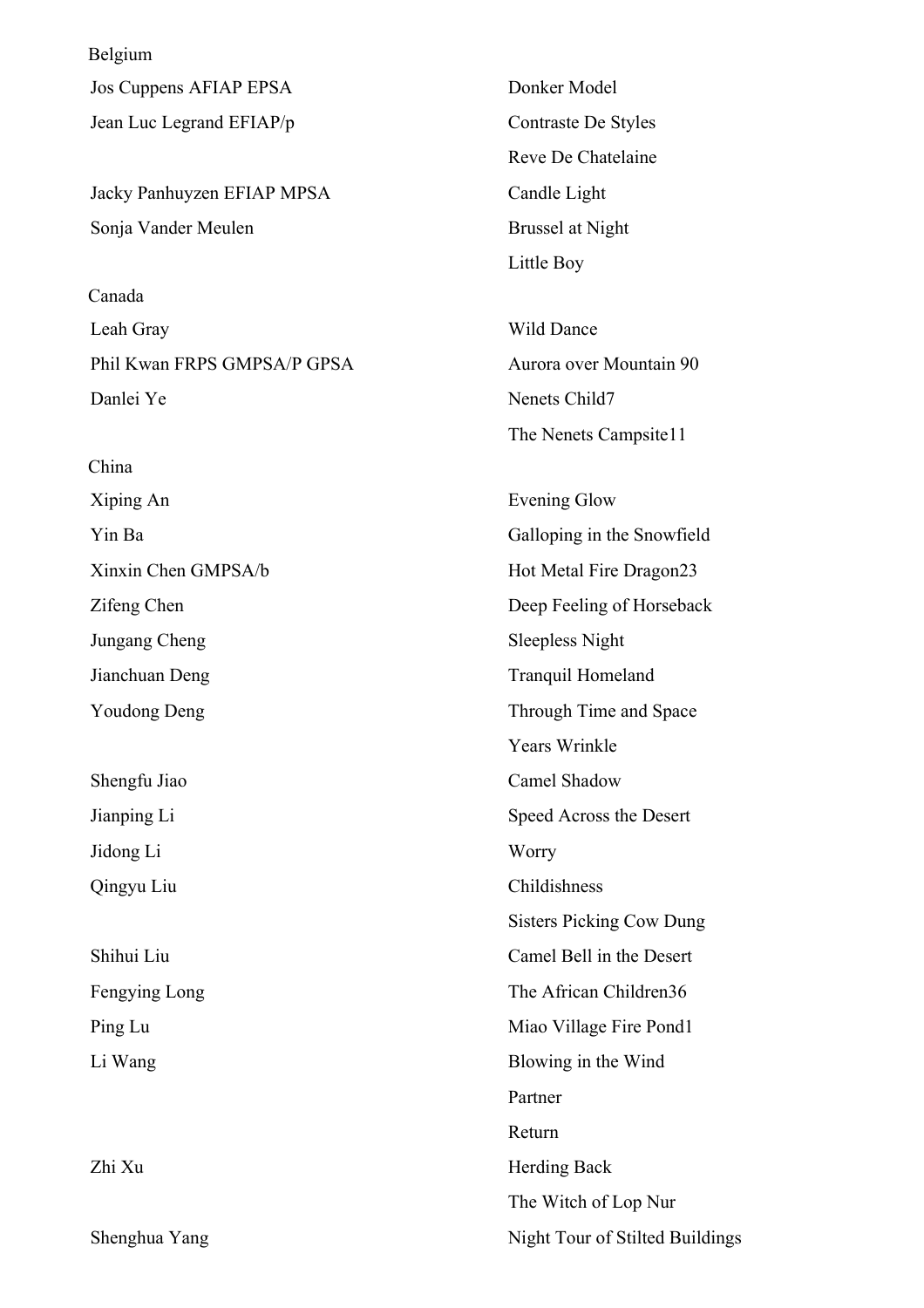Belgium

| | |
|---|---|
| Jos Cuppens AFIAP EPSA | Donker Model |
| Jean Luc Legrand EFIAP/p | Contraste De Styles |
| | Reve De Chatelaine |
| Jacky Panhuyzen EFIAP MPSA | Candle Light |
| Sonja Vander Meulen | Brussel at Night |
| | Little Boy |

Canada

| | |
|---|---|
| Leah Gray | Wild Dance |
| Phil Kwan FRPS GMPSA/P GPSA | Aurora over Mountain 90 |
| Danlei Ye | Nenets Child7 |
| | The Nenets Campsite11 |

China

| | |
|---|---|
| Xiping An | Evening Glow |
| Yin Ba | Galloping in the Snowfield |
| Xinxin Chen GMPSA/b | Hot Metal Fire Dragon23 |
| Zifeng Chen | Deep Feeling of Horseback |
| Jungang Cheng | Sleepless Night |
| Jianchuan Deng | Tranquil Homeland |
| Youdong Deng | Through Time and Space |
| | Years Wrinkle |
| Shengfu Jiao | Camel Shadow |
| Jianping Li | Speed Across the Desert |
| Jidong Li | Worry |
| Qingyu Liu | Childishness |
| | Sisters Picking Cow Dung |
| Shihui Liu | Camel Bell in the Desert |
| Fengying Long | The African Children36 |
| Ping Lu | Miao Village Fire Pond1 |
| Li Wang | Blowing in the Wind |
| | Partner |
| | Return |
| Zhi Xu | Herding Back |
| | The Witch of Lop Nur |
| Shenghua Yang | Night Tour of Stilted Buildings |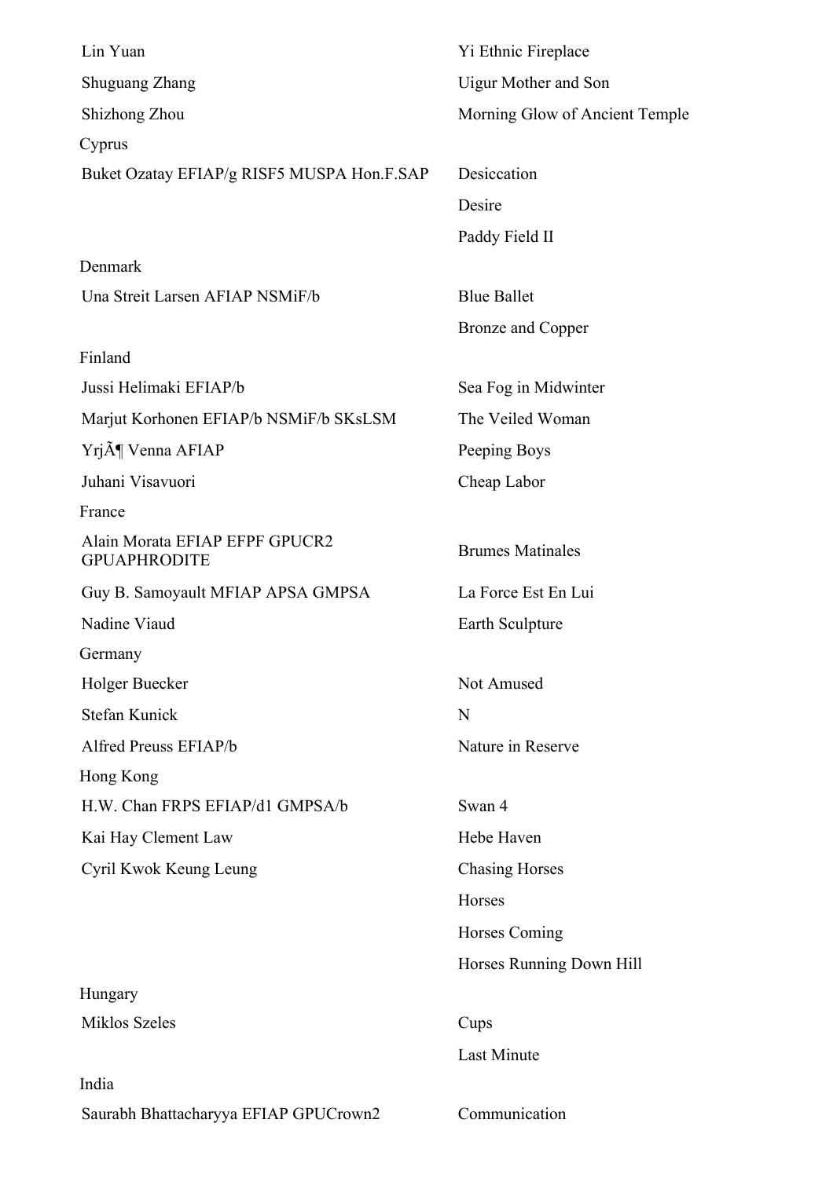| | |
|---|---|
| Lin Yuan | Yi Ethnic Fireplace |
| Shuguang Zhang | Uigur Mother and Son |
| Shizhong Zhou | Morning Glow of Ancient Temple |
| **Cyprus** | |
| Buket Ozatay EFIAP/g RISF5 MUSPA Hon.F.SAP | Desiccation |
| | Desire |
| | Paddy Field II |
| **Denmark** | |
| Una Streit Larsen AFIAP NSMiF/b | Blue Ballet |
| | Bronze and Copper |
| **Finland** | |
| Jussi Helimaki EFIAP/b | Sea Fog in Midwinter |
| Marjut Korhonen EFIAP/b NSMiF/b SKsLSM | The Veiled Woman |
| YrjÃ¶ Venna AFIAP | Peeping Boys |
| Juhani Visavuori | Cheap Labor |
| **France** | |
| Alain Morata EFIAP EFPF GPUCR2 GPUAPHRODITE | Brumes Matinales |
| Guy B. Samoyault MFIAP APSA GMPSA | La Force Est En Lui |
| Nadine Viaud | Earth Sculpture |
| **Germany** | |
| Holger Buecker | Not Amused |
| Stefan Kunick | N |
| Alfred Preuss EFIAP/b | Nature in Reserve |
| **Hong Kong** | |
| H.W. Chan FRPS EFIAP/d1 GMPSA/b | Swan 4 |
| Kai Hay Clement Law | Hebe Haven |
| Cyril Kwok Keung Leung | Chasing Horses |
| | Horses |
| | Horses Coming |
| | Horses Running Down Hill |
| **Hungary** | |
| Miklos Szeles | Cups |
| | Last Minute |
| **India** | |
| Saurabh Bhattacharyya EFIAP GPUCrown2 | Communication |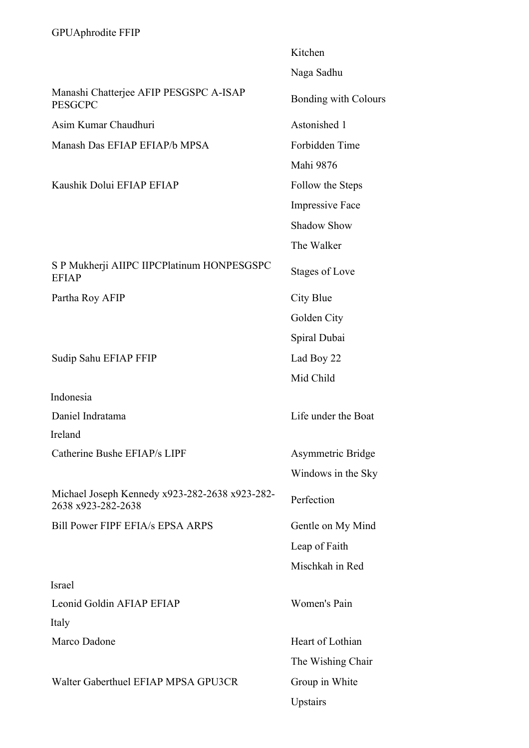GPUAphrodite FFIP

| | |
|---|---|
| | Kitchen |
| | Naga Sadhu |
| Manashi Chatterjee AFIP PESGSPC A-ISAP PESGCPC | Bonding with Colours |
| Asim Kumar Chaudhuri | Astonished 1 |
| Manash Das EFIAP EFIAP/b MPSA | Forbidden Time |
| | Mahi 9876 |
| Kaushik Dolui EFIAP EFIAP | Follow the Steps |
| | Impressive Face |
| | Shadow Show |
| | The Walker |
| S P Mukherji AIIPC IIPCPlatinum HONPESGSPC EFIAP | Stages of Love |
| Partha Roy AFIP | City Blue |
| | Golden City |
| | Spiral Dubai |
| Sudip Sahu EFIAP FFIP | Lad Boy 22 |
| | Mid Child |

Indonesia

| | |
|---|---|
| Daniel Indratama | Life under the Boat |

Ireland

| | |
|---|---|
| Catherine Bushe EFIAP/s LIPF | Asymmetric Bridge |
| | Windows in the Sky |
| Michael Joseph Kennedy x923-282-2638 x923-282-2638 x923-282-2638 | Perfection |
| Bill Power FIPF EFIA/s EPSA ARPS | Gentle on My Mind |
| | Leap of Faith |
| | Mischkah in Red |

Israel

| | |
|---|---|
| Leonid Goldin AFIAP EFIAP | Women's Pain |

Italy

| | |
|---|---|
| Marco Dadone | Heart of Lothian |
| | The Wishing Chair |
| Walter Gaberthuel EFIAP MPSA GPU3CR | Group in White |
| | Upstairs |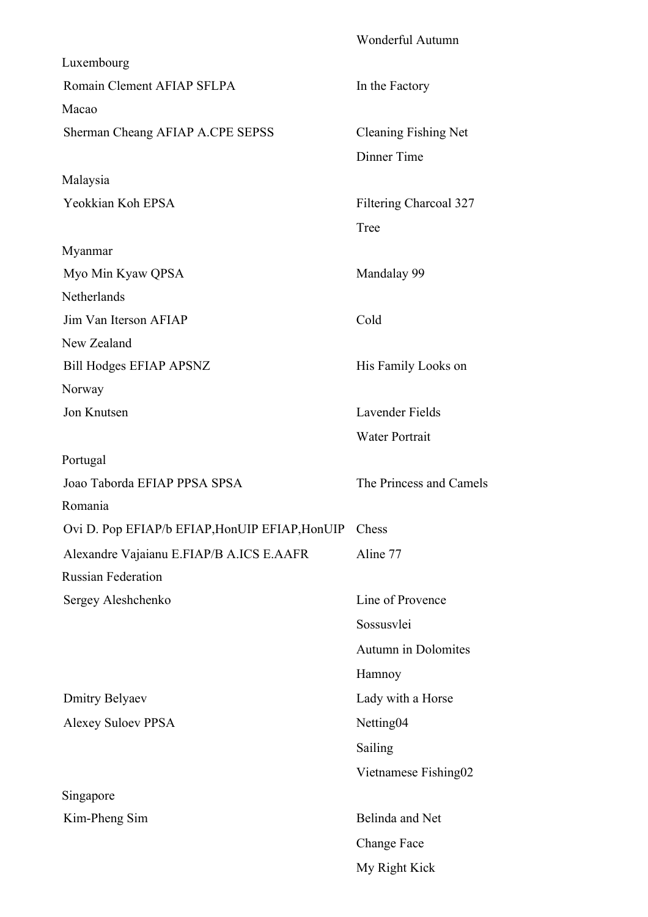| | |
|---|---|
| | Wonderful Autumn |
| Luxembourg | |
| Romain Clement AFIAP SFLPA | In the Factory |
| Macao | |
| Sherman Cheang AFIAP A.CPE SEPSS | Cleaning Fishing Net |
| | Dinner Time |
| Malaysia | |
| Yeokkian Koh EPSA | Filtering Charcoal 327 |
| | Tree |
| Myanmar | |
| Myo Min Kyaw QPSA | Mandalay 99 |
| Netherlands | |
| Jim Van Iterson AFIAP | Cold |
| New Zealand | |
| Bill Hodges EFIAP APSNZ | His Family Looks on |
| Norway | |
| Jon Knutsen | Lavender Fields |
| | Water Portrait |
| Portugal | |
| Joao Taborda EFIAP PPSA SPSA | The Princess and Camels |
| Romania | |
| Ovi D. Pop EFIAP/b EFIAP,HonUIP EFIAP,HonUIP | Chess |
| Alexandre Vajaianu E.FIAP/B A.ICS E.AAFR | Aline 77 |
| Russian Federation | |
| Sergey Aleshchenko | Line of Provence |
| | Sossusvlei |
| | Autumn in Dolomites |
| | Hamnoy |
| Dmitry Belyaev | Lady with a Horse |
| Alexey Suloev PPSA | Netting04 |
| | Sailing |
| | Vietnamese Fishing02 |
| Singapore | |
| Kim-Pheng Sim | Belinda and Net |
| | Change Face |
| | My Right Kick |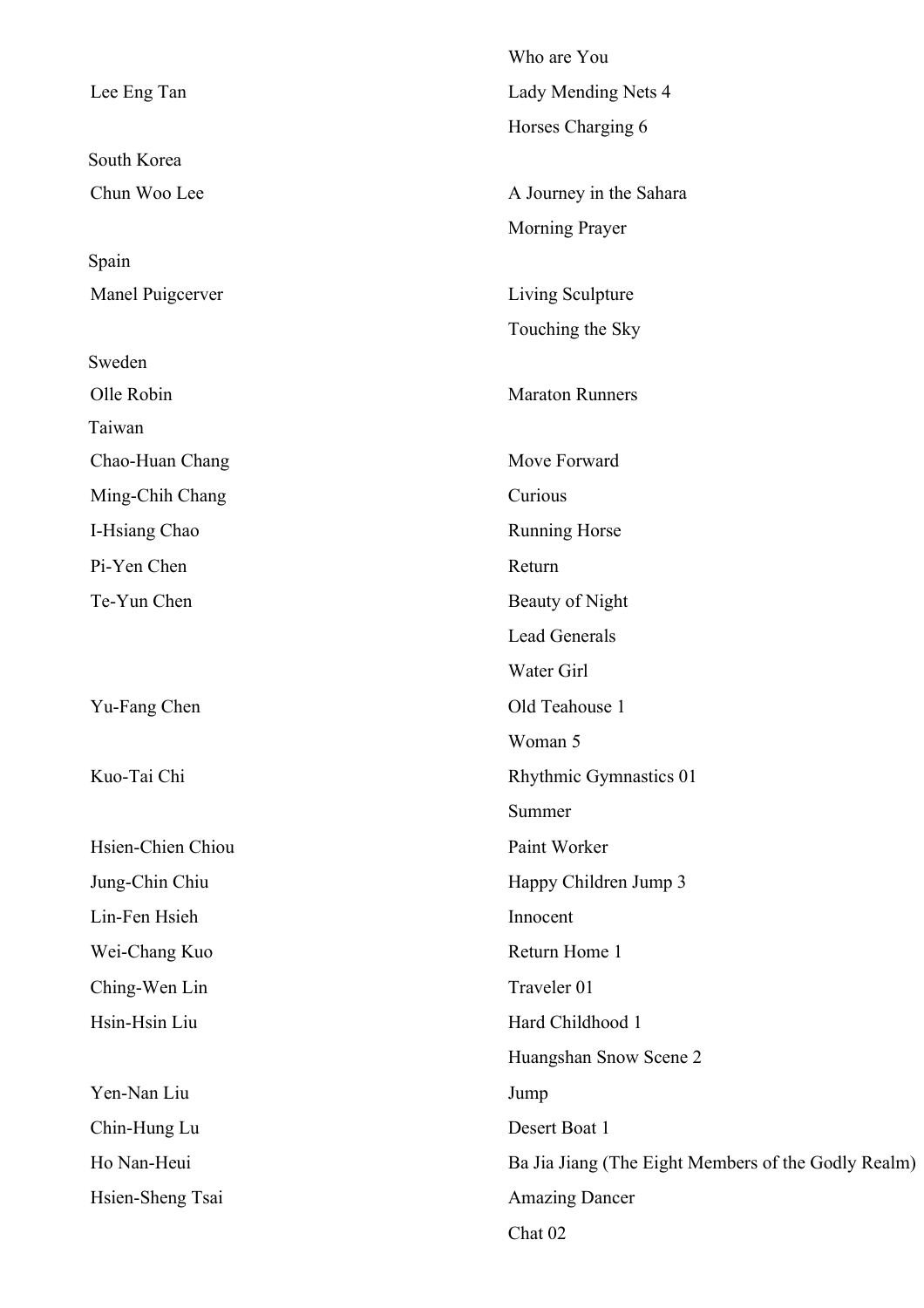| | |
|---|---|
| | Who are You |
| Lee Eng Tan | Lady Mending Nets 4 |
| | Horses Charging 6 |
| South Korea | |
| Chun Woo Lee | A Journey in the Sahara |
| | Morning Prayer |
| Spain | |
| Manel Puigcerver | Living Sculpture |
| | Touching the Sky |
| Sweden | |
| Olle Robin | Maraton Runners |
| Taiwan | |
| Chao-Huan Chang | Move Forward |
| Ming-Chih Chang | Curious |
| I-Hsiang Chao | Running Horse |
| Pi-Yen Chen | Return |
| Te-Yun Chen | Beauty of Night |
| | Lead Generals |
| | Water Girl |
| Yu-Fang Chen | Old Teahouse 1 |
| | Woman 5 |
| Kuo-Tai Chi | Rhythmic Gymnastics 01 |
| | Summer |
| Hsien-Chien Chiou | Paint Worker |
| Jung-Chin Chiu | Happy Children Jump 3 |
| Lin-Fen Hsieh | Innocent |
| Wei-Chang Kuo | Return Home 1 |
| Ching-Wen Lin | Traveler 01 |
| Hsin-Hsin Liu | Hard Childhood 1 |
| | Huangshan Snow Scene 2 |
| Yen-Nan Liu | Jump |
| Chin-Hung Lu | Desert Boat 1 |
| Ho Nan-Heui | Ba Jia Jiang (The Eight Members of the Godly Realm) |
| Hsien-Sheng Tsai | Amazing Dancer |
| | Chat 02 |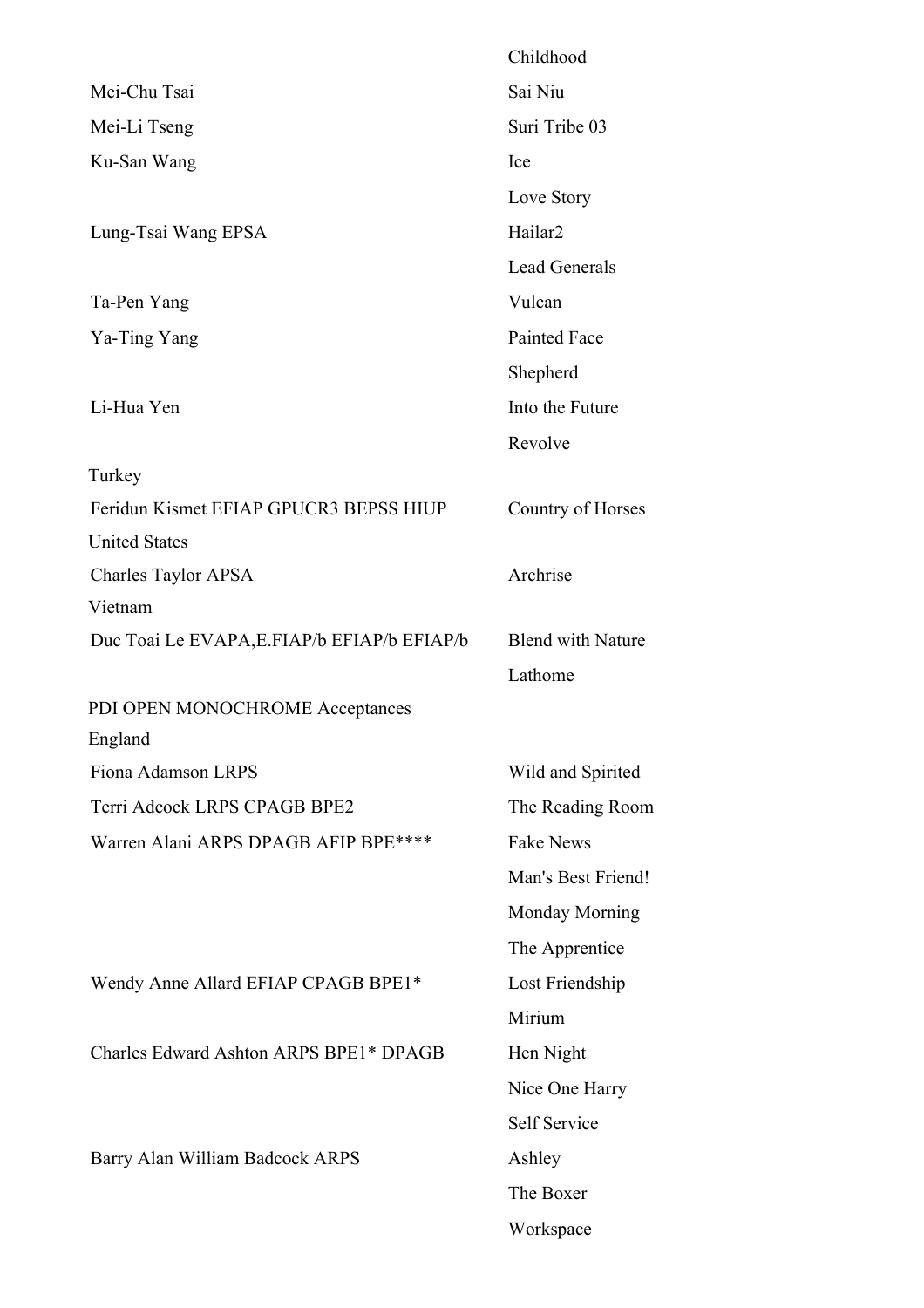| | |
|---|---|
| | Childhood |
| Mei-Chu Tsai | Sai Niu |
| Mei-Li Tseng | Suri Tribe 03 |
| Ku-San Wang | Ice |
| | Love Story |
| Lung-Tsai Wang EPSA | Hailar2 |
| | Lead Generals |
| Ta-Pen Yang | Vulcan |
| Ya-Ting Yang | Painted Face |
| | Shepherd |
| Li-Hua Yen | Into the Future |
| | Revolve |

Turkey

| | |
|---|---|
| Feridun Kismet EFIAP GPUCR3 BEPSS HIUP | Country of Horses |

United States

| | |
|---|---|
| Charles Taylor APSA | Archrise |

Vietnam

| | |
|---|---|
| Duc Toai Le EVAPA,E.FIAP/b EFIAP/b EFIAP/b | Blend with Nature |
| | Lathome |

PDI OPEN MONOCHROME Acceptances

England

| | |
|---|---|
| Fiona Adamson LRPS | Wild and Spirited |
| Terri Adcock LRPS CPAGB BPE2 | The Reading Room |
| Warren Alani ARPS DPAGB AFIP BPE**** | Fake News |
| | Man's Best Friend! |
| | Monday Morning |
| | The Apprentice |
| Wendy Anne Allard EFIAP CPAGB BPE1* | Lost Friendship |
| | Mirium |
| Charles Edward Ashton ARPS BPE1* DPAGB | Hen Night |
| | Nice One Harry |
| | Self Service |
| Barry Alan William Badcock ARPS | Ashley |
| | The Boxer |
| | Workspace |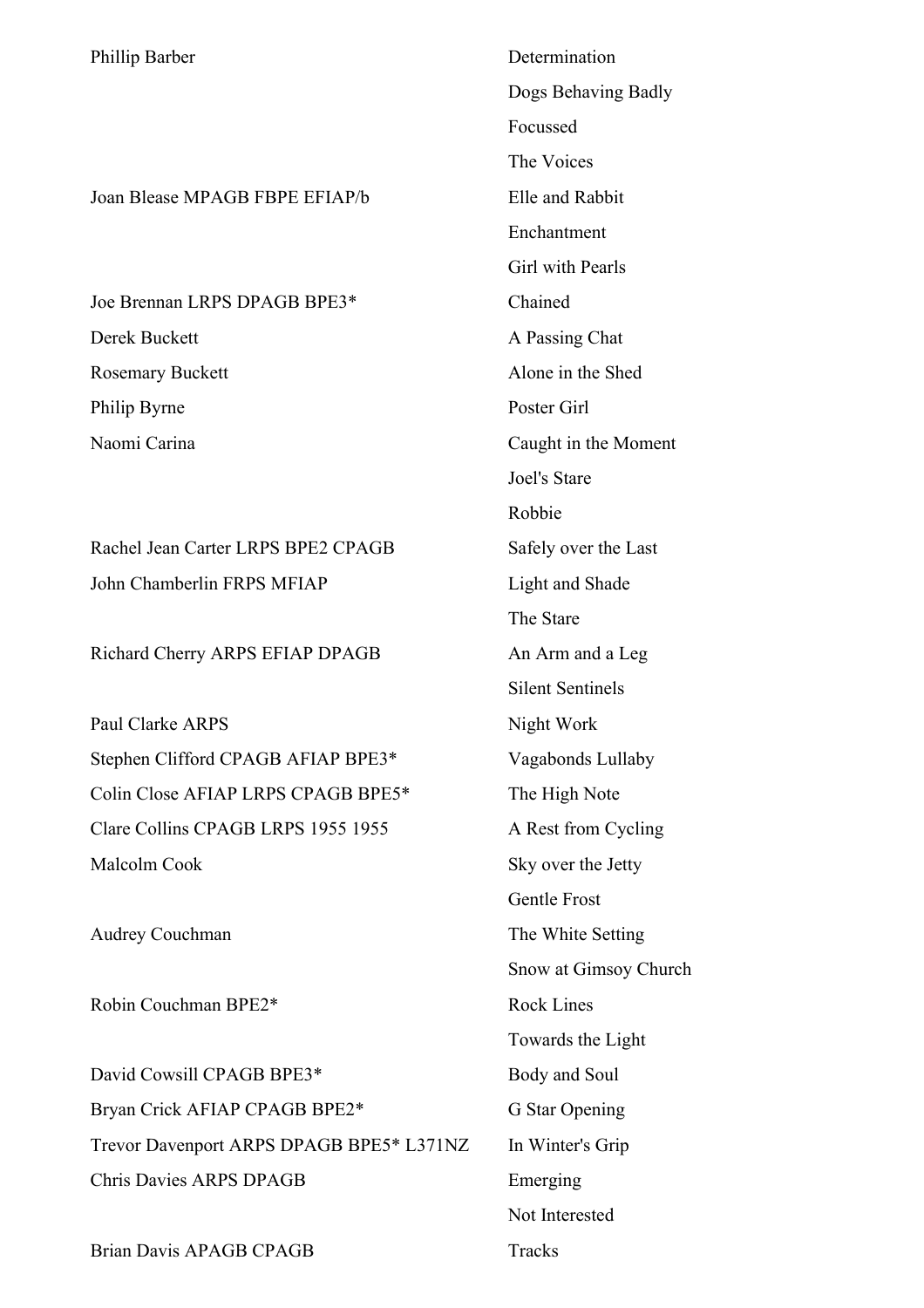| | |
|---|---|
| Phillip Barber | Determination |
| | Dogs Behaving Badly |
| | Focussed |
| | The Voices |
| Joan Blease MPAGB FBPE EFIAP/b | Elle and Rabbit |
| | Enchantment |
| | Girl with Pearls |
| Joe Brennan LRPS DPAGB BPE3* | Chained |
| Derek Buckett | A Passing Chat |
| Rosemary Buckett | Alone in the Shed |
| Philip Byrne | Poster Girl |
| Naomi Carina | Caught in the Moment |
| | Joel's Stare |
| | Robbie |
| Rachel Jean Carter LRPS BPE2 CPAGB | Safely over the Last |
| John Chamberlin FRPS MFIAP | Light and Shade |
| | The Stare |
| Richard Cherry ARPS EFIAP DPAGB | An Arm and a Leg |
| | Silent Sentinels |
| Paul Clarke ARPS | Night Work |
| Stephen Clifford CPAGB AFIAP BPE3* | Vagabonds Lullaby |
| Colin Close AFIAP LRPS CPAGB BPE5* | The High Note |
| Clare Collins CPAGB LRPS 1955 1955 | A Rest from Cycling |
| Malcolm Cook | Sky over the Jetty |
| | Gentle Frost |
| Audrey Couchman | The White Setting |
| | Snow at Gimsoy Church |
| Robin Couchman BPE2* | Rock Lines |
| | Towards the Light |
| David Cowsill CPAGB BPE3* | Body and Soul |
| Bryan Crick AFIAP CPAGB BPE2* | G Star Opening |
| Trevor Davenport ARPS DPAGB BPE5* L371NZ | In Winter's Grip |
| Chris Davies ARPS DPAGB | Emerging |
| | Not Interested |
| Brian Davis APAGB CPAGB | Tracks |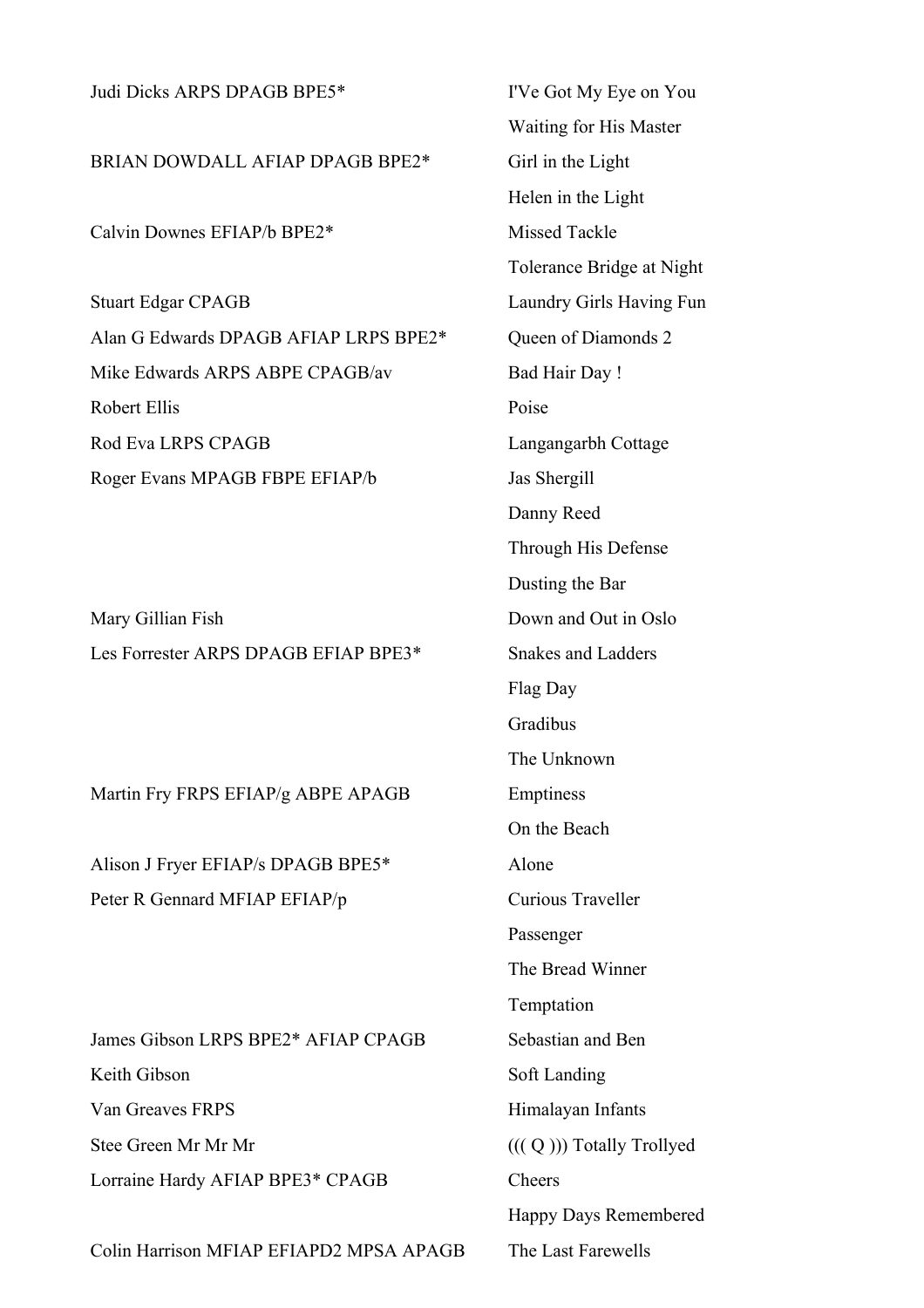| | |
|---|---|
| Judi Dicks ARPS DPAGB BPE5* | I'Ve Got My Eye on You |
| | Waiting for His Master |
| BRIAN DOWDALL AFIAP DPAGB BPE2* | Girl in the Light |
| | Helen in the Light |
| Calvin Downes EFIAP/b BPE2* | Missed Tackle |
| | Tolerance Bridge at Night |
| Stuart Edgar CPAGB | Laundry Girls Having Fun |
| Alan G Edwards DPAGB AFIAP LRPS BPE2* | Queen of Diamonds 2 |
| Mike Edwards ARPS ABPE CPAGB/av | Bad Hair Day ! |
| Robert Ellis | Poise |
| Rod Eva LRPS CPAGB | Langangarbh Cottage |
| Roger Evans MPAGB FBPE EFIAP/b | Jas Shergill |
| | Danny Reed |
| | Through His Defense |
| | Dusting the Bar |
| Mary Gillian Fish | Down and Out in Oslo |
| Les Forrester ARPS DPAGB EFIAP BPE3* | Snakes and Ladders |
| | Flag Day |
| | Gradibus |
| | The Unknown |
| Martin Fry FRPS EFIAP/g ABPE APAGB | Emptiness |
| | On the Beach |
| Alison J Fryer EFIAP/s DPAGB BPE5* | Alone |
| Peter R Gennard MFIAP EFIAP/p | Curious Traveller |
| | Passenger |
| | The Bread Winner |
| | Temptation |
| James Gibson LRPS BPE2* AFIAP CPAGB | Sebastian and Ben |
| Keith Gibson | Soft Landing |
| Van Greaves FRPS | Himalayan Infants |
| Stee Green Mr Mr Mr | ((( Q ))) Totally Trollyed |
| Lorraine Hardy AFIAP BPE3* CPAGB | Cheers |
| | Happy Days Remembered |
| Colin Harrison MFIAP EFIAPD2 MPSA APAGB | The Last Farewells |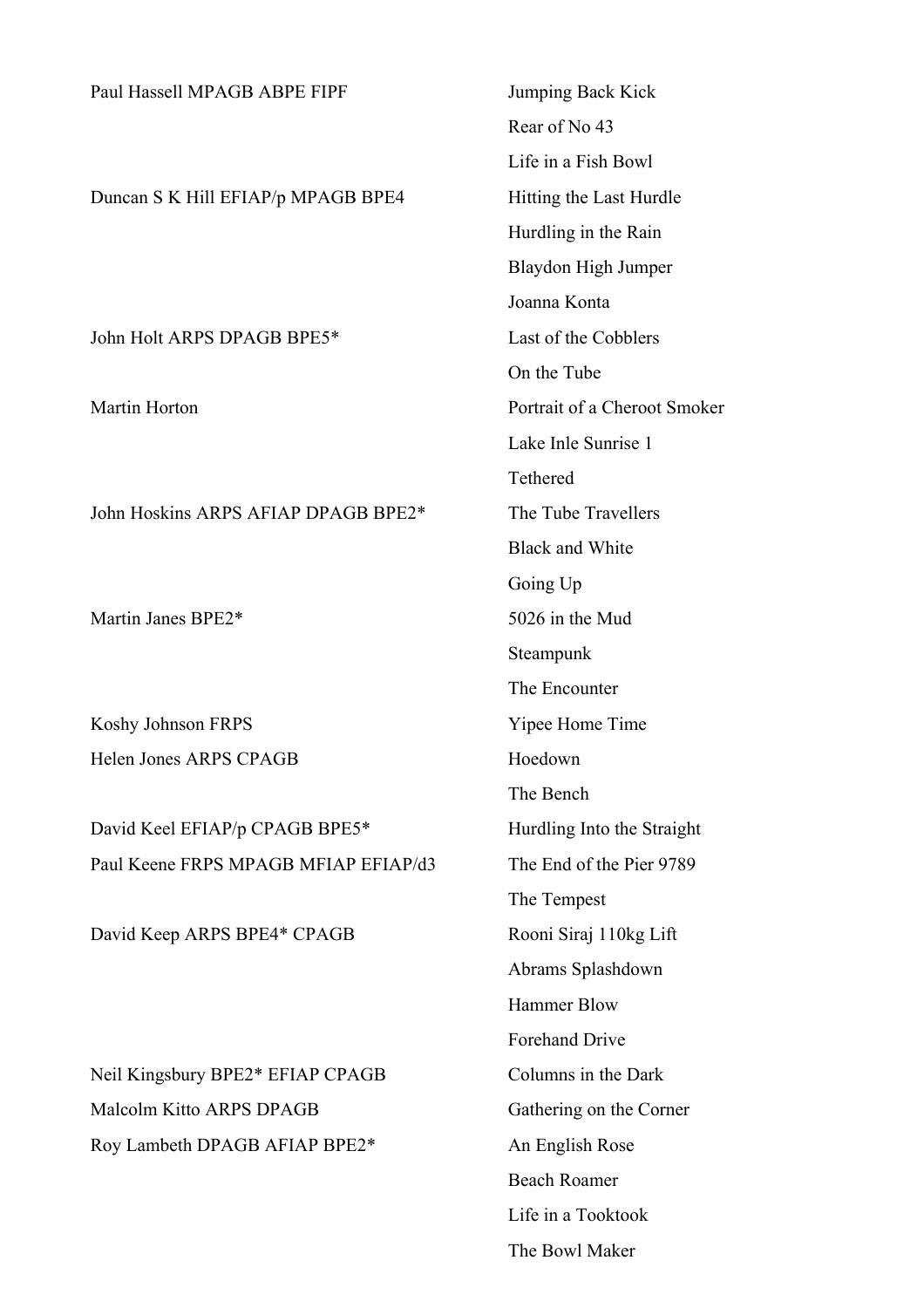| | |
|---|---|
| Paul Hassell MPAGB ABPE FIPF | Jumping Back Kick |
| | Rear of No 43 |
| | Life in a Fish Bowl |
| Duncan S K Hill EFIAP/p MPAGB BPE4 | Hitting the Last Hurdle |
| | Hurdling in the Rain |
| | Blaydon High Jumper |
| | Joanna Konta |
| John Holt ARPS DPAGB BPE5* | Last of the Cobblers |
| | On the Tube |
| Martin Horton | Portrait of a Cheroot Smoker |
| | Lake Inle Sunrise 1 |
| | Tethered |
| John Hoskins ARPS AFIAP DPAGB BPE2* | The Tube Travellers |
| | Black and White |
| | Going Up |
| Martin Janes BPE2* | 5026 in the Mud |
| | Steampunk |
| | The Encounter |
| Koshy Johnson FRPS | Yipee Home Time |
| Helen Jones ARPS CPAGB | Hoedown |
| | The Bench |
| David Keel EFIAP/p CPAGB BPE5* | Hurdling Into the Straight |
| Paul Keene FRPS MPAGB MFIAP EFIAP/d3 | The End of the Pier 9789 |
| | The Tempest |
| David Keep ARPS BPE4* CPAGB | Rooni Siraj 110kg Lift |
| | Abrams Splashdown |
| | Hammer Blow |
| | Forehand Drive |
| Neil Kingsbury BPE2* EFIAP CPAGB | Columns in the Dark |
| Malcolm Kitto ARPS DPAGB | Gathering on the Corner |
| Roy Lambeth DPAGB AFIAP BPE2* | An English Rose |
| | Beach Roamer |
| | Life in a Tooktook |
| | The Bowl Maker |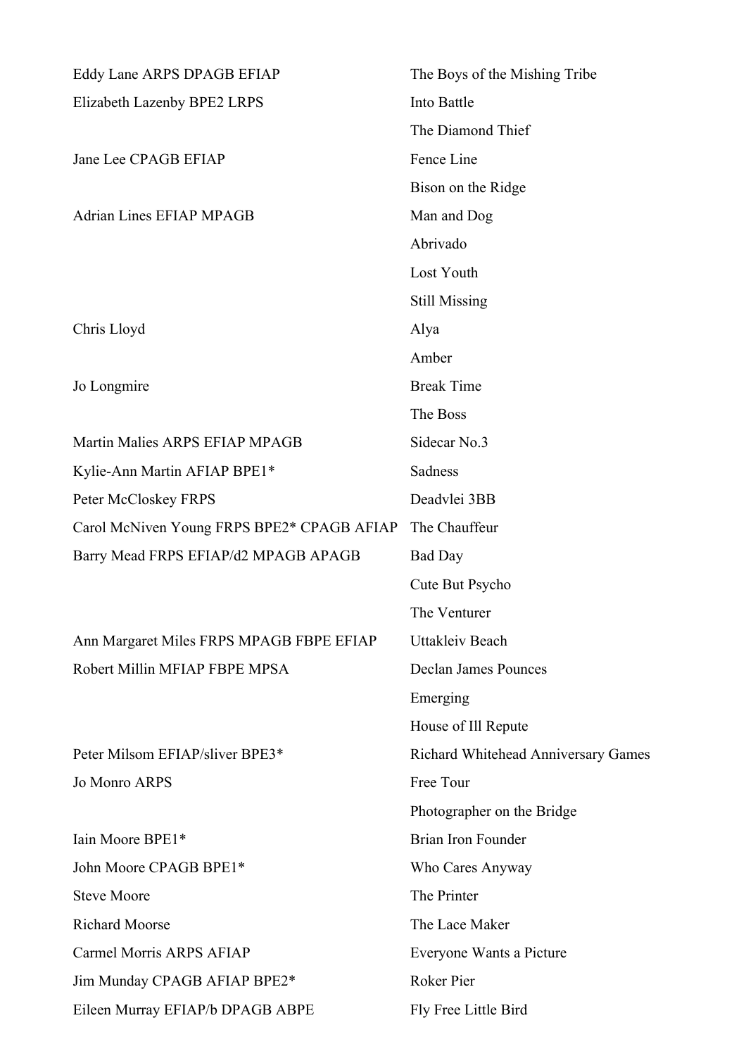| | |
|---|---|
| Eddy Lane ARPS DPAGB EFIAP | The Boys of the Mishing Tribe |
| Elizabeth Lazenby BPE2 LRPS | Into Battle |
| | The Diamond Thief |
| Jane Lee CPAGB EFIAP | Fence Line |
| | Bison on the Ridge |
| Adrian Lines EFIAP MPAGB | Man and Dog |
| | Abrivado |
| | Lost Youth |
| | Still Missing |
| Chris Lloyd | Alya |
| | Amber |
| Jo Longmire | Break Time |
| | The Boss |
| Martin Malies ARPS EFIAP MPAGB | Sidecar No.3 |
| Kylie-Ann Martin AFIAP BPE1* | Sadness |
| Peter McCloskey FRPS | Deadvlei 3BB |
| Carol McNiven Young FRPS BPE2* CPAGB AFIAP | The Chauffeur |
| Barry Mead FRPS EFIAP/d2 MPAGB APAGB | Bad Day |
| | Cute But Psycho |
| | The Venturer |
| Ann Margaret Miles FRPS MPAGB FBPE EFIAP | Uttakleiv Beach |
| Robert Millin MFIAP FBPE MPSA | Declan James Pounces |
| | Emerging |
| | House of Ill Repute |
| Peter Milsom EFIAP/sliver BPE3* | Richard Whitehead Anniversary Games |
| Jo Monro ARPS | Free Tour |
| | Photographer on the Bridge |
| Iain Moore BPE1* | Brian Iron Founder |
| John Moore CPAGB BPE1* | Who Cares Anyway |
| Steve Moore | The Printer |
| Richard Moorse | The Lace Maker |
| Carmel Morris ARPS AFIAP | Everyone Wants a Picture |
| Jim Munday CPAGB AFIAP BPE2* | Roker Pier |
| Eileen Murray EFIAP/b DPAGB ABPE | Fly Free Little Bird |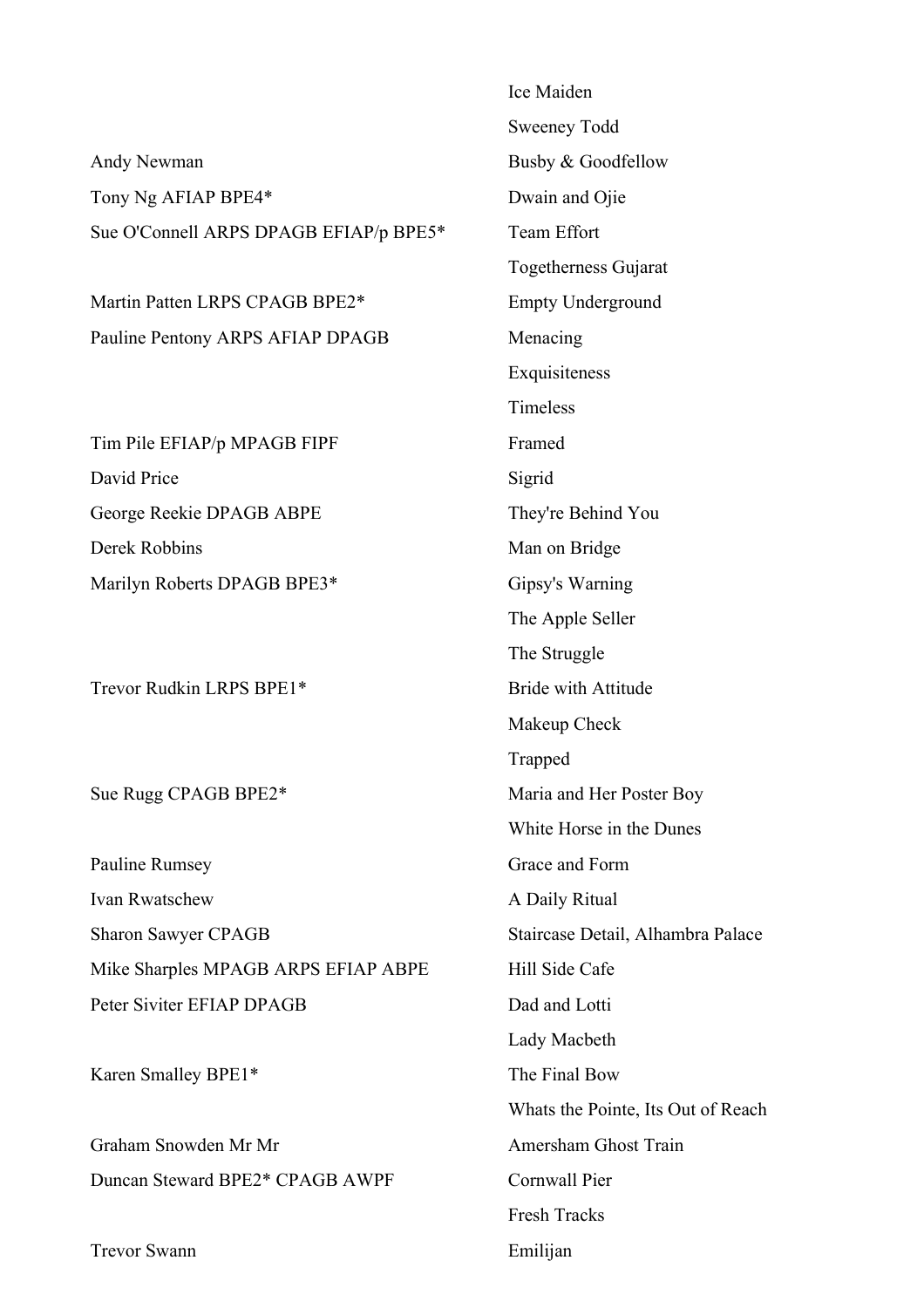| | |
|---|---|
| | Ice Maiden |
| | Sweeney Todd |
| Andy Newman | Busby & Goodfellow |
| Tony Ng AFIAP BPE4* | Dwain and Ojie |
| Sue O'Connell ARPS DPAGB EFIAP/p BPE5* | Team Effort |
| | Togetherness Gujarat |
| Martin Patten LRPS CPAGB BPE2* | Empty Underground |
| Pauline Pentony ARPS AFIAP DPAGB | Menacing |
| | Exquisiteness |
| | Timeless |
| Tim Pile EFIAP/p MPAGB FIPF | Framed |
| David Price | Sigrid |
| George Reekie DPAGB ABPE | They're Behind You |
| Derek Robbins | Man on Bridge |
| Marilyn Roberts DPAGB BPE3* | Gipsy's Warning |
| | The Apple Seller |
| | The Struggle |
| Trevor Rudkin LRPS BPE1* | Bride with Attitude |
| | Makeup Check |
| | Trapped |
| Sue Rugg CPAGB BPE2* | Maria and Her Poster Boy |
| | White Horse in the Dunes |
| Pauline Rumsey | Grace and Form |
| Ivan Rwatschew | A Daily Ritual |
| Sharon Sawyer CPAGB | Staircase Detail, Alhambra Palace |
| Mike Sharples MPAGB ARPS EFIAP ABPE | Hill Side Cafe |
| Peter Siviter EFIAP DPAGB | Dad and Lotti |
| | Lady Macbeth |
| Karen Smalley BPE1* | The Final Bow |
| | Whats the Pointe, Its Out of Reach |
| Graham Snowden Mr Mr | Amersham Ghost Train |
| Duncan Steward BPE2* CPAGB AWPF | Cornwall Pier |
| | Fresh Tracks |
| Trevor Swann | Emilijan |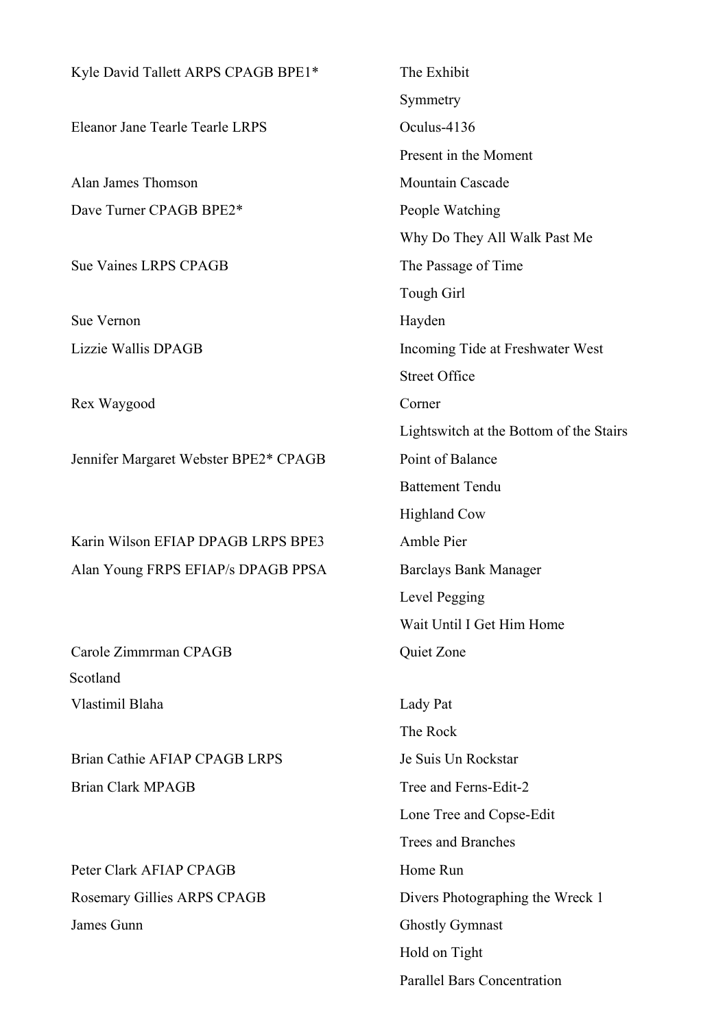| | |
|---|---|
| Kyle David Tallett ARPS CPAGB BPE1* | The Exhibit |
| | Symmetry |
| Eleanor Jane Tearle Tearle LRPS | Oculus-4136 |
| | Present in the Moment |
| Alan James Thomson | Mountain Cascade |
| Dave Turner CPAGB BPE2* | People Watching |
| | Why Do They All Walk Past Me |
| Sue Vaines LRPS CPAGB | The Passage of Time |
| | Tough Girl |
| Sue Vernon | Hayden |
| Lizzie Wallis DPAGB | Incoming Tide at Freshwater West |
| | Street Office |
| Rex Waygood | Corner |
| | Lightswitch at the Bottom of the Stairs |
| Jennifer Margaret Webster BPE2* CPAGB | Point of Balance |
| | Battement Tendu |
| | Highland Cow |
| Karin Wilson EFIAP DPAGB LRPS BPE3 | Amble Pier |
| Alan Young FRPS EFIAP/s DPAGB PPSA | Barclays Bank Manager |
| | Level Pegging |
| | Wait Until I Get Him Home |
| Carole Zimmrman CPAGB | Quiet Zone |
| Scotland | |
| Vlastimil Blaha | Lady Pat |
| | The Rock |
| Brian Cathie AFIAP CPAGB LRPS | Je Suis Un Rockstar |
| Brian Clark MPAGB | Tree and Ferns-Edit-2 |
| | Lone Tree and Copse-Edit |
| | Trees and Branches |
| Peter Clark AFIAP CPAGB | Home Run |
| Rosemary Gillies ARPS CPAGB | Divers Photographing the Wreck 1 |
| James Gunn | Ghostly Gymnast |
| | Hold on Tight |
| | Parallel Bars Concentration |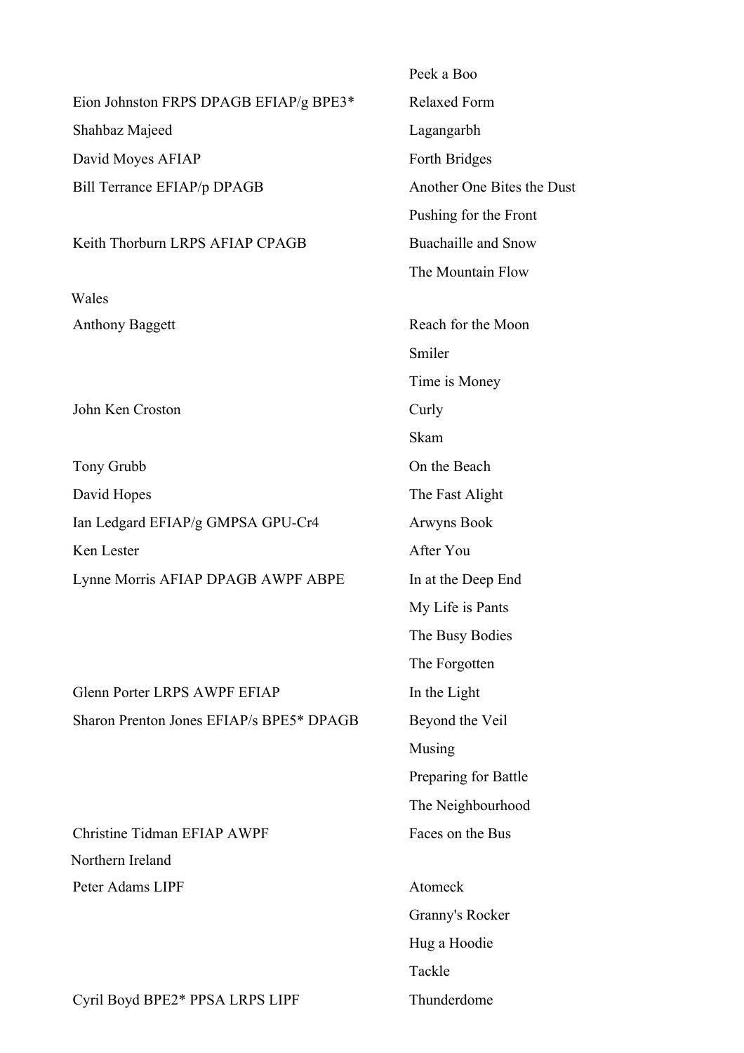| | |
|---|---|
| | Peek a Boo |
| Eion Johnston FRPS DPAGB EFIAP/g BPE3* | Relaxed Form |
| Shahbaz Majeed | Lagangarbh |
| David Moyes AFIAP | Forth Bridges |
| Bill Terrance EFIAP/p DPAGB | Another One Bites the Dust |
| | Pushing for the Front |
| Keith Thorburn LRPS AFIAP CPAGB | Buachaille and Snow |
| | The Mountain Flow |
| Wales | |
| Anthony Baggett | Reach for the Moon |
| | Smiler |
| | Time is Money |
| John Ken Croston | Curly |
| | Skam |
| Tony Grubb | On the Beach |
| David Hopes | The Fast Alight |
| Ian Ledgard EFIAP/g GMPSA GPU-Cr4 | Arwyns Book |
| Ken Lester | After You |
| Lynne Morris AFIAP DPAGB AWPF ABPE | In at the Deep End |
| | My Life is Pants |
| | The Busy Bodies |
| | The Forgotten |
| Glenn Porter LRPS AWPF EFIAP | In the Light |
| Sharon Prenton Jones EFIAP/s BPE5* DPAGB | Beyond the Veil |
| | Musing |
| | Preparing for Battle |
| | The Neighbourhood |
| Christine Tidman EFIAP AWPF | Faces on the Bus |
| Northern Ireland | |
| Peter Adams LIPF | Atomeck |
| | Granny's Rocker |
| | Hug a Hoodie |
| | Tackle |
| Cyril Boyd BPE2* PPSA LRPS LIPF | Thunderdome |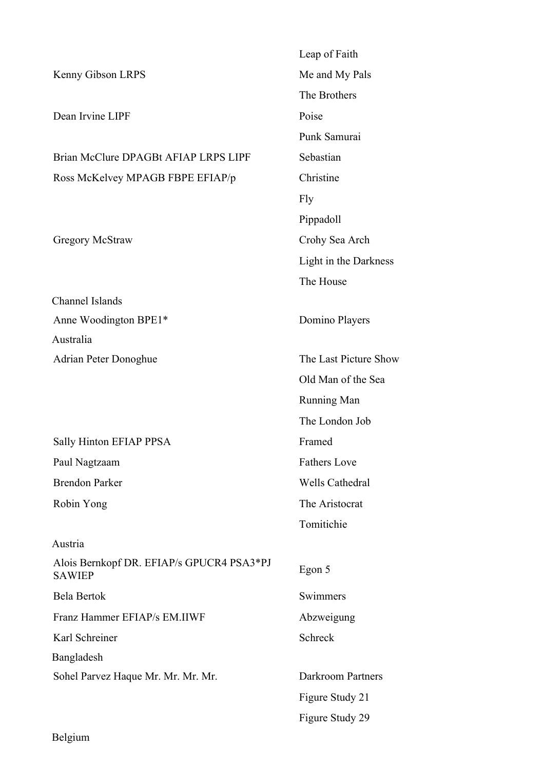| | |
|---|---|
| | Leap of Faith |
| Kenny Gibson LRPS | Me and My Pals |
| | The Brothers |
| Dean Irvine LIPF | Poise |
| | Punk Samurai |
| Brian McClure DPAGBt AFIAP LRPS LIPF | Sebastian |
| Ross McKelvey MPAGB FBPE EFIAP/p | Christine |
| | Fly |
| | Pippadoll |
| Gregory McStraw | Crohy Sea Arch |
| | Light in the Darkness |
| | The House |
| Channel Islands | |
| Anne Woodington BPE1* | Domino Players |
| Australia | |
| Adrian Peter Donoghue | The Last Picture Show |
| | Old Man of the Sea |
| | Running Man |
| | The London Job |
| Sally Hinton EFIAP PPSA | Framed |
| Paul Nagtzaam | Fathers Love |
| Brendon Parker | Wells Cathedral |
| Robin Yong | The Aristocrat |
| | Tomitichie |
| Austria | |
| Alois Bernkopf DR. EFIAP/s GPUCR4 PSA3*PJ SAWIEP | Egon 5 |
| Bela Bertok | Swimmers |
| Franz Hammer EFIAP/s EM.IIWF | Abzweigung |
| Karl Schreiner | Schreck |
| Bangladesh | |
| Sohel Parvez Haque Mr. Mr. Mr. Mr. | Darkroom Partners |
| | Figure Study 21 |
| | Figure Study 29 |
| Belgium | |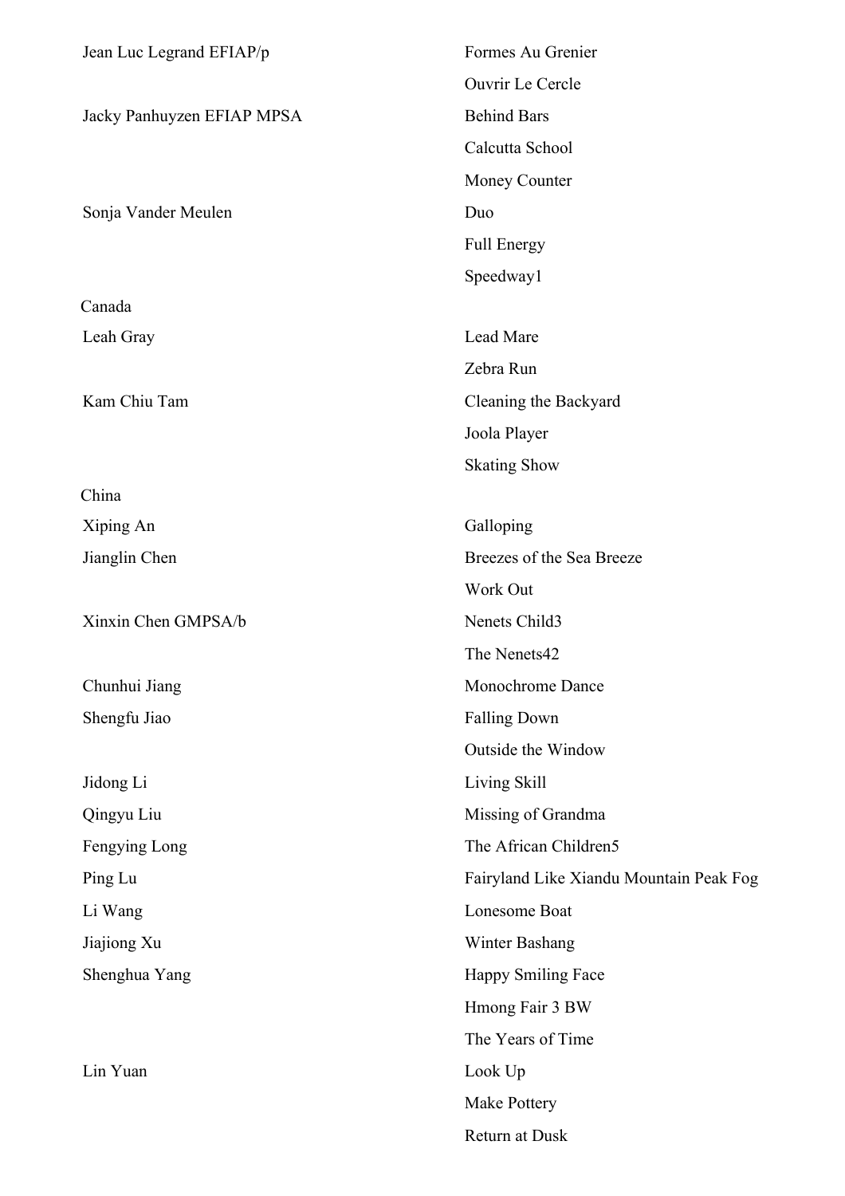| | |
|---|---|
| Jean Luc Legrand EFIAP/p | Formes Au Grenier |
| | Ouvrir Le Cercle |
| Jacky Panhuyzen EFIAP MPSA | Behind Bars |
| | Calcutta School |
| | Money Counter |
| Sonja Vander Meulen | Duo |
| | Full Energy |
| | Speedway1 |

Canada

| | |
|---|---|
| Leah Gray | Lead Mare |
| | Zebra Run |
| Kam Chiu Tam | Cleaning the Backyard |
| | Joola Player |
| | Skating Show |

China

| | |
|---|---|
| Xiping An | Galloping |
| Jianglin Chen | Breezes of the Sea Breeze |
| | Work Out |
| Xinxin Chen GMPSA/b | Nenets Child3 |
| | The Nenets42 |
| Chunhui Jiang | Monochrome Dance |
| Shengfu Jiao | Falling Down |
| | Outside the Window |
| Jidong Li | Living Skill |
| Qingyu Liu | Missing of Grandma |
| Fengying Long | The African Children5 |
| Ping Lu | Fairyland Like Xiandu Mountain Peak Fog |
| Li Wang | Lonesome Boat |
| Jiajiong Xu | Winter Bashang |
| Shenghua Yang | Happy Smiling Face |
| | Hmong Fair 3 BW |
| | The Years of Time |
| Lin Yuan | Look Up |
| | Make Pottery |
| | Return at Dusk |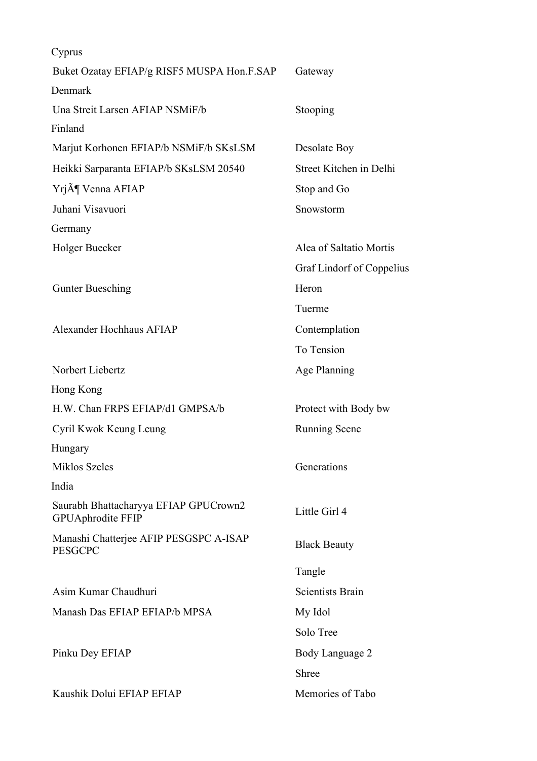| | |
|---|---|
| Cyprus | |
| Buket Ozatay EFIAP/g RISF5 MUSPA Hon.F.SAP | Gateway |
| Denmark | |
| Una Streit Larsen AFIAP NSMiF/b | Stooping |
| Finland | |
| Marjut Korhonen EFIAP/b NSMiF/b SKsLSM | Desolate Boy |
| Heikki Sarparanta EFIAP/b SKsLSM 20540 | Street Kitchen in Delhi |
| YrjÃ¶ Venna AFIAP | Stop and Go |
| Juhani Visavuori | Snowstorm |
| Germany | |
| Holger Buecker | Alea of Saltatio Mortis |
| | Graf Lindorf of Coppelius |
| Gunter Buesching | Heron |
| | Tuerme |
| Alexander Hochhaus AFIAP | Contemplation |
| | To Tension |
| Norbert Liebertz | Age Planning |
| Hong Kong | |
| H.W. Chan FRPS EFIAP/d1 GMPSA/b | Protect with Body bw |
| Cyril Kwok Keung Leung | Running Scene |
| Hungary | |
| Miklos Szeles | Generations |
| India | |
| Saurabh Bhattacharyya EFIAP GPUCrown2 GPUAphrodite FFIP | Little Girl 4 |
| Manashi Chatterjee AFIP PESGSPC A-ISAP PESGCPC | Black Beauty |
| | Tangle |
| Asim Kumar Chaudhuri | Scientists Brain |
| Manash Das EFIAP EFIAP/b MPSA | My Idol |
| | Solo Tree |
| Pinku Dey EFIAP | Body Language 2 |
| | Shree |
| Kaushik Dolui EFIAP EFIAP | Memories of Tabo |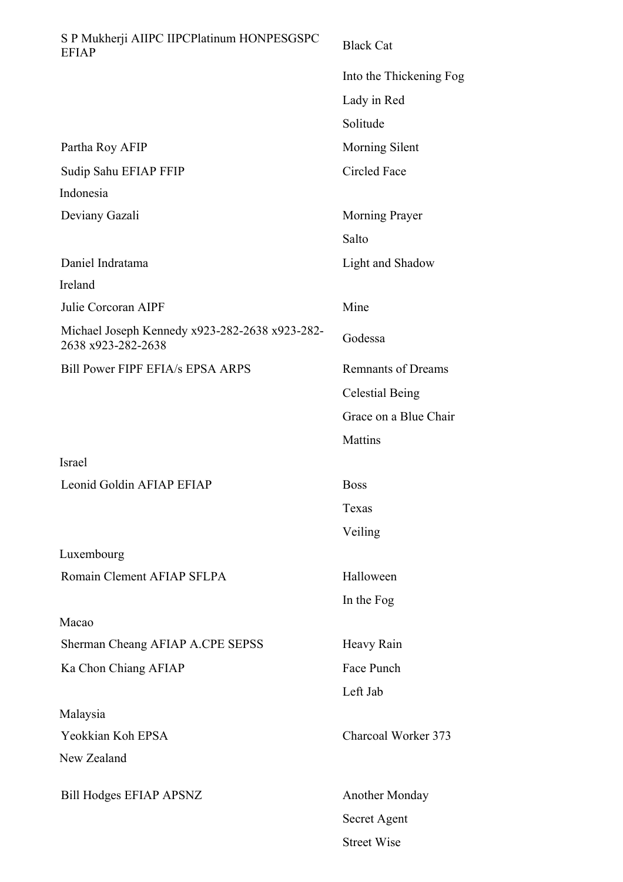| | |
|---|---|
| S P Mukherji AIIPC IIPCPlatinum HONPESGSPC EFIAP | Black Cat |
| | Into the Thickening Fog |
| | Lady in Red |
| | Solitude |
| Partha Roy AFIP | Morning Silent |
| Sudip Sahu EFIAP FFIP | Circled Face |
| Indonesia | |
| Deviany Gazali | Morning Prayer |
| | Salto |
| Daniel Indratama | Light and Shadow |
| Ireland | |
| Julie Corcoran AIPF | Mine |
| Michael Joseph Kennedy x923-282-2638 x923-282-2638 x923-282-2638 | Godessa |
| Bill Power FIPF EFIA/s EPSA ARPS | Remnants of Dreams |
| | Celestial Being |
| | Grace on a Blue Chair |
| | Mattins |
| Israel | |
| Leonid Goldin AFIAP EFIAP | Boss |
| | Texas |
| | Veiling |
| Luxembourg | |
| Romain Clement AFIAP SFLPA | Halloween |
| | In the Fog |
| Macao | |
| Sherman Cheang AFIAP A.CPE SEPSS | Heavy Rain |
| Ka Chon Chiang AFIAP | Face Punch |
| | Left Jab |
| Malaysia | |
| Yeokkian Koh EPSA | Charcoal Worker 373 |
| New Zealand | |
| Bill Hodges EFIAP APSNZ | Another Monday |
| | Secret Agent |
| | Street Wise |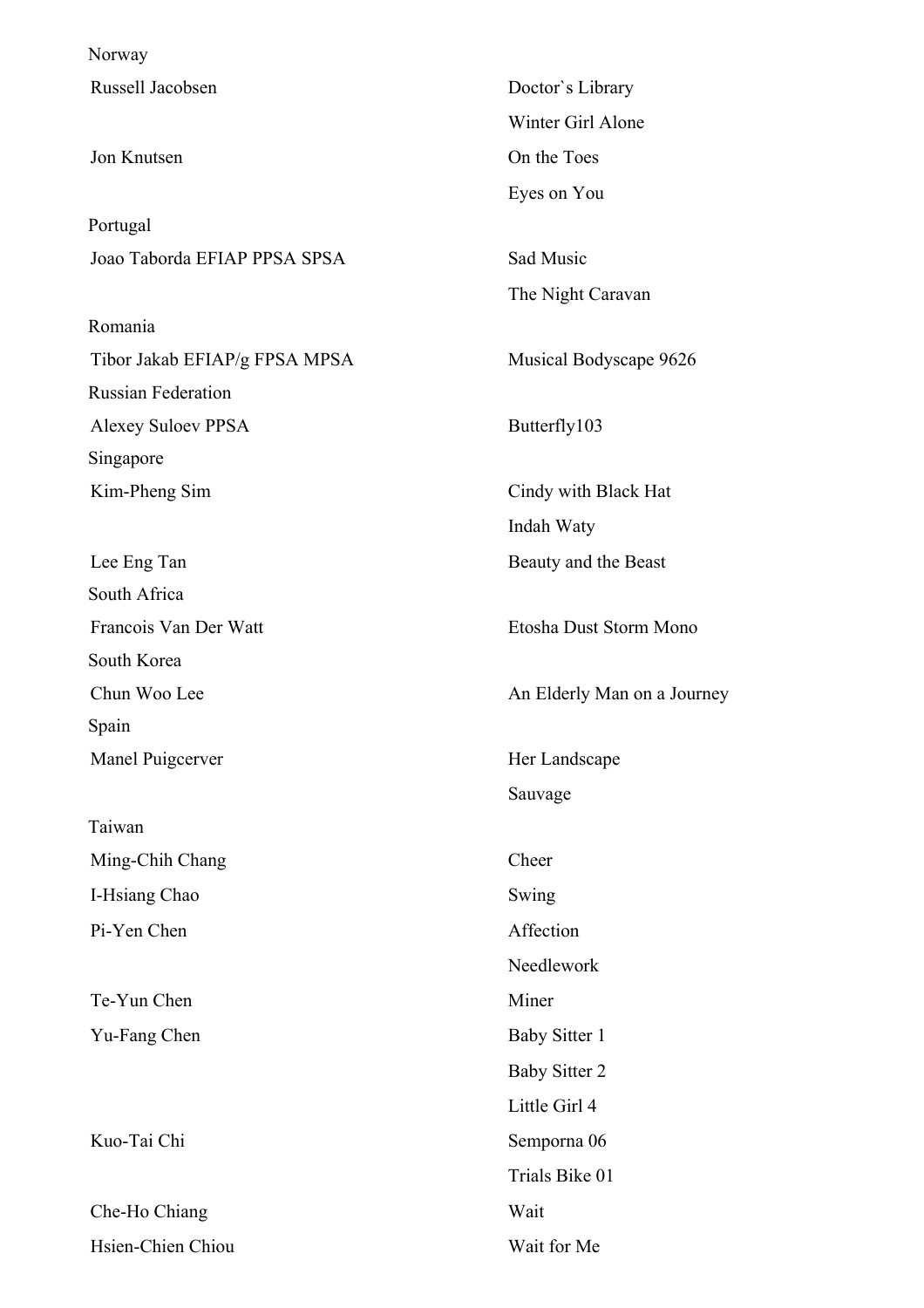Norway

| | |
|---|---|
| Russell Jacobsen | Doctor`s Library |
| | Winter Girl Alone |
| Jon Knutsen | On the Toes |
| | Eyes on You |

Portugal

| | |
|---|---|
| Joao Taborda EFIAP PPSA SPSA | Sad Music |
| | The Night Caravan |

Romania

| | |
|---|---|
| Tibor Jakab EFIAP/g FPSA MPSA | Musical Bodyscape 9626 |

Russian Federation

| | |
|---|---|
| Alexey Suloev PPSA | Butterfly103 |

Singapore

| | |
|---|---|
| Kim-Pheng Sim | Cindy with Black Hat |
| | Indah Waty |
| Lee Eng Tan | Beauty and the Beast |

South Africa

| | |
|---|---|
| Francois Van Der Watt | Etosha Dust Storm Mono |

South Korea

| | |
|---|---|
| Chun Woo Lee | An Elderly Man on a Journey |

Spain

| | |
|---|---|
| Manel Puigcerver | Her Landscape |
| | Sauvage |

Taiwan

| | |
|---|---|
| Ming-Chih Chang | Cheer |
| I-Hsiang Chao | Swing |
| Pi-Yen Chen | Affection |
| | Needlework |
| Te-Yun Chen | Miner |
| Yu-Fang Chen | Baby Sitter 1 |
| | Baby Sitter 2 |
| | Little Girl 4 |
| Kuo-Tai Chi | Semporna 06 |
| | Trials Bike 01 |
| Che-Ho Chiang | Wait |
| Hsien-Chien Chiou | Wait for Me |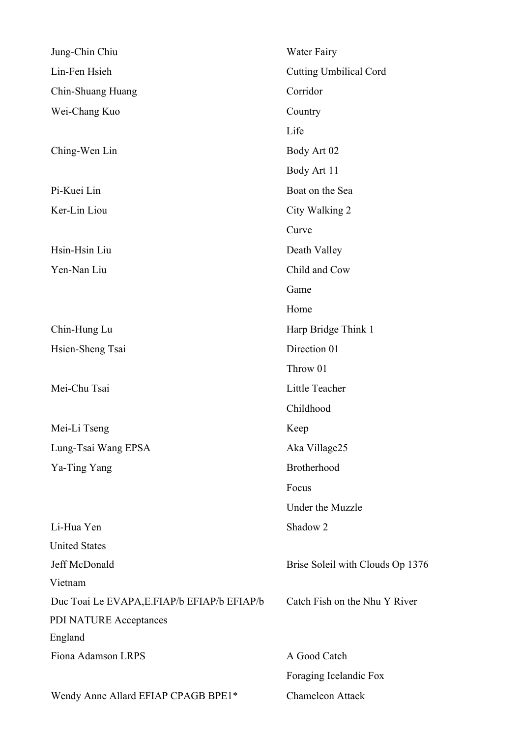| | |
|---|---|
| Jung-Chin Chiu | Water Fairy |
| Lin-Fen Hsieh | Cutting Umbilical Cord |
| Chin-Shuang Huang | Corridor |
| Wei-Chang Kuo | Country |
| | Life |
| Ching-Wen Lin | Body Art 02 |
| | Body Art 11 |
| Pi-Kuei Lin | Boat on the Sea |
| Ker-Lin Liou | City Walking 2 |
| | Curve |
| Hsin-Hsin Liu | Death Valley |
| Yen-Nan Liu | Child and Cow |
| | Game |
| | Home |
| Chin-Hung Lu | Harp Bridge Think 1 |
| Hsien-Sheng Tsai | Direction 01 |
| | Throw 01 |
| Mei-Chu Tsai | Little Teacher |
| | Childhood |
| Mei-Li Tseng | Keep |
| Lung-Tsai Wang EPSA | Aka Village25 |
| Ya-Ting Yang | Brotherhood |
| | Focus |
| | Under the Muzzle |
| Li-Hua Yen | Shadow 2 |

United States

| | |
|---|---|
| Jeff McDonald | Brise Soleil with Clouds Op 1376 |

Vietnam

| | |
|---|---|
| Duc Toai Le EVAPA,E.FIAP/b EFIAP/b EFIAP/b | Catch Fish on the Nhu Y River |

PDI NATURE Acceptances

England

| | |
|---|---|
| Fiona Adamson LRPS | A Good Catch |
| | Foraging Icelandic Fox |
| Wendy Anne Allard EFIAP CPAGB BPE1* | Chameleon Attack |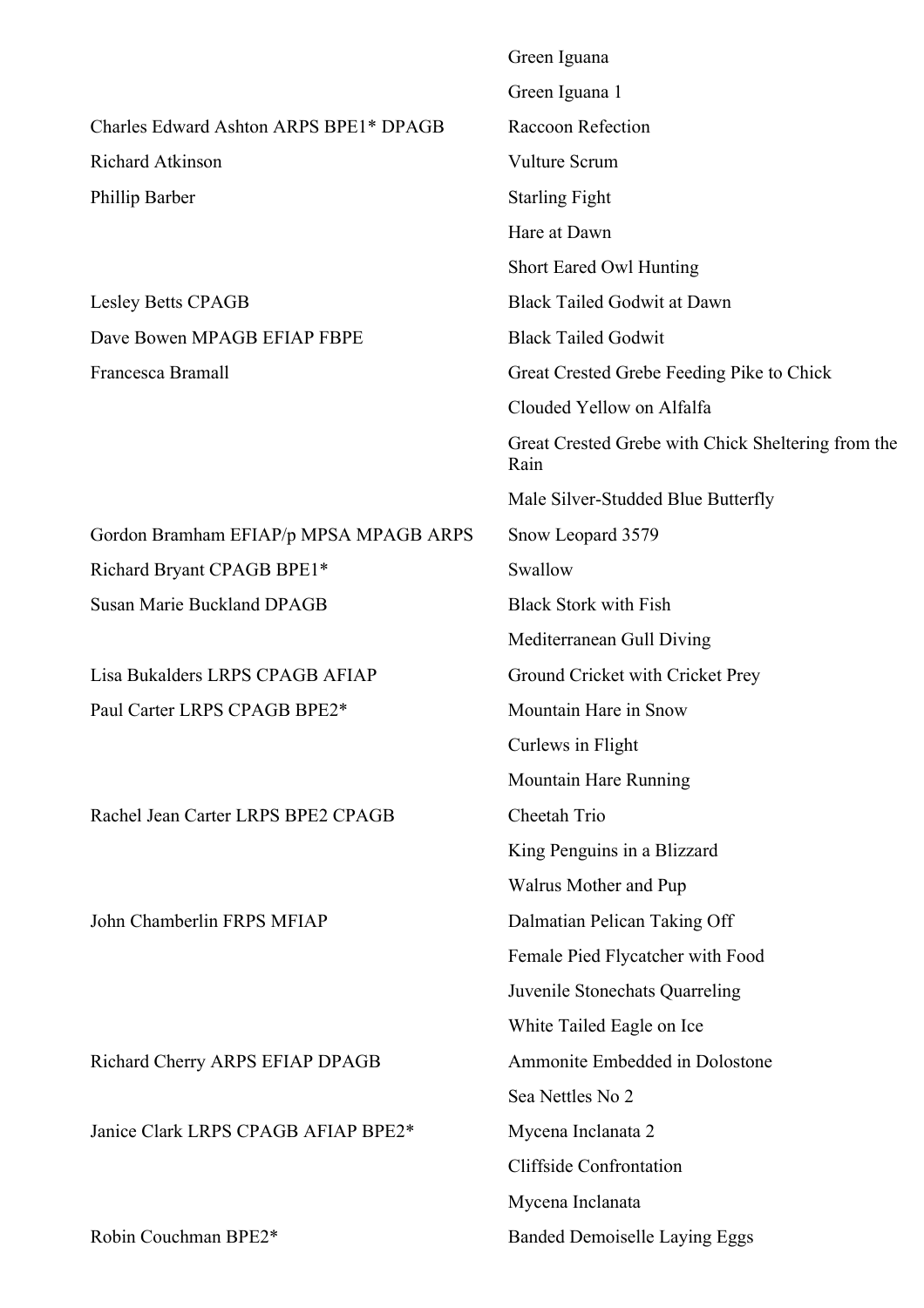| | |
|---|---|
| | Green Iguana |
| | Green Iguana 1 |
| Charles Edward Ashton ARPS BPE1* DPAGB | Raccoon Refection |
| Richard Atkinson | Vulture Scrum |
| Phillip Barber | Starling Fight |
| | Hare at Dawn |
| | Short Eared Owl Hunting |
| Lesley Betts CPAGB | Black Tailed Godwit at Dawn |
| Dave Bowen MPAGB EFIAP FBPE | Black Tailed Godwit |
| Francesca Bramall | Great Crested Grebe Feeding Pike to Chick |
| | Clouded Yellow on Alfalfa |
| | Great Crested Grebe with Chick Sheltering from the Rain |
| | Male Silver-Studded Blue Butterfly |
| Gordon Bramham EFIAP/p MPSA MPAGB ARPS | Snow Leopard 3579 |
| Richard Bryant CPAGB BPE1* | Swallow |
| Susan Marie Buckland DPAGB | Black Stork with Fish |
| | Mediterranean Gull Diving |
| Lisa Bukalders LRPS CPAGB AFIAP | Ground Cricket with Cricket Prey |
| Paul Carter LRPS CPAGB BPE2* | Mountain Hare in Snow |
| | Curlews in Flight |
| | Mountain Hare Running |
| Rachel Jean Carter LRPS BPE2 CPAGB | Cheetah Trio |
| | King Penguins in a Blizzard |
| | Walrus Mother and Pup |
| John Chamberlin FRPS MFIAP | Dalmatian Pelican Taking Off |
| | Female Pied Flycatcher with Food |
| | Juvenile Stonechats Quarreling |
| | White Tailed Eagle on Ice |
| Richard Cherry ARPS EFIAP DPAGB | Ammonite Embedded in Dolostone |
| | Sea Nettles No 2 |
| Janice Clark LRPS CPAGB AFIAP BPE2* | Mycena Inclanata 2 |
| | Cliffside Confrontation |
| | Mycena Inclanata |
| Robin Couchman BPE2* | Banded Demoiselle Laying Eggs |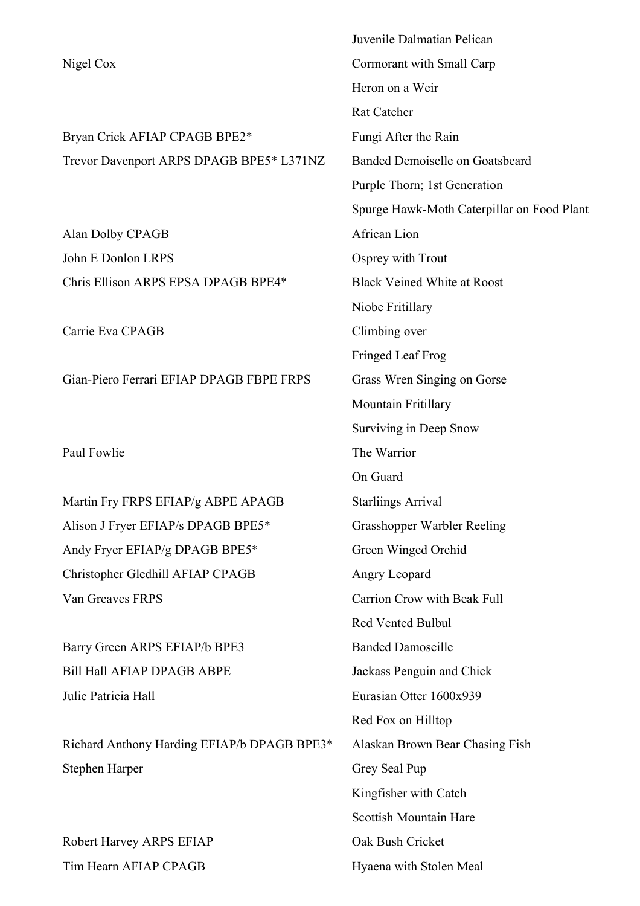| | |
|---|---|
| | Juvenile Dalmatian Pelican |
| Nigel Cox | Cormorant with Small Carp |
| | Heron on a Weir |
| | Rat Catcher |
| Bryan Crick AFIAP CPAGB BPE2* | Fungi After the Rain |
| Trevor Davenport ARPS DPAGB BPE5* L371NZ | Banded Demoiselle on Goatsbeard |
| | Purple Thorn; 1st Generation |
| | Spurge Hawk-Moth Caterpillar on Food Plant |
| Alan Dolby CPAGB | African Lion |
| John E Donlon LRPS | Osprey with Trout |
| Chris Ellison ARPS EPSA DPAGB BPE4* | Black Veined White at Roost |
| | Niobe Fritillary |
| Carrie Eva CPAGB | Climbing over |
| | Fringed Leaf Frog |
| Gian-Piero Ferrari EFIAP DPAGB FBPE FRPS | Grass Wren Singing on Gorse |
| | Mountain Fritillary |
| | Surviving in Deep Snow |
| Paul Fowlie | The Warrior |
| | On Guard |
| Martin Fry FRPS EFIAP/g ABPE APAGB | Starliings Arrival |
| Alison J Fryer EFIAP/s DPAGB BPE5* | Grasshopper Warbler Reeling |
| Andy Fryer EFIAP/g DPAGB BPE5* | Green Winged Orchid |
| Christopher Gledhill AFIAP CPAGB | Angry Leopard |
| Van Greaves FRPS | Carrion Crow with Beak Full |
| | Red Vented Bulbul |
| Barry Green ARPS EFIAP/b BPE3 | Banded Damoseille |
| Bill Hall AFIAP DPAGB ABPE | Jackass Penguin and Chick |
| Julie Patricia Hall | Eurasian Otter 1600x939 |
| | Red Fox on Hilltop |
| Richard Anthony Harding EFIAP/b DPAGB BPE3* | Alaskan Brown Bear Chasing Fish |
| Stephen Harper | Grey Seal Pup |
| | Kingfisher with Catch |
| | Scottish Mountain Hare |
| Robert Harvey ARPS EFIAP | Oak Bush Cricket |
| Tim Hearn AFIAP CPAGB | Hyaena with Stolen Meal |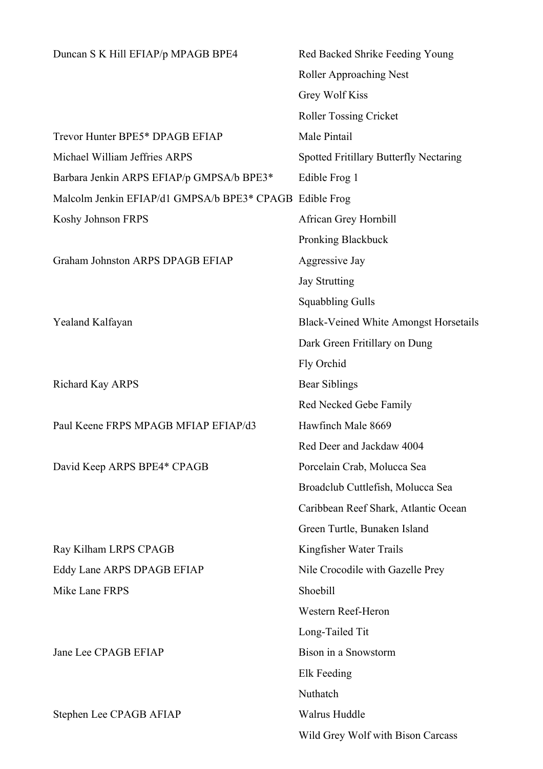| | |
|---|---|
| Duncan S K Hill EFIAP/p MPAGB BPE4 | Red Backed Shrike Feeding Young |
| | Roller Approaching Nest |
| | Grey Wolf Kiss |
| | Roller Tossing Cricket |
| Trevor Hunter BPE5* DPAGB EFIAP | Male Pintail |
| Michael William Jeffries ARPS | Spotted Fritillary Butterfly Nectaring |
| Barbara Jenkin ARPS EFIAP/p GMPSA/b BPE3* | Edible Frog 1 |
| Malcolm Jenkin EFIAP/d1 GMPSA/b BPE3* CPAGB | Edible Frog |
| Koshy Johnson FRPS | African Grey Hornbill |
| | Pronking Blackbuck |
| Graham Johnston ARPS DPAGB EFIAP | Aggressive Jay |
| | Jay Strutting |
| | Squabbling Gulls |
| Yealand Kalfayan | Black-Veined White Amongst Horsetails |
| | Dark Green Fritillary on Dung |
| | Fly Orchid |
| Richard Kay ARPS | Bear Siblings |
| | Red Necked Gebe Family |
| Paul Keene FRPS MPAGB MFIAP EFIAP/d3 | Hawfinch Male 8669 |
| | Red Deer and Jackdaw 4004 |
| David Keep ARPS BPE4* CPAGB | Porcelain Crab, Molucca Sea |
| | Broadclub Cuttlefish, Molucca Sea |
| | Caribbean Reef Shark, Atlantic Ocean |
| | Green Turtle, Bunaken Island |
| Ray Kilham LRPS CPAGB | Kingfisher Water Trails |
| Eddy Lane ARPS DPAGB EFIAP | Nile Crocodile with Gazelle Prey |
| Mike Lane FRPS | Shoebill |
| | Western Reef-Heron |
| | Long-Tailed Tit |
| Jane Lee CPAGB EFIAP | Bison in a Snowstorm |
| | Elk Feeding |
| | Nuthatch |
| Stephen Lee CPAGB AFIAP | Walrus Huddle |
| | Wild Grey Wolf with Bison Carcass |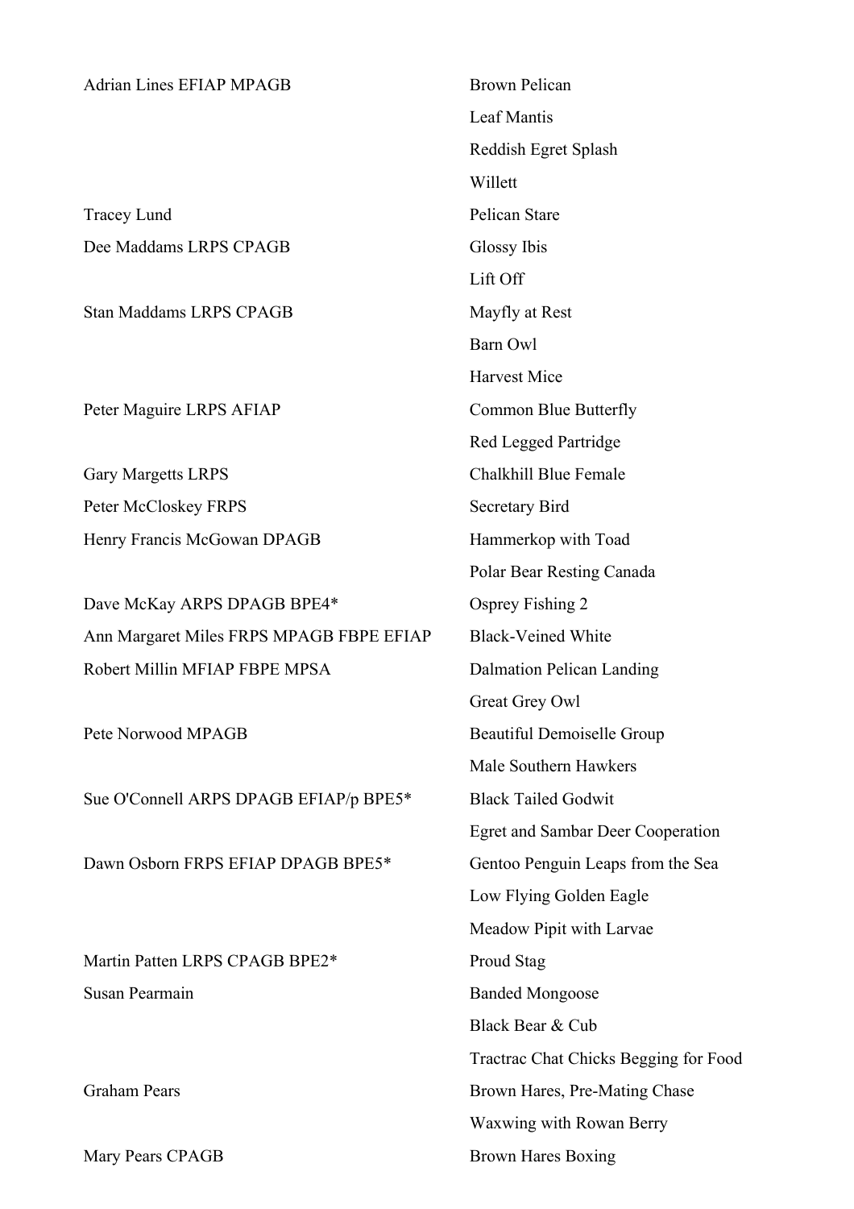| | |
|---|---|
| Adrian Lines EFIAP MPAGB | Brown Pelican |
| | Leaf Mantis |
| | Reddish Egret Splash |
| | Willett |
| Tracey Lund | Pelican Stare |
| Dee Maddams LRPS CPAGB | Glossy Ibis |
| | Lift Off |
| Stan Maddams LRPS CPAGB | Mayfly at Rest |
| | Barn Owl |
| | Harvest Mice |
| Peter Maguire LRPS AFIAP | Common Blue Butterfly |
| | Red Legged Partridge |
| Gary Margetts LRPS | Chalkhill Blue Female |
| Peter McCloskey FRPS | Secretary Bird |
| Henry Francis McGowan DPAGB | Hammerkop with Toad |
| | Polar Bear Resting Canada |
| Dave McKay ARPS DPAGB BPE4* | Osprey Fishing 2 |
| Ann Margaret Miles FRPS MPAGB FBPE EFIAP | Black-Veined White |
| Robert Millin MFIAP FBPE MPSA | Dalmation Pelican Landing |
| | Great Grey Owl |
| Pete Norwood MPAGB | Beautiful Demoiselle Group |
| | Male Southern Hawkers |
| Sue O'Connell ARPS DPAGB EFIAP/p BPE5* | Black Tailed Godwit |
| | Egret and Sambar Deer Cooperation |
| Dawn Osborn FRPS EFIAP DPAGB BPE5* | Gentoo Penguin Leaps from the Sea |
| | Low Flying Golden Eagle |
| | Meadow Pipit with Larvae |
| Martin Patten LRPS CPAGB BPE2* | Proud Stag |
| Susan Pearmain | Banded Mongoose |
| | Black Bear & Cub |
| | Tractrac Chat Chicks Begging for Food |
| Graham Pears | Brown Hares, Pre-Mating Chase |
| | Waxwing with Rowan Berry |
| Mary Pears CPAGB | Brown Hares Boxing |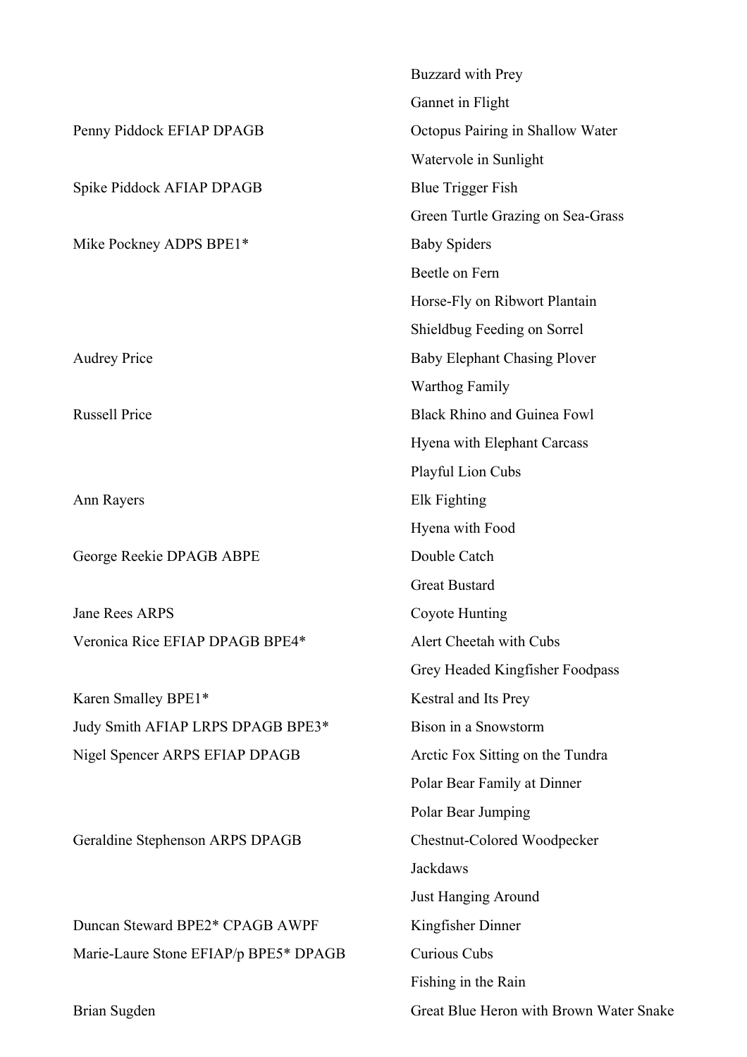| | |
|---|---|
| | Buzzard with Prey |
| | Gannet in Flight |
| Penny Piddock EFIAP DPAGB | Octopus Pairing in Shallow Water |
| | Watervole in Sunlight |
| Spike Piddock AFIAP DPAGB | Blue Trigger Fish |
| | Green Turtle Grazing on Sea-Grass |
| Mike Pockney ADPS BPE1* | Baby Spiders |
| | Beetle on Fern |
| | Horse-Fly on Ribwort Plantain |
| | Shieldbug Feeding on Sorrel |
| Audrey Price | Baby Elephant Chasing Plover |
| | Warthog Family |
| Russell Price | Black Rhino and Guinea Fowl |
| | Hyena with Elephant Carcass |
| | Playful Lion Cubs |
| Ann Rayers | Elk Fighting |
| | Hyena with Food |
| George Reekie DPAGB ABPE | Double Catch |
| | Great Bustard |
| Jane Rees ARPS | Coyote Hunting |
| Veronica Rice EFIAP DPAGB BPE4* | Alert Cheetah with Cubs |
| | Grey Headed Kingfisher Foodpass |
| Karen Smalley BPE1* | Kestral and Its Prey |
| Judy Smith AFIAP LRPS DPAGB BPE3* | Bison in a Snowstorm |
| Nigel Spencer ARPS EFIAP DPAGB | Arctic Fox Sitting on the Tundra |
| | Polar Bear Family at Dinner |
| | Polar Bear Jumping |
| Geraldine Stephenson ARPS DPAGB | Chestnut-Colored Woodpecker |
| | Jackdaws |
| | Just Hanging Around |
| Duncan Steward BPE2* CPAGB AWPF | Kingfisher Dinner |
| Marie-Laure Stone EFIAP/p BPE5* DPAGB | Curious Cubs |
| | Fishing in the Rain |
| Brian Sugden | Great Blue Heron with Brown Water Snake |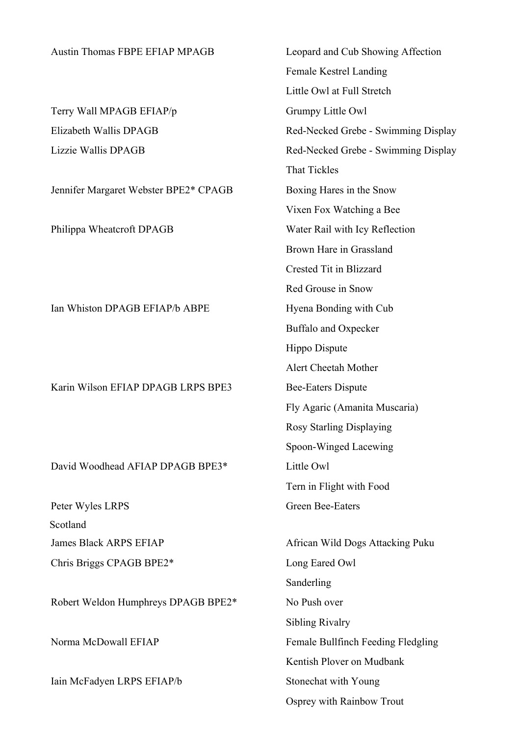| | |
|---|---|
| Austin Thomas FBPE EFIAP MPAGB | Leopard and Cub Showing Affection |
| | Female Kestrel Landing |
| | Little Owl at Full Stretch |
| Terry Wall MPAGB EFIAP/p | Grumpy Little Owl |
| Elizabeth Wallis DPAGB | Red-Necked Grebe - Swimming Display |
| Lizzie Wallis DPAGB | Red-Necked Grebe - Swimming Display |
| | That Tickles |
| Jennifer Margaret Webster BPE2* CPAGB | Boxing Hares in the Snow |
| | Vixen Fox Watching a Bee |
| Philippa Wheatcroft DPAGB | Water Rail with Icy Reflection |
| | Brown Hare in Grassland |
| | Crested Tit in Blizzard |
| | Red Grouse in Snow |
| Ian Whiston DPAGB EFIAP/b ABPE | Hyena Bonding with Cub |
| | Buffalo and Oxpecker |
| | Hippo Dispute |
| | Alert Cheetah Mother |
| Karin Wilson EFIAP DPAGB LRPS BPE3 | Bee-Eaters Dispute |
| | Fly Agaric (Amanita Muscaria) |
| | Rosy Starling Displaying |
| | Spoon-Winged Lacewing |
| David Woodhead AFIAP DPAGB BPE3* | Little Owl |
| | Tern in Flight with Food |
| Peter Wyles LRPS | Green Bee-Eaters |

Scotland

| | |
|---|---|
| James Black ARPS EFIAP | African Wild Dogs Attacking Puku |
| Chris Briggs CPAGB BPE2* | Long Eared Owl |
| | Sanderling |
| Robert Weldon Humphreys DPAGB BPE2* | No Push over |
| | Sibling Rivalry |
| Norma McDowall EFIAP | Female Bullfinch Feeding Fledgling |
| | Kentish Plover on Mudbank |
| Iain McFadyen LRPS EFIAP/b | Stonechat with Young |
| | Osprey with Rainbow Trout |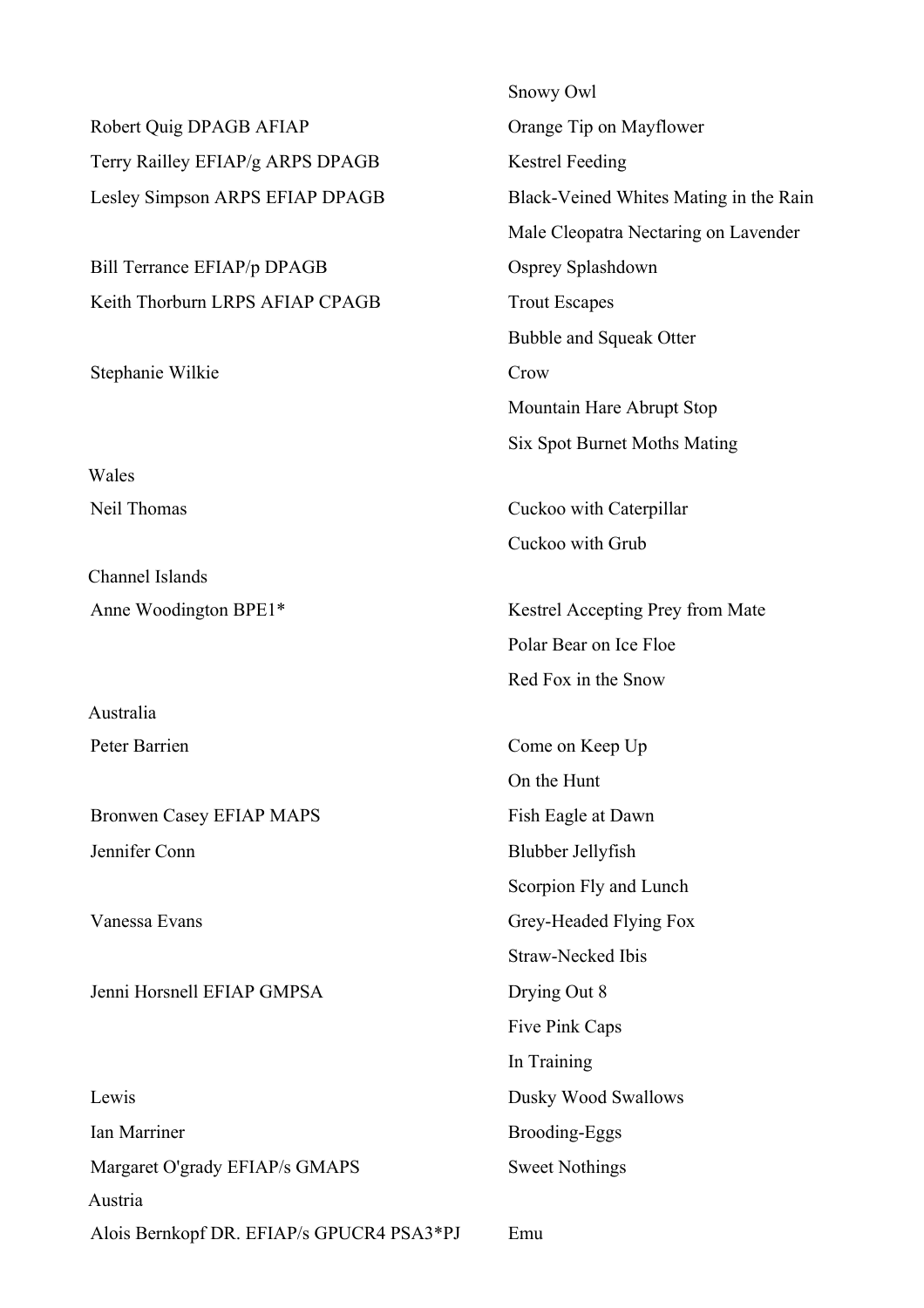| | |
|---|---|
| | Snowy Owl |
| Robert Quig DPAGB AFIAP | Orange Tip on Mayflower |
| Terry Railley EFIAP/g ARPS DPAGB | Kestrel Feeding |
| Lesley Simpson ARPS EFIAP DPAGB | Black-Veined Whites Mating in the Rain |
| | Male Cleopatra Nectaring on Lavender |
| Bill Terrance EFIAP/p DPAGB | Osprey Splashdown |
| Keith Thorburn LRPS AFIAP CPAGB | Trout Escapes |
| | Bubble and Squeak Otter |
| Stephanie Wilkie | Crow |
| | Mountain Hare Abrupt Stop |
| | Six Spot Burnet Moths Mating |
| Wales | |
| Neil Thomas | Cuckoo with Caterpillar |
| | Cuckoo with Grub |
| Channel Islands | |
| Anne Woodington BPE1* | Kestrel Accepting Prey from Mate |
| | Polar Bear on Ice Floe |
| | Red Fox in the Snow |
| Australia | |
| Peter Barrien | Come on Keep Up |
| | On the Hunt |
| Bronwen Casey EFIAP MAPS | Fish Eagle at Dawn |
| Jennifer Conn | Blubber Jellyfish |
| | Scorpion Fly and Lunch |
| Vanessa Evans | Grey-Headed Flying Fox |
| | Straw-Necked Ibis |
| Jenni Horsnell EFIAP GMPSA | Drying Out 8 |
| | Five Pink Caps |
| | In Training |
| Lewis | Dusky Wood Swallows |
| Ian Marriner | Brooding-Eggs |
| Margaret O'grady EFIAP/s GMAPS | Sweet Nothings |
| Austria | |
| Alois Bernkopf DR. EFIAP/s GPUCR4 PSA3*PJ | Emu |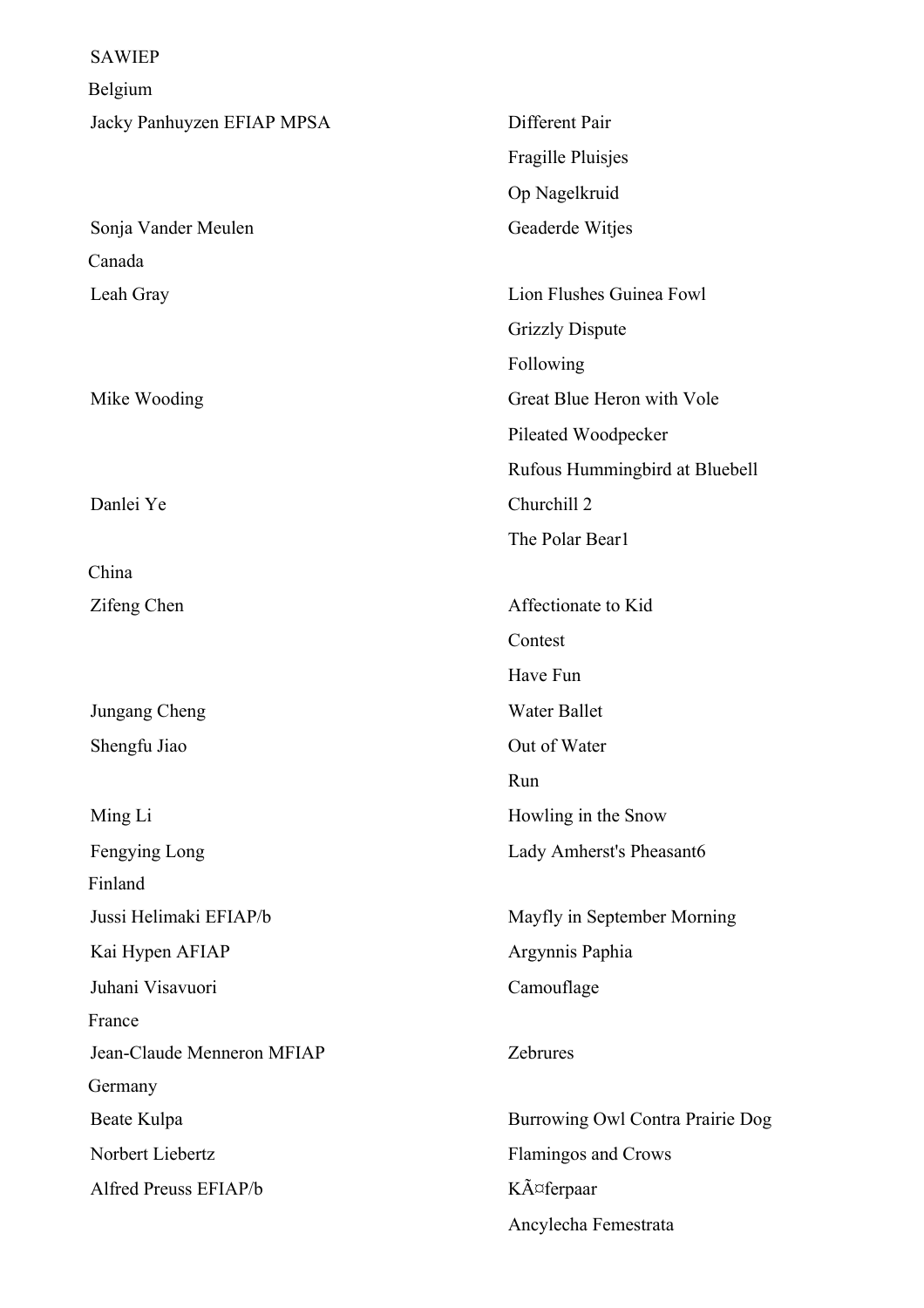SAWIEP

Belgium

| | |
|---|---|
| Jacky Panhuyzen EFIAP MPSA | Different Pair |
| | Fragille Pluisjes |
| | Op Nagelkruid |
| Sonja Vander Meulen | Geaderde Witjes |

Canada

| | |
|---|---|
| Leah Gray | Lion Flushes Guinea Fowl |
| | Grizzly Dispute |
| | Following |
| Mike Wooding | Great Blue Heron with Vole |
| | Pileated Woodpecker |
| | Rufous Hummingbird at Bluebell |
| Danlei Ye | Churchill 2 |
| | The Polar Bear1 |

China

| | |
|---|---|
| Zifeng Chen | Affectionate to Kid |
| | Contest |
| | Have Fun |
| Jungang Cheng | Water Ballet |
| Shengfu Jiao | Out of Water |
| | Run |
| Ming Li | Howling in the Snow |
| Fengying Long | Lady Amherst's Pheasant6 |

Finland

| | |
|---|---|
| Jussi Helimaki EFIAP/b | Mayfly in September Morning |
| Kai Hypen AFIAP | Argynnis Paphia |
| Juhani Visavuori | Camouflage |

France

| | |
|---|---|
| Jean-Claude Menneron MFIAP | Zebrures |

Germany

| | |
|---|---|
| Beate Kulpa | Burrowing Owl Contra Prairie Dog |
| Norbert Liebertz | Flamingos and Crows |
| Alfred Preuss EFIAP/b | KÃ¤ferpaar |
| | Ancylecha Femestrata |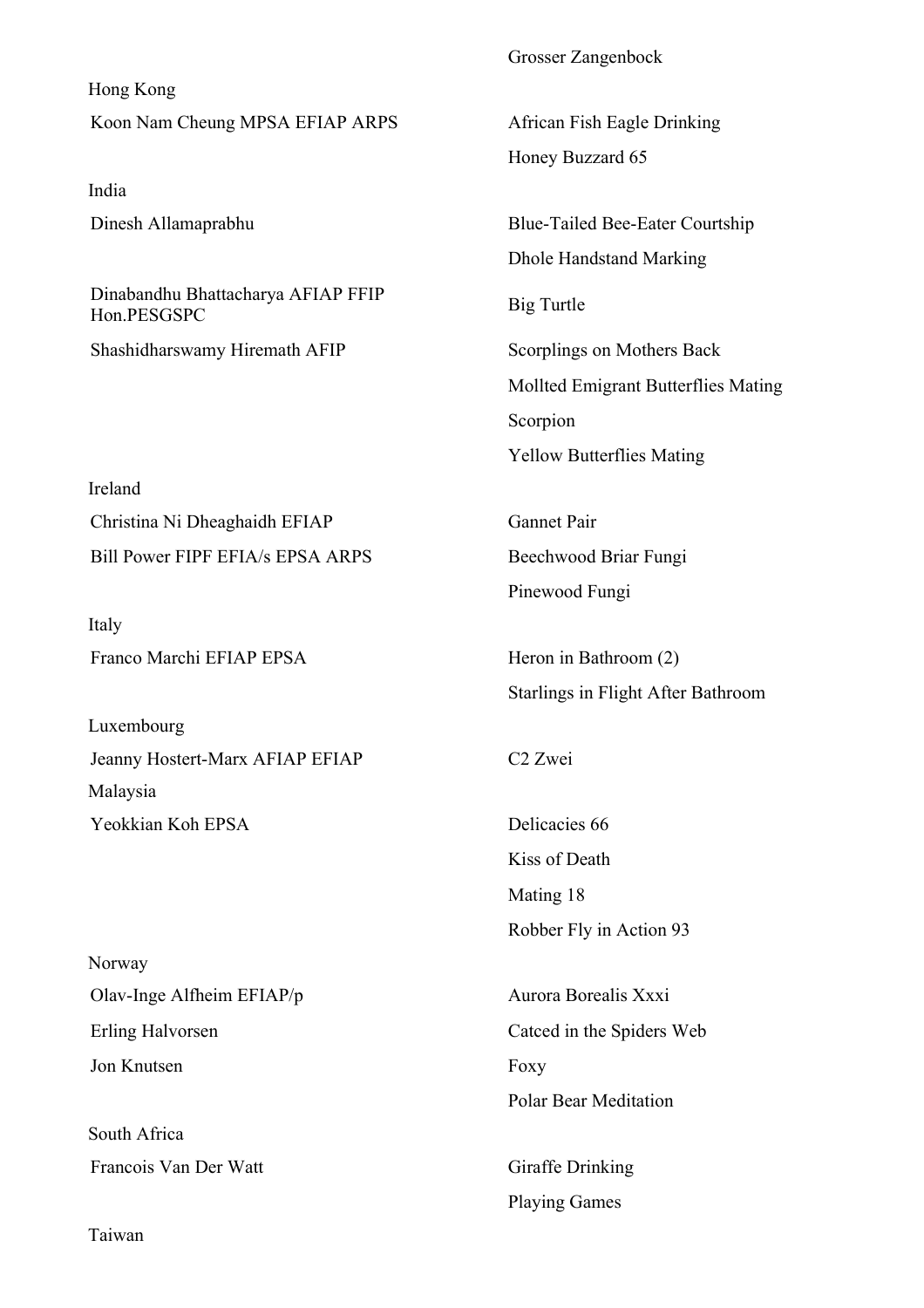Grosser Zangenbock

Hong Kong

| | |
|---|---|
| Koon Nam Cheung MPSA EFIAP ARPS | African Fish Eagle Drinking |
| | Honey Buzzard 65 |

India

| | |
|---|---|
| Dinesh Allamaprabhu | Blue-Tailed Bee-Eater Courtship |
| | Dhole Handstand Marking |
| Dinabandhu Bhattacharya AFIAP FFIP Hon.PESGSPC | Big Turtle |
| Shashidharswamy Hiremath AFIP | Scorplings on Mothers Back |
| | Mollted Emigrant Butterflies Mating |
| | Scorpion |
| | Yellow Butterflies Mating |

Ireland

| | |
|---|---|
| Christina Ni Dheaghaidh EFIAP | Gannet Pair |
| Bill Power FIPF EFIA/s EPSA ARPS | Beechwood Briar Fungi |
| | Pinewood Fungi |

Italy

| | |
|---|---|
| Franco Marchi EFIAP EPSA | Heron in Bathroom (2) |
| | Starlings in Flight After Bathroom |

Luxembourg

| | |
|---|---|
| Jeanny Hostert-Marx AFIAP EFIAP | C2 Zwei |

Malaysia

| | |
|---|---|
| Yeokkian Koh EPSA | Delicacies 66 |
| | Kiss of Death |
| | Mating 18 |
| | Robber Fly in Action 93 |

Norway

| | |
|---|---|
| Olav-Inge Alfheim EFIAP/p | Aurora Borealis Xxxi |
| Erling Halvorsen | Catced in the Spiders Web |
| Jon Knutsen | Foxy |
| | Polar Bear Meditation |

South Africa

| | |
|---|---|
| Francois Van Der Watt | Giraffe Drinking |
| | Playing Games |

Taiwan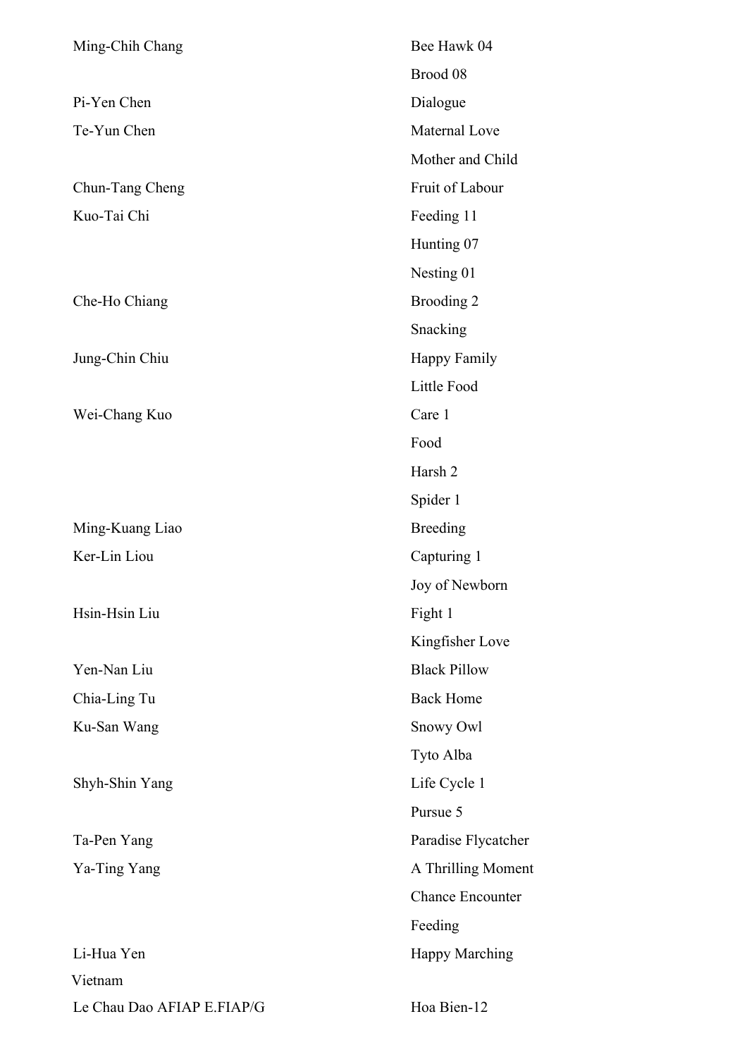| | |
|---|---|
| Ming-Chih Chang | Bee Hawk 04 |
| | Brood 08 |
| Pi-Yen Chen | Dialogue |
| Te-Yun Chen | Maternal Love |
| | Mother and Child |
| Chun-Tang Cheng | Fruit of Labour |
| Kuo-Tai Chi | Feeding 11 |
| | Hunting 07 |
| | Nesting 01 |
| Che-Ho Chiang | Brooding 2 |
| | Snacking |
| Jung-Chin Chiu | Happy Family |
| | Little Food |
| Wei-Chang Kuo | Care 1 |
| | Food |
| | Harsh 2 |
| | Spider 1 |
| Ming-Kuang Liao | Breeding |
| Ker-Lin Liou | Capturing 1 |
| | Joy of Newborn |
| Hsin-Hsin Liu | Fight 1 |
| | Kingfisher Love |
| Yen-Nan Liu | Black Pillow |
| Chia-Ling Tu | Back Home |
| Ku-San Wang | Snowy Owl |
| | Tyto Alba |
| Shyh-Shin Yang | Life Cycle 1 |
| | Pursue 5 |
| Ta-Pen Yang | Paradise Flycatcher |
| Ya-Ting Yang | A Thrilling Moment |
| | Chance Encounter |
| | Feeding |
| Li-Hua Yen | Happy Marching |

Vietnam

| | |
|---|---|
| Le Chau Dao AFIAP E.FIAP/G | Hoa Bien-12 |